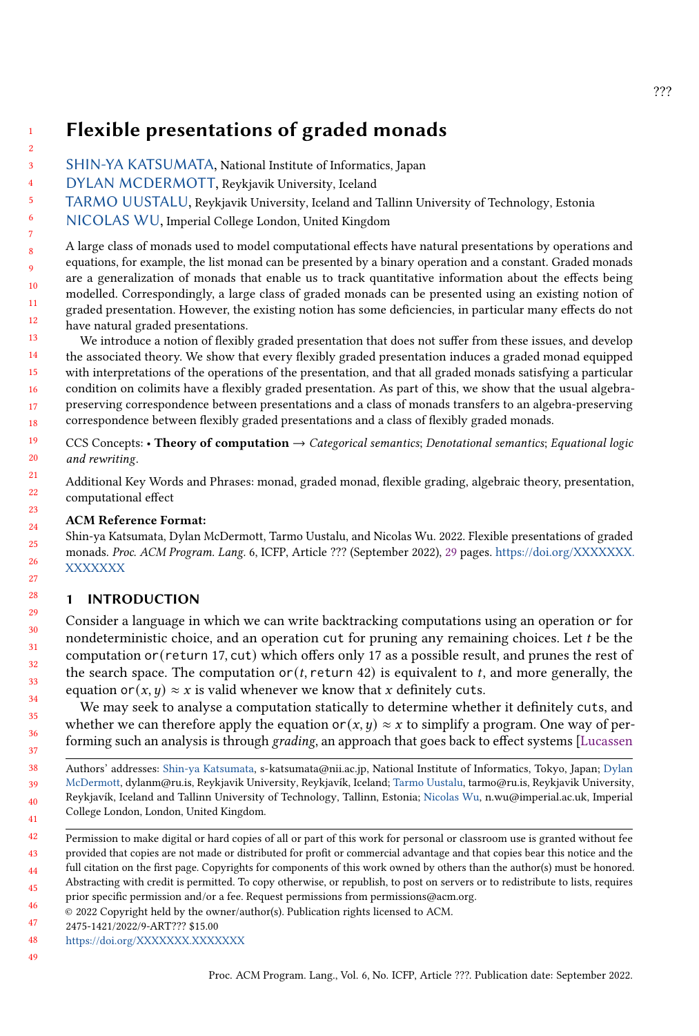# Flexible presentations of graded monads

SHIN-YA KATSUMATA, National Institute of Informatics, Japan

DYLAN MCDERMOTT, Reykjavik University, Iceland

TARMO UUSTALU, Reykjavik University, Iceland and Tallinn University of Technology, Estonia

NICOLAS WU, Imperial College London, United Kingdom

A large class of monads used to model computational effects have natural presentations by operations and equations, for example, the list monad can be presented by a binary operation and a constant. Graded monads are a generalization of monads that enable us to track quantitative information about the effects being modelled. Correspondingly, a large class of graded monads can be presented using an existing notion of graded presentation. However, the existing notion has some deficiencies, in particular many effects do not have natural graded presentations.

We introduce a notion of flexibly graded presentation that does not suffer from these issues, and develop the associated theory. We show that every flexibly graded presentation induces a graded monad equipped with interpretations of the operations of the presentation, and that all graded monads satisfying a particular condition on colimits have a flexibly graded presentation. As part of this, we show that the usual algebra-preserving correspondence between presentations and a class of monads transfers to an algebra-preserving correspondence between flexibly graded presentations and a class of flexibly graded monads.

CCS Concepts: • **Theory of computation** → *Categorical semantics*; *Denotational semantics*; *Equational logic and rewriting*.

Additional Key Words and Phrases: monad, graded monad, flexible grading, algebraic theory, presentation, computational effect

**ACM Reference Format:**

Shin-ya Katsumata, Dylan McDermott, Tarmo Uustalu, and Nicolas Wu. 2022. Flexible presentations of graded monads. *Proc. ACM Program. Lang.* 6, ICFP, Article ??? (September 2022), 29 pages. https://doi.org/XXXXXXX.XXXXXXX

## 1 INTRODUCTION

Consider a language in which we can write backtracking computations using an operation `or` for nondeterministic choice, and an operation `cut` for pruning any remaining choices. Let $t$ be the computation `or(return 17, cut)` which offers only 17 as a possible result, and prunes the rest of the search space. The computation `or(`$t$`, return 42)` is equivalent to $t$, and more generally, the equation `or`$(x, y) \approx x$ is valid whenever we know that $x$ definitely `cut`s.

We may seek to analyse a computation statically to determine whether it definitely `cut`s, and whether we can therefore apply the equation `or`$(x, y) \approx x$ to simplify a program. One way of performing such an analysis is through *grading*, an approach that goes back to effect systems [Lucassen

Authors' addresses: Shin-ya Katsumata, s-katsumata@nii.ac.jp, National Institute of Informatics, Tokyo, Japan; Dylan McDermott, dylanm@ru.is, Reykjavik University, Reykjavík, Iceland; Tarmo Uustalu, tarmo@ru.is, Reykjavik University, Reykjavík, Iceland and Tallinn University of Technology, Tallinn, Estonia; Nicolas Wu, n.wu@imperial.ac.uk, Imperial College London, London, United Kingdom.

Permission to make digital or hard copies of all or part of this work for personal or classroom use is granted without fee provided that copies are not made or distributed for profit or commercial advantage and that copies bear this notice and the full citation on the first page. Copyrights for components of this work owned by others than the author(s) must be honored. Abstracting with credit is permitted. To copy otherwise, or republish, to post on servers or to redistribute to lists, requires prior specific permission and/or a fee. Request permissions from permissions@acm.org.

© 2022 Copyright held by the owner/author(s). Publication rights licensed to ACM.

2475-1421/2022/9-ART??? $15.00

https://doi.org/XXXXXXX.XXXXXXX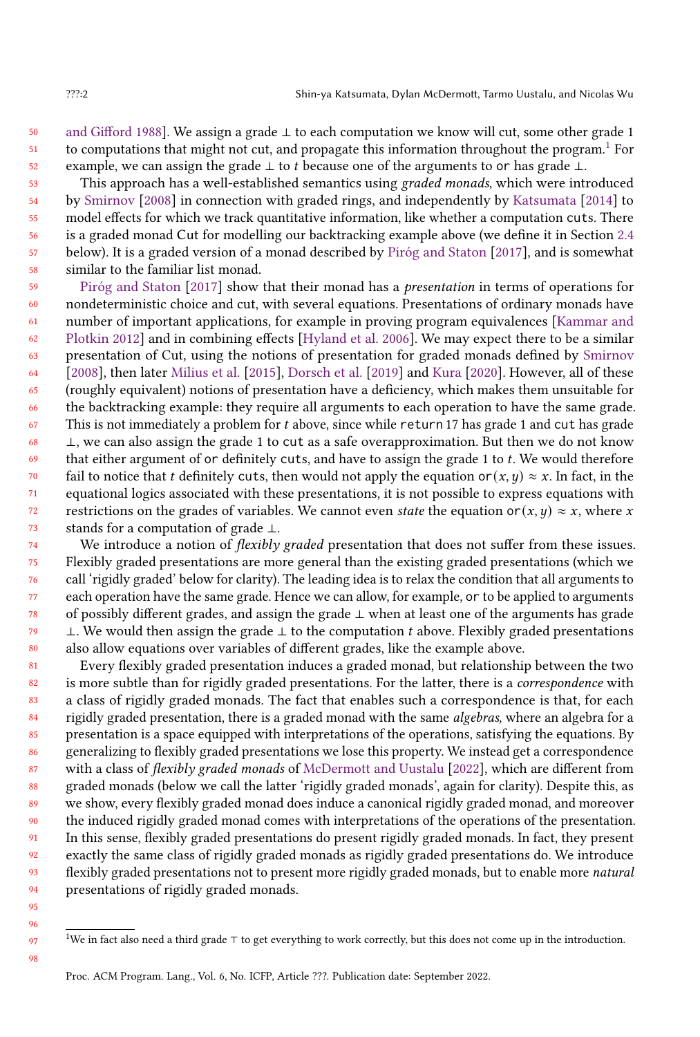and Gifford 1988]. We assign a grade $\bot$ to each computation we know will cut, some other grade 1 to computations that might not cut, and propagate this information throughout the program.[1] For example, we can assign the grade $\bot$ to $t$ because one of the arguments to `or` has grade $\bot$.

This approach has a well-established semantics using *graded monads*, which were introduced by Smirnov [2008] in connection with graded rings, and independently by Katsumata [2014] to model effects for which we track quantitative information, like whether a computation `cut`s. There is a graded monad Cut for modelling our backtracking example above (we define it in Section 2.4 below). It is a graded version of a monad described by Piróg and Staton [2017], and is somewhat similar to the familiar list monad.

Piróg and Staton [2017] show that their monad has a *presentation* in terms of operations for nondeterministic choice and cut, with several equations. Presentations of ordinary monads have number of important applications, for example in proving program equivalences [Kammar and Plotkin 2012] and in combining effects [Hyland et al. 2006]. We may expect there to be a similar presentation of Cut, using the notions of presentation for graded monads defined by Smirnov [2008], then later Milius et al. [2015], Dorsch et al. [2019] and Kura [2020]. However, all of these (roughly equivalent) notions of presentation have a deficiency, which makes them unsuitable for the backtracking example: they require all arguments to each operation to have the same grade. This is not immediately a problem for $t$ above, since while `return 17` has grade 1 and `cut` has grade $\bot$, we can also assign the grade 1 to `cut` as a safe overapproximation. But then we do not know that either argument of `or` definitely `cut`s, and have to assign the grade 1 to $t$. We would therefore fail to notice that $t$ definitely `cut`s, then would not apply the equation $\mathtt{or}(x, y) \approx x$. In fact, in the equational logics associated with these presentations, it is not possible to express equations with restrictions on the grades of variables. We cannot even *state* the equation $\mathtt{or}(x, y) \approx x$, where $x$ stands for a computation of grade $\bot$.

We introduce a notion of *flexibly graded* presentation that does not suffer from these issues. Flexibly graded presentations are more general than the existing graded presentations (which we call 'rigidly graded' below for clarity). The leading idea is to relax the condition that all arguments to each operation have the same grade. Hence we can allow, for example, `or` to be applied to arguments of possibly different grades, and assign the grade $\bot$ when at least one of the arguments has grade $\bot$. We would then assign the grade $\bot$ to the computation $t$ above. Flexibly graded presentations also allow equations over variables of different grades, like the example above.

Every flexibly graded presentation induces a graded monad, but relationship between the two is more subtle than for rigidly graded presentations. For the latter, there is a *correspondence* with a class of rigidly graded monads. The fact that enables such a correspondence is that, for each rigidly graded presentation, there is a graded monad with the same *algebras*, where an algebra for a presentation is a space equipped with interpretations of the operations, satisfying the equations. By generalizing to flexibly graded presentations we lose this property. We instead get a correspondence with a class of *flexibly graded monads* of McDermott and Uustalu [2022], which are different from graded monads (below we call the latter 'rigidly graded monads', again for clarity). Despite this, as we show, every flexibly graded monad does induce a canonical rigidly graded monad, and moreover the induced rigidly graded monad comes with interpretations of the operations of the presentation. In this sense, flexibly graded presentations do present rigidly graded monads. In fact, they present exactly the same class of rigidly graded monads as rigidly graded presentations do. We introduce flexibly graded presentations not to present more rigidly graded monads, but to enable more *natural* presentations of rigidly graded monads.

---

[1] We in fact also need a third grade $\top$ to get everything to work correctly, but this does not come up in the introduction.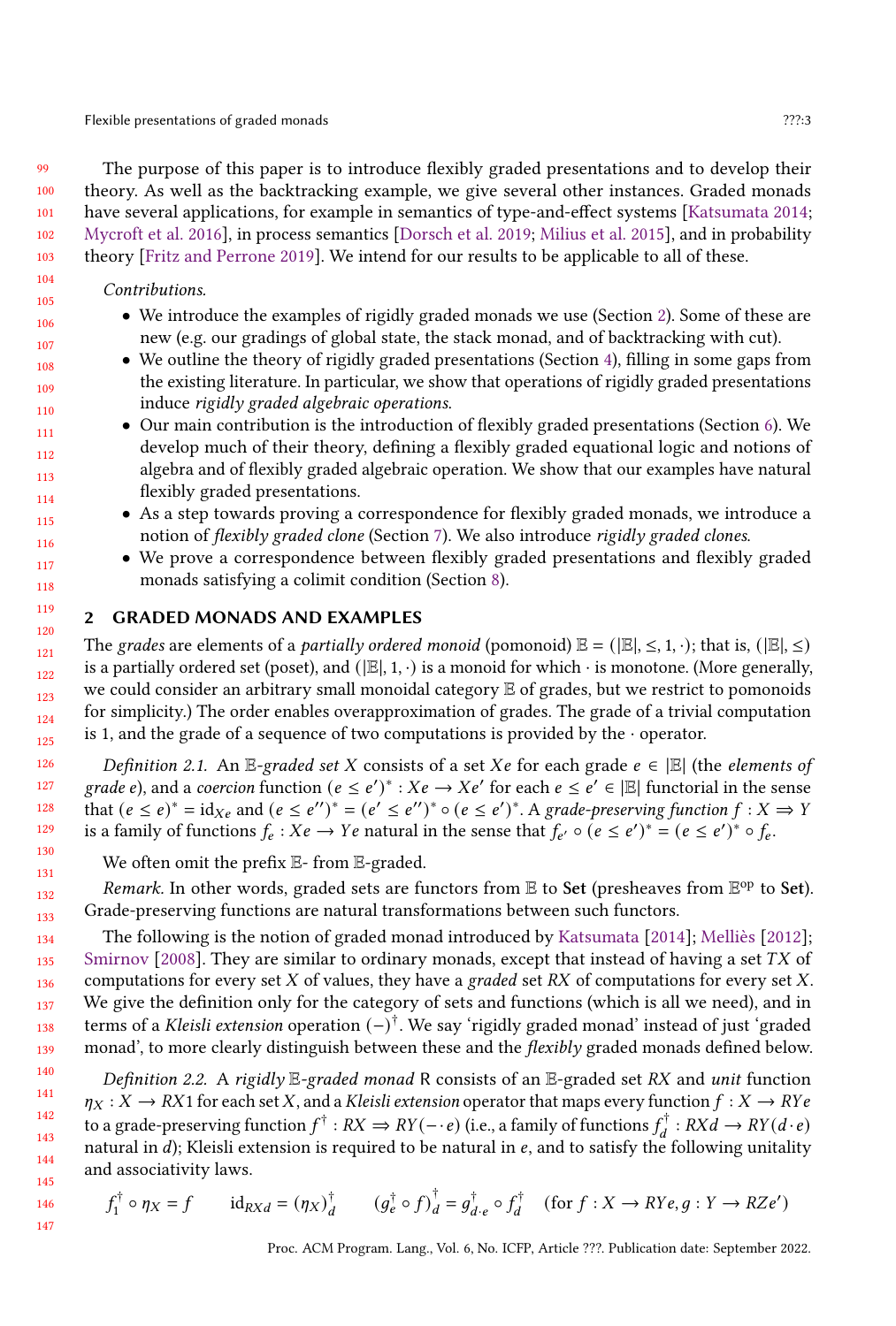The purpose of this paper is to introduce flexibly graded presentations and to develop their theory. As well as the backtracking example, we give several other instances. Graded monads have several applications, for example in semantics of type-and-effect systems [Katsumata 2014; Mycroft et al. 2016], in process semantics [Dorsch et al. 2019; Milius et al. 2015], and in probability theory [Fritz and Perrone 2019]. We intend for our results to be applicable to all of these.

*Contributions.*

- We introduce the examples of rigidly graded monads we use (Section 2). Some of these are new (e.g. our gradings of global state, the stack monad, and of backtracking with cut).
- We outline the theory of rigidly graded presentations (Section 4), filling in some gaps from the existing literature. In particular, we show that operations of rigidly graded presentations induce *rigidly graded algebraic operations*.
- Our main contribution is the introduction of flexibly graded presentations (Section 6). We develop much of their theory, defining a flexibly graded equational logic and notions of algebra and of flexibly graded algebraic operation. We show that our examples have natural flexibly graded presentations.
- As a step towards proving a correspondence for flexibly graded monads, we introduce a notion of *flexibly graded clone* (Section 7). We also introduce *rigidly graded clones*.
- We prove a correspondence between flexibly graded presentations and flexibly graded monads satisfying a colimit condition (Section 8).

## 2 GRADED MONADS AND EXAMPLES

The *grades* are elements of a *partially ordered monoid* (pomonoid) $\mathbb{E} = (|\mathbb{E}|, \leq, 1, \cdot)$; that is, $(|\mathbb{E}|, \leq)$ is a partially ordered set (poset), and $(|\mathbb{E}|, 1, \cdot)$ is a monoid for which $\cdot$ is monotone. (More generally, we could consider an arbitrary small monoidal category $\mathbb{E}$ of grades, but we restrict to pomonoids for simplicity.) The order enables overapproximation of grades. The grade of a trivial computation is 1, and the grade of a sequence of two computations is provided by the $\cdot$ operator.

*Definition 2.1.* An $\mathbb{E}$-*graded set* $X$ consists of a set $Xe$ for each grade $e \in |\mathbb{E}|$ (the *elements of grade* $e$), and a *coercion* function $(e \leq e')^* : Xe \to Xe'$ for each $e \leq e' \in |\mathbb{E}|$ functorial in the sense that $(e \leq e)^* = \mathrm{id}_{Xe}$ and $(e \leq e'')^* = (e' \leq e'')^* \circ (e \leq e')^*$. A *grade-preserving function* $f : X \Rightarrow Y$ is a family of functions $f_e : Xe \to Ye$ natural in the sense that $f_{e'} \circ (e \leq e')^* = (e \leq e')^* \circ f_e$.

We often omit the prefix $\mathbb{E}$- from $\mathbb{E}$-graded.

*Remark.* In other words, graded sets are functors from $\mathbb{E}$ to **Set** (presheaves from $\mathbb{E}^{\mathrm{op}}$ to **Set**). Grade-preserving functions are natural transformations between such functors.

The following is the notion of graded monad introduced by Katsumata [2014]; Melliès [2012]; Smirnov [2008]. They are similar to ordinary monads, except that instead of having a set $TX$ of computations for every set $X$ of values, they have a *graded* set $RX$ of computations for every set $X$. We give the definition only for the category of sets and functions (which is all we need), and in terms of a *Kleisli extension* operation $(-)^\dagger$. We say 'rigidly graded monad' instead of just 'graded monad', to more clearly distinguish between these and the *flexibly* graded monads defined below.

*Definition 2.2.* A *rigidly* $\mathbb{E}$-*graded monad* R consists of an $\mathbb{E}$-graded set $RX$ and *unit* function $\eta_X : X \to RX1$ for each set $X$, and a *Kleisli extension* operator that maps every function $f : X \to RYe$ to a grade-preserving function $f^\dagger : RX \Rightarrow RY(- \cdot e)$ (i.e., a family of functions $f^\dagger_d : RXd \to RY(d \cdot e)$ natural in $d$); Kleisli extension is required to be natural in $e$, and to satisfy the following unitality and associativity laws.

$$f^\dagger_1 \circ \eta_X = f \qquad \mathrm{id}_{RXd} = (\eta_X)^\dagger_d \qquad (g^\dagger_e \circ f)^\dagger_d = g^\dagger_{d \cdot e} \circ f^\dagger_d \quad (\text{for } f : X \to RYe, g : Y \to RZe')$$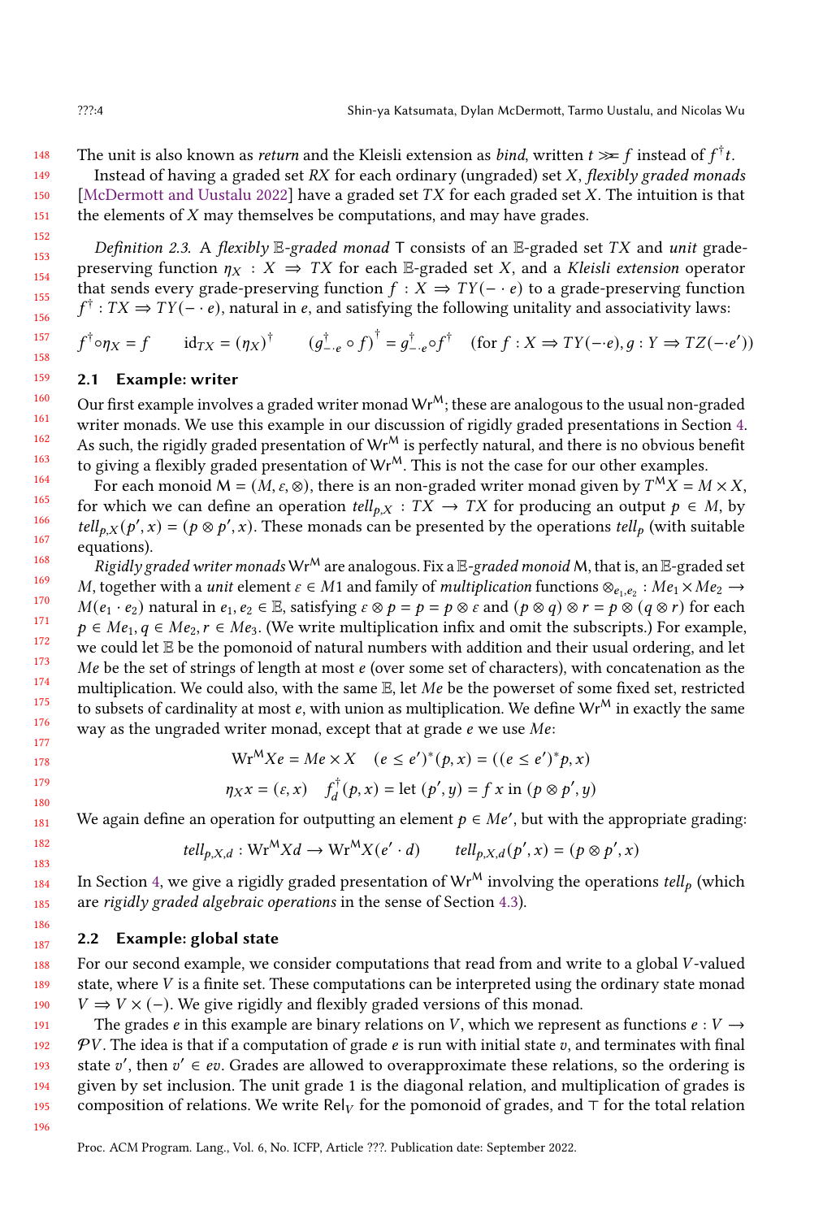The unit is also known as *return* and the Kleisli extension as *bind*, written $t \gg\!= f$ instead of $f^\dagger t$.

Instead of having a graded set $RX$ for each ordinary (ungraded) set $X$, *flexibly graded monads* [McDermott and Uustalu 2022] have a graded set $TX$ for each graded set $X$. The intuition is that the elements of $X$ may themselves be computations, and may have grades.

*Definition 2.3.* A *flexibly $\mathbb{E}$-graded monad* $\mathsf{T}$ consists of an $\mathbb{E}$-graded set $TX$ and *unit* grade-preserving function $\eta_X : X \Rightarrow TX$ for each $\mathbb{E}$-graded set $X$, and a *Kleisli extension* operator that sends every grade-preserving function $f : X \Rightarrow TY(- \cdot e)$ to a grade-preserving function $f^\dagger : TX \Rightarrow TY(- \cdot e)$, natural in $e$, and satisfying the following unitality and associativity laws:

$$f^\dagger \circ \eta_X = f \qquad \mathrm{id}_{TX} = (\eta_X)^\dagger \qquad (g^\dagger_{-\cdot e} \circ f)^\dagger = g^\dagger_{-\cdot e} \circ f^\dagger \quad (\text{for } f : X \Rightarrow TY(-\cdot e), g : Y \Rightarrow TZ(-\cdot e'))$$

## 2.1 Example: writer

Our first example involves a graded writer monad $\mathrm{Wr}^{\mathsf{M}}$; these are analogous to the usual non-graded writer monads. We use this example in our discussion of rigidly graded presentations in Section 4. As such, the rigidly graded presentation of $\mathrm{Wr}^{\mathsf{M}}$ is perfectly natural, and there is no obvious benefit to giving a flexibly graded presentation of $\mathrm{Wr}^{\mathsf{M}}$. This is not the case for our other examples.

For each monoid $\mathsf{M} = (M, \varepsilon, \otimes)$, there is an non-graded writer monad given by $T^{\mathsf{M}}X = M \times X$, for which we can define an operation $tell_{p,X} : TX \to TX$ for producing an output $p \in M$, by $tell_{p,X}(p', x) = (p \otimes p', x)$. These monads can be presented by the operations $tell_p$ (with suitable equations).

*Rigidly graded writer monads* $\mathrm{Wr}^{\mathsf{M}}$ are analogous. Fix a $\mathbb{E}$*-graded monoid* $\mathsf{M}$, that is, an $\mathbb{E}$-graded set $M$, together with a *unit* element $\varepsilon \in M1$ and family of *multiplication* functions $\otimes_{e_1,e_2} : Me_1 \times Me_2 \to M(e_1 \cdot e_2)$ natural in $e_1, e_2 \in \mathbb{E}$, satisfying $\varepsilon \otimes p = p = p \otimes \varepsilon$ and $(p \otimes q) \otimes r = p \otimes (q \otimes r)$ for each $p \in Me_1, q \in Me_2, r \in Me_3$. (We write multiplication infix and omit the subscripts.) For example, we could let $\mathbb{E}$ be the pomonoid of natural numbers with addition and their usual ordering, and let $Me$ be the set of strings of length at most $e$ (over some set of characters), with concatenation as the multiplication. We could also, with the same $\mathbb{E}$, let $Me$ be the powerset of some fixed set, restricted to subsets of cardinality at most $e$, with union as multiplication. We define $\mathrm{Wr}^{\mathsf{M}}$ in exactly the same way as the ungraded writer monad, except that at grade $e$ we use $Me$:

$$\mathrm{Wr}^{\mathsf{M}}Xe = Me \times X \quad (e \le e')^*(p, x) = ((e \le e')^* p, x)$$

$$\eta_X x = (\varepsilon, x) \quad f^\dagger_d(p, x) = \text{let } (p', y) = f\,x \text{ in } (p \otimes p', y)$$

We again define an operation for outputting an element $p \in Me'$, but with the appropriate grading:

$$tell_{p,X,d} : \mathrm{Wr}^{\mathsf{M}}Xd \to \mathrm{Wr}^{\mathsf{M}}X(e' \cdot d) \qquad tell_{p,X,d}(p', x) = (p \otimes p', x)$$

In Section 4, we give a rigidly graded presentation of $\mathrm{Wr}^{\mathsf{M}}$ involving the operations $tell_p$ (which are *rigidly graded algebraic operations* in the sense of Section 4.3).

## 2.2 Example: global state

For our second example, we consider computations that read from and write to a global $V$-valued state, where $V$ is a finite set. These computations can be interpreted using the ordinary state monad $V \Rightarrow V \times (-)$. We give rigidly and flexibly graded versions of this monad.

The grades $e$ in this example are binary relations on $V$, which we represent as functions $e : V \to \mathcal{P}V$. The idea is that if a computation of grade $e$ is run with initial state $v$, and terminates with final state $v'$, then $v' \in ev$. Grades are allowed to overapproximate these relations, so the ordering is given by set inclusion. The unit grade 1 is the diagonal relation, and multiplication of grades is composition of relations. We write $\mathrm{Rel}_V$ for the pomonoid of grades, and $\top$ for the total relation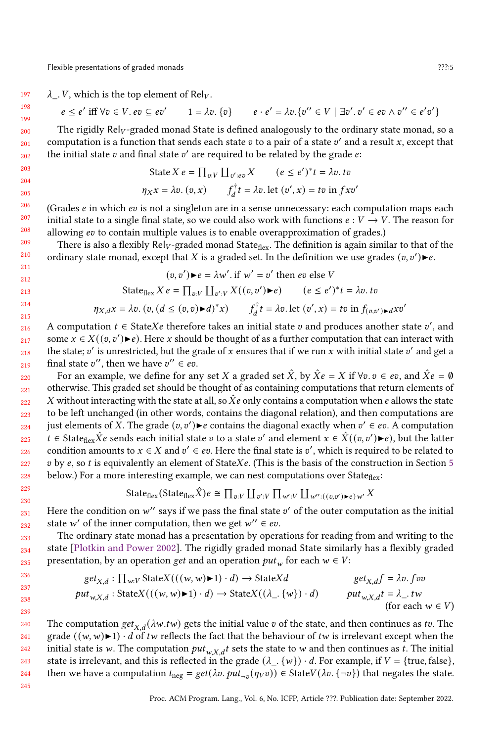$\lambda\_.\, V$, which is the top element of $\mathrm{Rel}_V$.

$$e \le e' \text{ iff } \forall v \in V.\, ev \subseteq e'v \qquad 1 = \lambda v.\, \{v\} \qquad e \cdot e' = \lambda v. \{v'' \in V \mid \exists v'.\, v' \in ev \wedge v'' \in e'v'\}$$

The rigidly $\mathrm{Rel}_V$-graded monad State is defined analogously to the ordinary state monad, so a computation is a function that sends each state $v$ to a pair of a state $v'$ and a result $x$, except that the initial state $v$ and final state $v'$ are required to be related by the grade $e$:

$$\mathrm{State}\, X\, e = \textstyle\prod_{v:V} \coprod_{v':ev} X \qquad (e \le e')^* t = \lambda v.\, tv$$

$$\eta_X x = \lambda v.\, (v, x) \qquad f_d^\dagger t = \lambda v.\, \mathrm{let}\ (v', x) = tv \ \mathrm{in}\ f x v'$$

(Grades $e$ in which $ev$ is not a singleton are in a sense unnecessary: each computation maps each initial state to a single final state, so we could also work with functions $e : V \to V$. The reason for allowing $ev$ to contain multiple values is to enable overapproximation of grades.)

There is also a flexibly $\mathrm{Rel}_V$-graded monad $\mathrm{State}_{\mathrm{flex}}$. The definition is again similar to that of the ordinary state monad, except that $X$ is a graded set. In the definition we use grades $(v, v')\blacktriangleright e$.

$$(v, v')\blacktriangleright e = \lambda w'.\, \mathrm{if}\ w' = v' \ \mathrm{then}\ ev \ \mathrm{else}\ V$$

$$\mathrm{State}_{\mathrm{flex}}\, X\, e = \textstyle\prod_{v:V} \coprod_{v':V} X((v, v')\blacktriangleright e) \qquad (e \le e')^* t = \lambda v.\, tv$$

$$\eta_{X,d} x = \lambda v.\, (v, (d \le (v, v)\blacktriangleright d)^* x) \qquad f_d^\dagger t = \lambda v.\, \mathrm{let}\ (v', x) = tv \ \mathrm{in}\ f_{(v,v')\blacktriangleright d} x v'$$

A computation $t \in \mathrm{State}Xe$ therefore takes an initial state $v$ and produces another state $v'$, and some $x \in X((v, v')\blacktriangleright e)$. Here $x$ should be thought of as a further computation that can interact with the state; $v'$ is unrestricted, but the grade of $x$ ensures that if we run $x$ with initial state $v'$ and get a final state $v''$, then we have $v'' \in ev$.

For an example, we define for any set $X$ a graded set $\hat{X}$, by $\hat{X}e = X$ if $\forall v.\, v \in ev$, and $\hat{X}e = \emptyset$ otherwise. This graded set should be thought of as containing computations that return elements of $X$ without interacting with the state at all, so $\hat{X}e$ only contains a computation when $e$ allows the state to be left unchanged (in other words, contains the diagonal relation), and then computations are just elements of $X$. The grade $(v, v')\blacktriangleright e$ contains the diagonal exactly when $v' \in ev$. A computation $t \in \mathrm{State}_{\mathrm{flex}}\hat{X}e$ sends each initial state $v$ to a state $v'$ and element $x \in \hat{X}((v, v')\blacktriangleright e)$, but the latter condition amounts to $x \in X$ and $v' \in ev$. Here the final state is $v'$, which is required to be related to $v$ by $e$, so $t$ is equivalently an element of $\mathrm{State}Xe$. (This is the basis of the construction in Section 5 below.) For a more interesting example, we can nest computations over $\mathrm{State}_{\mathrm{flex}}$:

$$\mathrm{State}_{\mathrm{flex}}(\mathrm{State}_{\mathrm{flex}}\hat{X})e \cong \textstyle\prod_{v:V} \coprod_{v':V} \prod_{w':V} \coprod_{w'':((v,v')\blacktriangleright e)w'} X$$

Here the condition on $w''$ says if we pass the final state $v'$ of the outer computation as the initial state $w'$ of the inner computation, then we get $w'' \in ev$.

The ordinary state monad has a presentation by operations for reading from and writing to the state [Plotkin and Power 2002]. The rigidly graded monad State similarly has a flexibly graded presentation, by an operation *get* and an operation $put_w$ for each $w \in V$:

$$get_{X,d} : \textstyle\prod_{w:V} \mathrm{State}X(((w, w)\blacktriangleright 1) \cdot d) \to \mathrm{State}Xd \qquad get_{X,d} f = \lambda v.\, f v v$$

$$put_{w,X,d} : \mathrm{State}X(((w, w)\blacktriangleright 1) \cdot d) \to \mathrm{State}X((\lambda\_.\, \{w\}) \cdot d) \qquad put_{w,X,d} t = \lambda\_.\, tw$$

(for each $w \in V$)

The computation $get_{X,d}(\lambda w. tw)$ gets the initial value $v$ of the state, and then continues as $tv$. The grade $((w, w)\blacktriangleright 1) \cdot d$ of $tw$ reflects the fact that the behaviour of $tw$ is irrelevant except when the initial state is $w$. The computation $put_{w,X,d} t$ sets the state to $w$ and then continues as $t$. The initial state is irrelevant, and this is reflected in the grade $(\lambda\_.\, \{w\}) \cdot d$. For example, if $V = \{\mathrm{true}, \mathrm{false}\}$, then we have a computation $t_{\mathrm{neg}} = get(\lambda v.\, put_{\neg v}(\eta_V v)) \in \mathrm{State}V(\lambda v.\, \{\neg v\})$ that negates the state.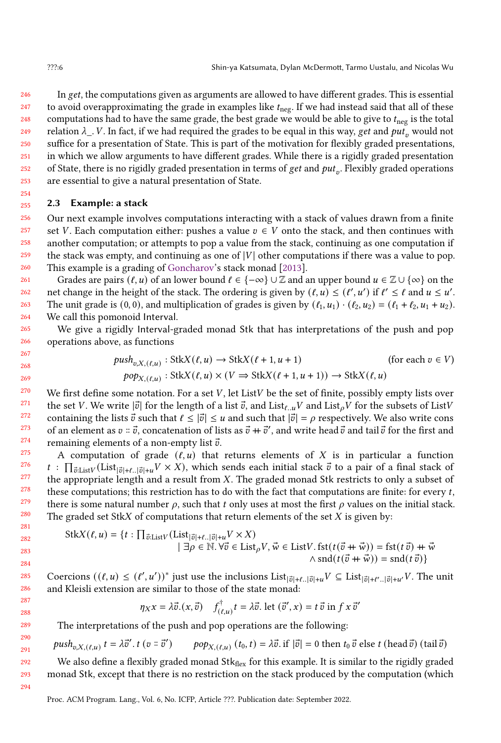In *get*, the computations given as arguments are allowed to have different grades. This is essential to avoid overapproximating the grade in examples like $t_{\text{neg}}$. If we had instead said that all of these computations had to have the same grade, the best grade we would be able to give to $t_{\text{neg}}$ is the total relation $\lambda\_.\,V$. In fact, if we had required the grades to be equal in this way, *get* and $put_v$ would not suffice for a presentation of State. This is part of the motivation for flexibly graded presentations, in which we allow arguments to have different grades. While there is a rigidly graded presentation of State, there is no rigidly graded presentation in terms of *get* and $put_v$. Flexibly graded operations are essential to give a natural presentation of State.

### 2.3 Example: a stack

Our next example involves computations interacting with a stack of values drawn from a finite set $V$. Each computation either: pushes a value $v \in V$ onto the stack, and then continues with another computation; or attempts to pop a value from the stack, continuing as one computation if the stack was empty, and continuing as one of $|V|$ other computations if there was a value to pop. This example is a grading of Goncharov's stack monad [2013].

Grades are pairs $(\ell, u)$ of an lower bound $\ell \in \{-\infty\} \cup \mathbb{Z}$ and an upper bound $u \in \mathbb{Z} \cup \{\infty\}$ on the net change in the height of the stack. The ordering is given by $(\ell, u) \leq (\ell', u')$ if $\ell' \leq \ell$ and $u \leq u'$. The unit grade is $(0, 0)$, and multiplication of grades is given by $(\ell_1, u_1) \cdot (\ell_2, u_2) = (\ell_1 + \ell_2, u_1 + u_2)$. We call this pomonoid Interval.

We give a rigidly Interval-graded monad Stk that has interpretations of the push and pop operations above, as functions

$$push_{v,X,(\ell,u)} : \text{Stk}X(\ell, u) \to \text{Stk}X(\ell + 1, u + 1) \qquad \text{(for each } v \in V\text{)}$$

$$pop_{X,(\ell,u)} : \text{Stk}X(\ell, u) \times (V \Rightarrow \text{Stk}X(\ell + 1, u + 1)) \to \text{Stk}X(\ell, u)$$

We first define some notation. For a set $V$, let List$V$ be the set of finite, possibly empty lists over the set $V$. We write $|\vec{v}|$ for the length of a list $\vec{v}$, and $\text{List}_{\ell..u}V$ and $\text{List}_\rho V$ for the subsets of List$V$ containing the lists $\vec{v}$ such that $\ell \leq |\vec{v}| \leq u$ and such that $|\vec{v}| = \rho$ respectively. We also write cons of an element as $v :: \vec{v}$, concatenation of lists as $\vec{v} +\!\!+ \vec{v}'$, and write head $\vec{v}$ and tail $\vec{v}$ for the first and remaining elements of a non-empty list $\vec{v}$.

A computation of grade $(\ell, u)$ that returns elements of $X$ is in particular a function $t : \prod_{\vec{v}:\text{List}V}(\text{List}_{|\vec{v}|+\ell..|\vec{v}|+u}V \times X)$, which sends each initial stack $\vec{v}$ to a pair of a final stack of the appropriate length and a result from $X$. The graded monad Stk restricts to only a subset of these computations; this restriction has to do with the fact that computations are finite: for every $t$, there is some natural number $\rho$, such that $t$ only uses at most the first $\rho$ values on the initial stack. The graded set Stk$X$ of computations that return elements of the set $X$ is given by:

$$\begin{aligned}\text{Stk}X(\ell, u) = \{t : \textstyle\prod_{\vec{v}:\text{List}V}&(\text{List}_{|\vec{v}|+\ell..|\vec{v}|+u}V \times X) \\ &\mid \exists \rho \in \mathbb{N}.\, \forall \vec{v} \in \text{List}_\rho V, \vec{w} \in \text{List}V.\, \text{fst}(t(\vec{v} +\!\!+ \vec{w})) = \text{fst}(t\,\vec{v}) +\!\!+ \vec{w} \\ &\qquad\qquad\qquad\qquad\qquad\qquad \wedge \text{snd}(t(\vec{v} +\!\!+ \vec{w})) = \text{snd}(t\,\vec{v})\}\end{aligned}$$

Coercions $((\ell, u) \leq (\ell', u'))^*$ just use the inclusions $\text{List}_{|\vec{v}|+\ell..|\vec{v}|+u}V \subseteq \text{List}_{|\vec{v}|+\ell'..|\vec{v}|+u'}V$. The unit and Kleisli extension are similar to those of the state monad:

$$\eta_X x = \lambda \vec{v}.(x, \vec{v}) \qquad f^\dagger_{(\ell,u)} t = \lambda \vec{v}.\ \text{let } (\vec{v}', x) = t\,\vec{v} \text{ in } f\,x\,\vec{v}'$$

The interpretations of the push and pop operations are the following:

$$push_{v,X,(\ell,u)}\ t = \lambda \vec{v}'.\, t\,(v :: \vec{v}') \qquad pop_{X,(\ell,u)}\ (t_0, t) = \lambda \vec{v}.\, \text{if } |\vec{v}| = 0 \text{ then } t_0\,\vec{v} \text{ else } t\,(\text{head}\,\vec{v})\,(\text{tail}\,\vec{v})$$

We also define a flexibly graded monad $\text{Stk}_{\text{flex}}$ for this example. It is similar to the rigidly graded monad Stk, except that there is no restriction on the stack produced by the computation (which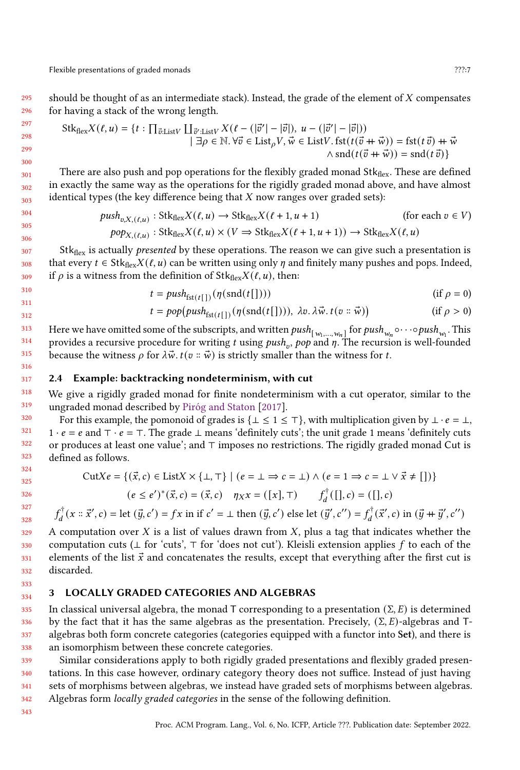should be thought of as an intermediate stack). Instead, the grade of the element of $X$ compensates for having a stack of the wrong length.

$$\mathrm{Stk}_{\mathrm{flex}}X(\ell,u) = \{t : \textstyle\prod_{\vec{v}:\mathrm{List}V} \coprod_{\vec{v}':\mathrm{List}V} X(\ell - (|\vec{v}'| - |\vec{v}|),\ u - (|\vec{v}'| - |\vec{v}|)) \\ \mid \exists \rho \in \mathbb{N}.\, \forall \vec{v} \in \mathrm{List}_\rho V, \vec{w} \in \mathrm{List}V.\, \mathrm{fst}(t(\vec{v} \mathbin{+\!\!+} \vec{w})) = \mathrm{fst}(t\,\vec{v}) \mathbin{+\!\!+} \vec{w} \\ \wedge \mathrm{snd}(t(\vec{v} \mathbin{+\!\!+} \vec{w})) = \mathrm{snd}(t\,\vec{v})\}$$

There are also push and pop operations for the flexibly graded monad $\mathrm{Stk}_{\mathrm{flex}}$. These are defined in exactly the same way as the operations for the rigidly graded monad above, and have almost identical types (the key difference being that $X$ now ranges over graded sets):

$$push_{v,X,(\ell,u)} : \mathrm{Stk}_{\mathrm{flex}}X(\ell,u) \to \mathrm{Stk}_{\mathrm{flex}}X(\ell+1,u+1) \qquad \text{(for each } v \in V\text{)}$$

$$pop_{X,(\ell,u)} : \mathrm{Stk}_{\mathrm{flex}}X(\ell,u) \times (V \Rightarrow \mathrm{Stk}_{\mathrm{flex}}X(\ell+1,u+1)) \to \mathrm{Stk}_{\mathrm{flex}}X(\ell,u)$$

$\mathrm{Stk}_{\mathrm{flex}}$ is actually *presented* by these operations. The reason we can give such a presentation is that every $t \in \mathrm{Stk}_{\mathrm{flex}}X(\ell,u)$ can be written using only $\eta$ and finitely many pushes and pops. Indeed, if $\rho$ is a witness from the definition of $\mathrm{Stk}_{\mathrm{flex}}X(\ell,u)$, then:

$$t = push_{\mathrm{fst}(t[\,])}(\eta(\mathrm{snd}(t[\,]))) \qquad \text{(if } \rho = 0\text{)}$$

$$t = pop\big(push_{\mathrm{fst}(t[\,])}(\eta(\mathrm{snd}(t[\,]))),\ \lambda v.\, \lambda\vec{w}.\, t(v :: \vec{w})\big) \qquad \text{(if } \rho > 0\text{)}$$

Here we have omitted some of the subscripts, and written $push_{[w_1,\dots,w_n]}$ for $push_{w_n} \circ \cdots \circ push_{w_1}$. This provides a recursive procedure for writing $t$ using $push_v$, $pop$ and $\eta$. The recursion is well-founded because the witness $\rho$ for $\lambda\vec{w}.\, t(v :: \vec{w})$ is strictly smaller than the witness for $t$.

### 2.4 Example: backtracking nondeterminism, with cut

We give a rigidly graded monad for finite nondeterminism with a cut operator, similar to the ungraded monad described by Piróg and Staton [2017].

For this example, the pomonoid of grades is $\{\bot \le 1 \le \top\}$, with multiplication given by $\bot \cdot e = \bot$, $1 \cdot e = e$ and $\top \cdot e = \top$. The grade $\bot$ means 'definitely cuts'; the unit grade $1$ means 'definitely cuts or produces at least one value'; and $\top$ imposes no restrictions. The rigidly graded monad Cut is defined as follows.

$$\mathrm{Cut}Xe = \{(\vec{x}, c) \in \mathrm{List}X \times \{\bot, \top\} \mid (e = \bot \Rightarrow c = \bot) \wedge (e = 1 \Rightarrow c = \bot \vee \vec{x} \ne [\,])\}$$

$$(e \le e')^*(\vec{x}, c) = (\vec{x}, c) \qquad \eta_X x = ([x], \top) \qquad f_d^\dagger([\,], c) = ([\,], c)$$

$$f_d^\dagger(x :: \vec{x}', c) = \mathrm{let}\ (\vec{y}, c') = f x\ \mathrm{in\ if}\ c' = \bot\ \mathrm{then}\ (\vec{y}, c')\ \mathrm{else\ let}\ (\vec{y}', c'') = f_d^\dagger(\vec{x}', c)\ \mathrm{in}\ (\vec{y} \mathbin{+\!\!+} \vec{y}', c'')$$

A computation over $X$ is a list of values drawn from $X$, plus a tag that indicates whether the computation cuts ($\bot$ for 'cuts', $\top$ for 'does not cut'). Kleisli extension applies $f$ to each of the elements of the list $\vec{x}$ and concatenates the results, except that everything after the first cut is discarded.

## 3 LOCALLY GRADED CATEGORIES AND ALGEBRAS

In classical universal algebra, the monad $\mathsf{T}$ corresponding to a presentation $(\Sigma, E)$ is determined by the fact that it has the same algebras as the presentation. Precisely, $(\Sigma, E)$-algebras and $\mathsf{T}$-algebras both form concrete categories (categories equipped with a functor into **Set**), and there is an isomorphism between these concrete categories.

Similar considerations apply to both rigidly graded presentations and flexibly graded presentations. In this case however, ordinary category theory does not suffice. Instead of just having sets of morphisms between algebras, we instead have graded sets of morphisms between algebras. Algebras form *locally graded categories* in the sense of the following definition.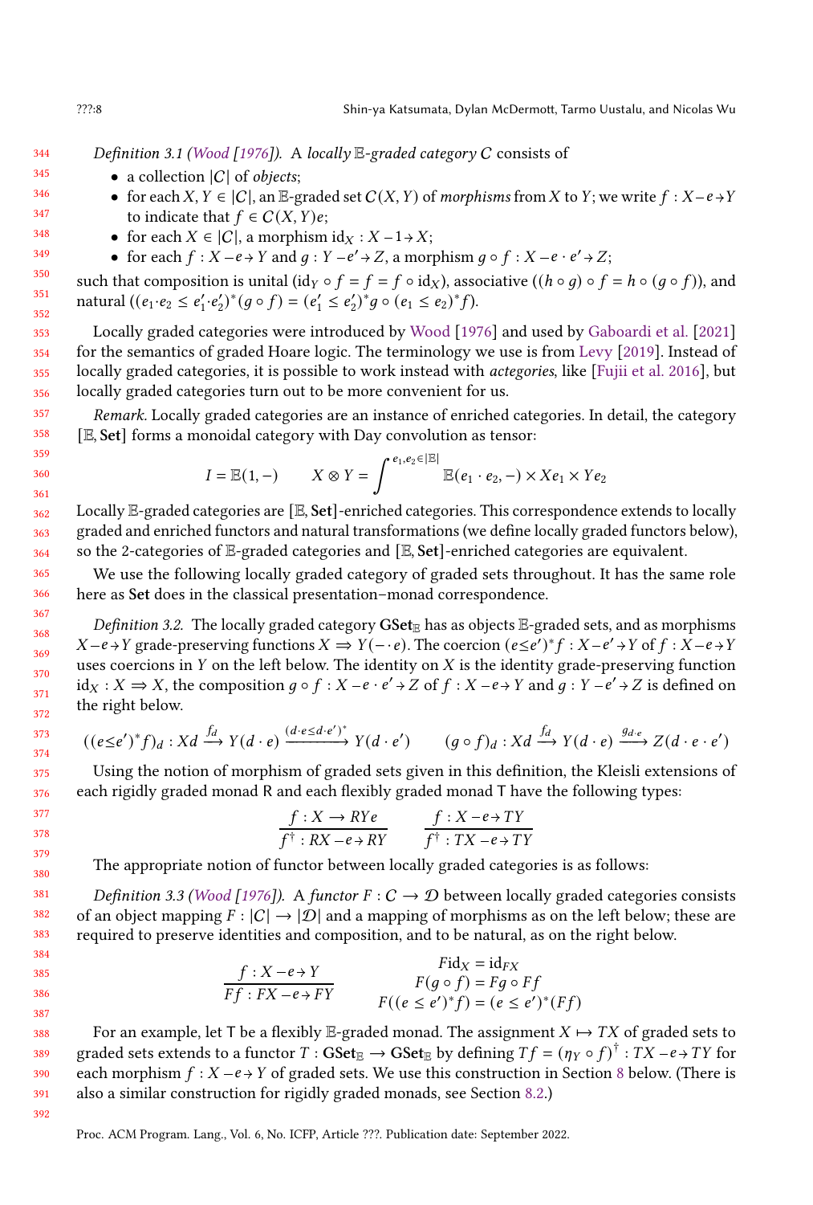*Definition 3.1 (Wood [1976]).* A *locally $\mathbb{E}$-graded category* $C$ consists of

- a collection $|C|$ of *objects*;
- for each $X, Y \in |C|$, an $\mathbb{E}$-graded set $C(X, Y)$ of *morphisms* from $X$ to $Y$; we write $f : X \mathrel{-e\!\to} Y$ to indicate that $f \in C(X, Y)e$;
- for each $X \in |C|$, a morphism $\mathrm{id}_X : X \mathrel{-1\!\to} X$;
- for each $f : X \mathrel{-e\!\to} Y$ and $g : Y \mathrel{-e'\!\to} Z$, a morphism $g \circ f : X \mathrel{-e \cdot e'\!\to} Z$;

such that composition is unital ($\mathrm{id}_Y \circ f = f = f \circ \mathrm{id}_X$), associative ($(h \circ g) \circ f = h \circ (g \circ f)$), and natural ($(e_1 \cdot e_2 \leq e_1' \cdot e_2')^*(g \circ f) = (e_1' \leq e_2')^* g \circ (e_1 \leq e_2)^* f$).

Locally graded categories were introduced by Wood [1976] and used by Gaboardi et al. [2021] for the semantics of graded Hoare logic. The terminology we use is from Levy [2019]. Instead of locally graded categories, it is possible to work instead with *actegories*, like [Fujii et al. 2016], but locally graded categories turn out to be more convenient for us.

*Remark.* Locally graded categories are an instance of enriched categories. In detail, the category $[\mathbb{E}, \mathbf{Set}]$ forms a monoidal category with Day convolution as tensor:

$$I = \mathbb{E}(1, -) \qquad X \otimes Y = \int^{e_1, e_2 \in |\mathbb{E}|} \mathbb{E}(e_1 \cdot e_2, -) \times X e_1 \times Y e_2$$

Locally $\mathbb{E}$-graded categories are $[\mathbb{E}, \mathbf{Set}]$-enriched categories. This correspondence extends to locally graded and enriched functors and natural transformations (we define locally graded functors below), so the 2-categories of $\mathbb{E}$-graded categories and $[\mathbb{E}, \mathbf{Set}]$-enriched categories are equivalent.

We use the following locally graded category of graded sets throughout. It has the same role here as $\mathbf{Set}$ does in the classical presentation–monad correspondence.

*Definition 3.2.* The locally graded category $\mathbf{GSet}_{\mathbb{E}}$ has as objects $\mathbb{E}$-graded sets, and as morphisms $X \mathrel{-e\!\to} Y$ grade-preserving functions $X \Rightarrow Y(- \cdot e)$. The coercion $(e \leq e')^* f : X \mathrel{-e'\!\to} Y$ of $f : X \mathrel{-e\!\to} Y$ uses coercions in $Y$ on the left below. The identity on $X$ is the identity grade-preserving function $\mathrm{id}_X : X \Rightarrow X$, the composition $g \circ f : X \mathrel{-e \cdot e'\!\to} Z$ of $f : X \mathrel{-e\!\to} Y$ and $g : Y \mathrel{-e'\!\to} Z$ is defined on the right below.

$$((e \leq e')^* f)_d : Xd \xrightarrow{f_d} Y(d \cdot e) \xrightarrow{(d \cdot e \leq d \cdot e')^*} Y(d \cdot e') \qquad (g \circ f)_d : Xd \xrightarrow{f_d} Y(d \cdot e) \xrightarrow{g_{d \cdot e}} Z(d \cdot e \cdot e')$$

Using the notion of morphism of graded sets given in this definition, the Kleisli extensions of each rigidly graded monad $\mathsf{R}$ and each flexibly graded monad $\mathsf{T}$ have the following types:

$$\frac{f : X \to RYe}{f^\dagger : RX \mathrel{-e\!\to} RY} \qquad \frac{f : X \mathrel{-e\!\to} TY}{f^\dagger : TX \mathrel{-e\!\to} TY}$$

The appropriate notion of functor between locally graded categories is as follows:

*Definition 3.3 (Wood [1976]).* A *functor* $F : C \to \mathcal{D}$ between locally graded categories consists of an object mapping $F : |C| \to |\mathcal{D}|$ and a mapping of morphisms as on the left below; these are required to preserve identities and composition, and to be natural, as on the right below.

$$\frac{f : X \mathrel{-e\!\to} Y}{Ff : FX \mathrel{-e\!\to} FY} \qquad \begin{aligned} F\mathrm{id}_X &= \mathrm{id}_{FX} \\ F(g \circ f) &= Fg \circ Ff \\ F((e \leq e')^* f) &= (e \leq e')^*(Ff) \end{aligned}$$

For an example, let $\mathsf{T}$ be a flexibly $\mathbb{E}$-graded monad. The assignment $X \mapsto TX$ of graded sets to graded sets extends to a functor $T : \mathbf{GSet}_{\mathbb{E}} \to \mathbf{GSet}_{\mathbb{E}}$ by defining $Tf = (\eta_Y \circ f)^\dagger : TX \mathrel{-e\!\to} TY$ for each morphism $f : X \mathrel{-e\!\to} Y$ of graded sets. We use this construction in Section 8 below. (There is also a similar construction for rigidly graded monads, see Section 8.2.)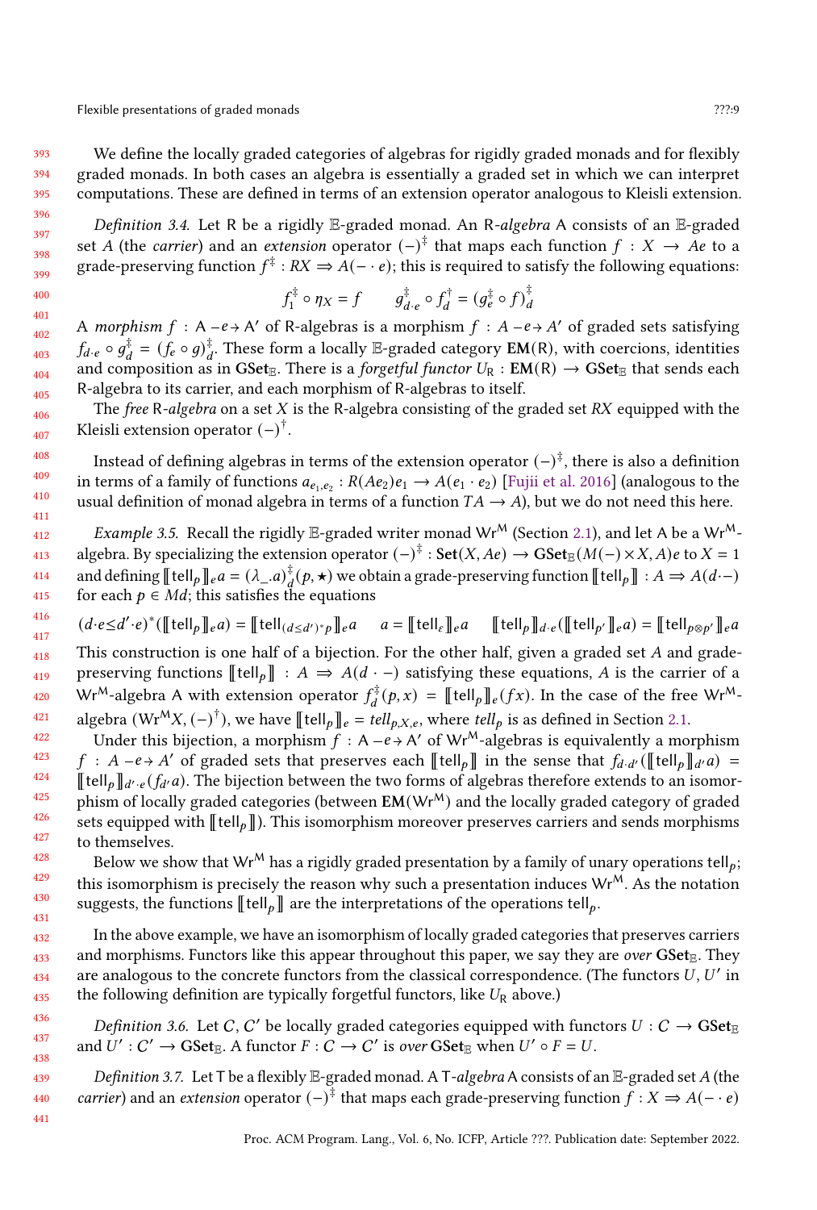We define the locally graded categories of algebras for rigidly graded monads and for flexibly graded monads. In both cases an algebra is essentially a graded set in which we can interpret computations. These are defined in terms of an extension operator analogous to Kleisli extension.

*Definition 3.4.* Let $\mathsf{R}$ be a rigidly $\mathbb{E}$-graded monad. An $\mathsf{R}$-*algebra* $\mathsf{A}$ consists of an $\mathbb{E}$-graded set $A$ (the *carrier*) and an *extension* operator $(-)^{\ddagger}$ that maps each function $f : X \to Ae$ to a grade-preserving function $f^{\ddagger} : RX \Rightarrow A(- \cdot e)$; this is required to satisfy the following equations:

$$f_1^{\ddagger} \circ \eta_X = f \qquad g_{d \cdot e}^{\ddagger} \circ f_d^{\dagger} = (g_e^{\ddagger} \circ f)_d^{\ddagger}$$

A *morphism* $f : \mathsf{A} \mathrel{-e\!\!\to} \mathsf{A}'$ of $\mathsf{R}$-algebras is a morphism $f : A \mathrel{-e\!\!\to} A'$ of graded sets satisfying $f_{d \cdot e} \circ g_d^{\ddagger} = (f_e \circ g)_d^{\ddagger}$. These form a locally $\mathbb{E}$-graded category $\mathbf{EM}(\mathsf{R})$, with coercions, identities and composition as in $\mathbf{GSet}_{\mathbb{E}}$. There is a *forgetful functor* $U_{\mathsf{R}} : \mathbf{EM}(\mathsf{R}) \to \mathbf{GSet}_{\mathbb{E}}$ that sends each $\mathsf{R}$-algebra to its carrier, and each morphism of $\mathsf{R}$-algebras to itself.

The *free* $\mathsf{R}$-*algebra* on a set $X$ is the $\mathsf{R}$-algebra consisting of the graded set $RX$ equipped with the Kleisli extension operator $(-)^{\dagger}$.

Instead of defining algebras in terms of the extension operator $(-)^{\ddagger}$, there is also a definition in terms of a family of functions $a_{e_1, e_2} : R(Ae_2)e_1 \to A(e_1 \cdot e_2)$ [Fujii et al. 2016] (analogous to the usual definition of monad algebra in terms of a function $TA \to A$), but we do not need this here.

*Example 3.5.* Recall the rigidly $\mathbb{E}$-graded writer monad $\mathsf{Wr}^{\mathsf{M}}$ (Section 2.1), and let $\mathsf{A}$ be a $\mathsf{Wr}^{\mathsf{M}}$-algebra. By specializing the extension operator $(-)^{\ddagger} : \mathbf{Set}(X, Ae) \to \mathbf{GSet}_{\mathbb{E}}(M(-) \times X, A)e$ to $X = 1$ and defining $[\![\mathsf{tell}_p]\!]_e a = (\lambda\_.a)_d^{\ddagger}(p, \star)$ we obtain a grade-preserving function $[\![\mathsf{tell}_p]\!] : A \Rightarrow A(d \cdot -)$ for each $p \in Md$; this satisfies the equations

$$(d{\cdot}e {\leq} d'{\cdot}e)^*([\![\mathsf{tell}_p]\!]_e a) = [\![\mathsf{tell}_{(d \leq d')^* p}]\!]_e a \qquad a = [\![\mathsf{tell}_{\varepsilon}]\!]_e a \qquad [\![\mathsf{tell}_p]\!]_{d' \cdot e}([\![\mathsf{tell}_{p'}]\!]_e a) = [\![\mathsf{tell}_{p \otimes p'}]\!]_e a$$

This construction is one half of a bijection. For the other half, given a graded set $A$ and grade-preserving functions $[\![\mathsf{tell}_p]\!] : A \Rightarrow A(d \cdot -)$ satisfying these equations, $A$ is the carrier of a $\mathsf{Wr}^{\mathsf{M}}$-algebra $\mathsf{A}$ with extension operator $f_d^{\ddagger}(p, x) = [\![\mathsf{tell}_p]\!]_e(fx)$. In the case of the free $\mathsf{Wr}^{\mathsf{M}}$-algebra $(\mathsf{Wr}^{\mathsf{M}} X, (-)^{\dagger})$, we have $[\![\mathsf{tell}_p]\!]_e = \mathit{tell}_{p,X,e}$, where $\mathit{tell}_p$ is as defined in Section 2.1.

Under this bijection, a morphism $f : \mathsf{A} \mathrel{-e\!\!\to} \mathsf{A}'$ of $\mathsf{Wr}^{\mathsf{M}}$-algebras is equivalently a morphism $f : A \mathrel{-e\!\!\to} A'$ of graded sets that preserves each $[\![\mathsf{tell}_p]\!]$ in the sense that $f_{d \cdot d'}([\![\mathsf{tell}_p]\!]_{d'} a) = [\![\mathsf{tell}_p]\!]_{d' \cdot e}(f_{d'} a)$. The bijection between the two forms of algebras therefore extends to an isomorphism of locally graded categories (between $\mathbf{EM}(\mathsf{Wr}^{\mathsf{M}})$ and the locally graded category of graded sets equipped with $[\![\mathsf{tell}_p]\!]$). This isomorphism moreover preserves carriers and sends morphisms to themselves.

Below we show that $\mathsf{Wr}^{\mathsf{M}}$ has a rigidly graded presentation by a family of unary operations $\mathsf{tell}_p$; this isomorphism is precisely the reason why such a presentation induces $\mathsf{Wr}^{\mathsf{M}}$. As the notation suggests, the functions $[\![\mathsf{tell}_p]\!]$ are the interpretations of the operations $\mathsf{tell}_p$.

In the above example, we have an isomorphism of locally graded categories that preserves carriers and morphisms. Functors like this appear throughout this paper, we say they are *over* $\mathbf{GSet}_{\mathbb{E}}$. They are analogous to the concrete functors from the classical correspondence. (The functors $U$, $U'$ in the following definition are typically forgetful functors, like $U_{\mathsf{R}}$ above.)

*Definition 3.6.* Let $\mathcal{C}, \mathcal{C}'$ be locally graded categories equipped with functors $U : \mathcal{C} \to \mathbf{GSet}_{\mathbb{E}}$ and $U' : \mathcal{C}' \to \mathbf{GSet}_{\mathbb{E}}$. A functor $F : \mathcal{C} \to \mathcal{C}'$ is *over* $\mathbf{GSet}_{\mathbb{E}}$ when $U' \circ F = U$.

*Definition 3.7.* Let $\mathsf{T}$ be a flexibly $\mathbb{E}$-graded monad. A $\mathsf{T}$-*algebra* $\mathsf{A}$ consists of an $\mathbb{E}$-graded set $A$ (the *carrier*) and an *extension* operator $(-)^{\ddagger}$ that maps each grade-preserving function $f : X \Rightarrow A(- \cdot e)$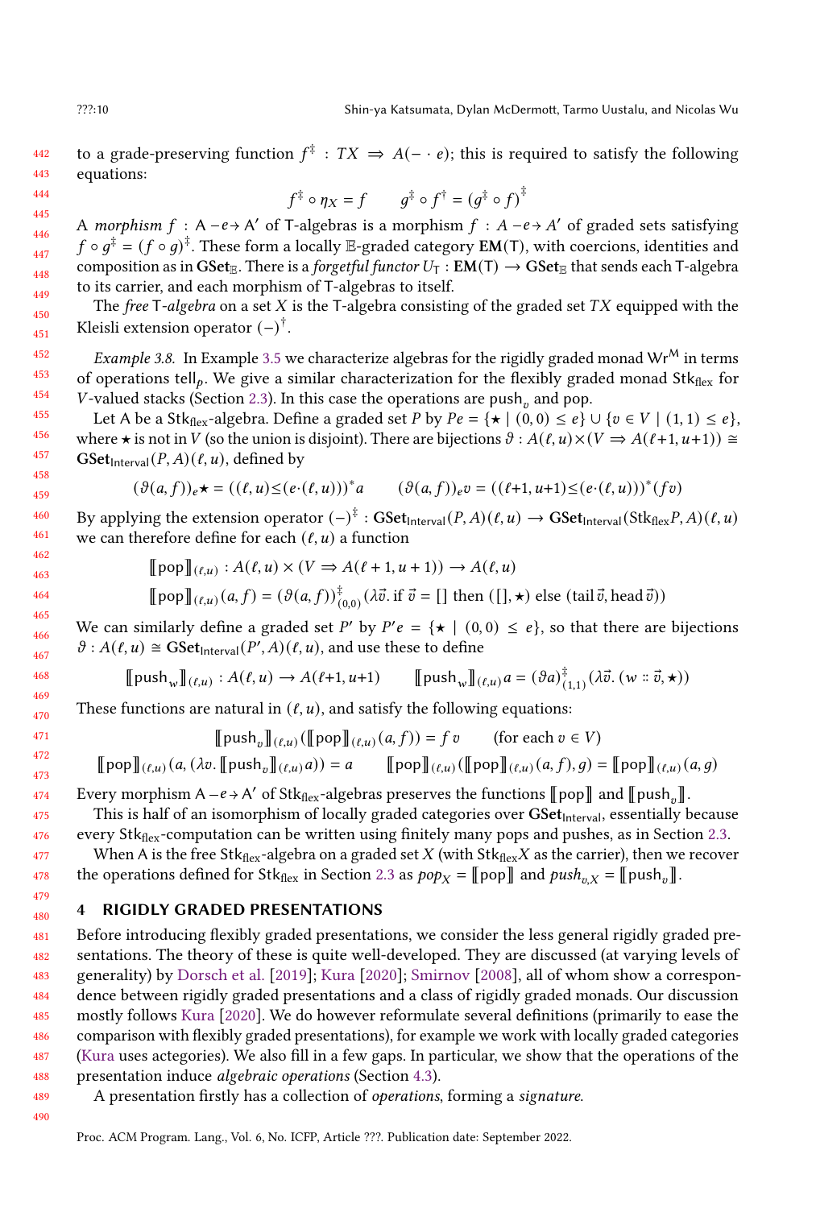to a grade-preserving function $f^\ddagger : TX \Rightarrow A(- \cdot e)$; this is required to satisfy the following equations:

$$f^\ddagger \circ \eta_X = f \qquad g^\ddagger \circ f^\dagger = (g^\ddagger \circ f)^\ddagger$$

A *morphism* $f : \mathsf{A} \mathrel{-e\to} \mathsf{A}'$ of T-algebras is a morphism $f : A \mathrel{-e\to} A'$ of graded sets satisfying $f \circ g^\ddagger = (f \circ g)^\ddagger$. These form a locally $\mathbb{E}$-graded category $\mathbf{EM}(\mathsf{T})$, with coercions, identities and composition as in $\mathbf{GSet}_{\mathbb{E}}$. There is a *forgetful functor* $U_{\mathsf{T}} : \mathbf{EM}(\mathsf{T}) \to \mathbf{GSet}_{\mathbb{E}}$ that sends each T-algebra to its carrier, and each morphism of T-algebras to itself.

The *free* T*-algebra* on a set $X$ is the T-algebra consisting of the graded set $TX$ equipped with the Kleisli extension operator $(-)^\dagger$.

*Example 3.8.* In Example 3.5 we characterize algebras for the rigidly graded monad $\mathsf{Wr}^{\mathsf{M}}$ in terms of operations $\mathsf{tell}_p$. We give a similar characterization for the flexibly graded monad $\mathsf{Stk}_{\mathsf{flex}}$ for $V$-valued stacks (Section 2.3). In this case the operations are $\mathsf{push}_v$ and $\mathsf{pop}$.

Let A be a $\mathsf{Stk}_{\mathsf{flex}}$-algebra. Define a graded set $P$ by $Pe = \{\star \mid (0,0) \le e\} \cup \{v \in V \mid (1,1) \le e\}$, where $\star$ is not in $V$ (so the union is disjoint). There are bijections $\vartheta : A(\ell,u) \times (V \Rightarrow A(\ell{+}1,u{+}1)) \cong \mathbf{GSet}_{\mathsf{Interval}}(P,A)(\ell,u)$, defined by

$$(\vartheta(a,f))_e\star = ((\ell,u) {\le} (e{\cdot}(\ell,u)))^* a \qquad (\vartheta(a,f))_e v = ((\ell{+}1,u{+}1) {\le} (e{\cdot}(\ell,u)))^*(f v)$$

By applying the extension operator $(-)^\ddagger : \mathbf{GSet}_{\mathsf{Interval}}(P,A)(\ell,u) \to \mathbf{GSet}_{\mathsf{Interval}}(\mathsf{Stk}_{\mathsf{flex}}P,A)(\ell,u)$ we can therefore define for each $(\ell,u)$ a function

$$[\![\mathsf{pop}]\!]_{(\ell,u)} : A(\ell,u) \times (V \Rightarrow A(\ell+1,u+1)) \to A(\ell,u)$$

$$[\![\mathsf{pop}]\!]_{(\ell,u)}(a,f) = (\vartheta(a,f))^\ddagger_{(0,0)}(\lambda\vec{v}.\,\mathsf{if}\ \vec{v} = [\,]\ \mathsf{then}\ ([\,],\star)\ \mathsf{else}\ (\mathsf{tail}\,\vec{v}, \mathsf{head}\,\vec{v}))$$

We can similarly define a graded set $P'$ by $P'e = \{\star \mid (0,0) \le e\}$, so that there are bijections $\vartheta : A(\ell,u) \cong \mathbf{GSet}_{\mathsf{Interval}}(P',A)(\ell,u)$, and use these to define

$$[\![\mathsf{push}_w]\!]_{(\ell,u)} : A(\ell,u) \to A(\ell{+}1,u{+}1) \qquad [\![\mathsf{push}_w]\!]_{(\ell,u)}\, a = (\vartheta a)^\ddagger_{(1,1)}(\lambda\vec{v}.\,(w :: \vec{v}, \star))$$

These functions are natural in $(\ell,u)$, and satisfy the following equations:

$$[\![\mathsf{push}_v]\!]_{(\ell,u)}([\![\mathsf{pop}]\!]_{(\ell,u)}(a,f)) = f\,v \qquad (\text{for each } v \in V)$$

$$[\![\mathsf{pop}]\!]_{(\ell,u)}(a, (\lambda v.\,[\![\mathsf{push}_v]\!]_{(\ell,u)}a)) = a \qquad [\![\mathsf{pop}]\!]_{(\ell,u)}([\![\mathsf{pop}]\!]_{(\ell,u)}(a,f), g) = [\![\mathsf{pop}]\!]_{(\ell,u)}(a,g)$$

Every morphism $\mathsf{A} \mathrel{-e\to} \mathsf{A}'$ of $\mathsf{Stk}_{\mathsf{flex}}$-algebras preserves the functions $[\![\mathsf{pop}]\!]$ and $[\![\mathsf{push}_v]\!]$.

This is half of an isomorphism of locally graded categories over $\mathbf{GSet}_{\mathsf{Interval}}$, essentially because every $\mathsf{Stk}_{\mathsf{flex}}$-computation can be written using finitely many pops and pushes, as in Section 2.3.

When A is the free $\mathsf{Stk}_{\mathsf{flex}}$-algebra on a graded set $X$ (with $\mathsf{Stk}_{\mathsf{flex}}X$ as the carrier), then we recover the operations defined for $\mathsf{Stk}_{\mathsf{flex}}$ in Section 2.3 as $pop_X = [\![\mathsf{pop}]\!]$ and $push_{v,X} = [\![\mathsf{push}_v]\!]$.

## 4 RIGIDLY GRADED PRESENTATIONS

Before introducing flexibly graded presentations, we consider the less general rigidly graded presentations. The theory of these is quite well-developed. They are discussed (at varying levels of generality) by Dorsch et al. [2019]; Kura [2020]; Smirnov [2008], all of whom show a correspondence between rigidly graded presentations and a class of rigidly graded monads. Our discussion mostly follows Kura [2020]. We do however reformulate several definitions (primarily to ease the comparison with flexibly graded presentations), for example we work with locally graded categories (Kura uses actegories). We also fill in a few gaps. In particular, we show that the operations of the presentation induce *algebraic operations* (Section 4.3).

A presentation firstly has a collection of *operations*, forming a *signature*.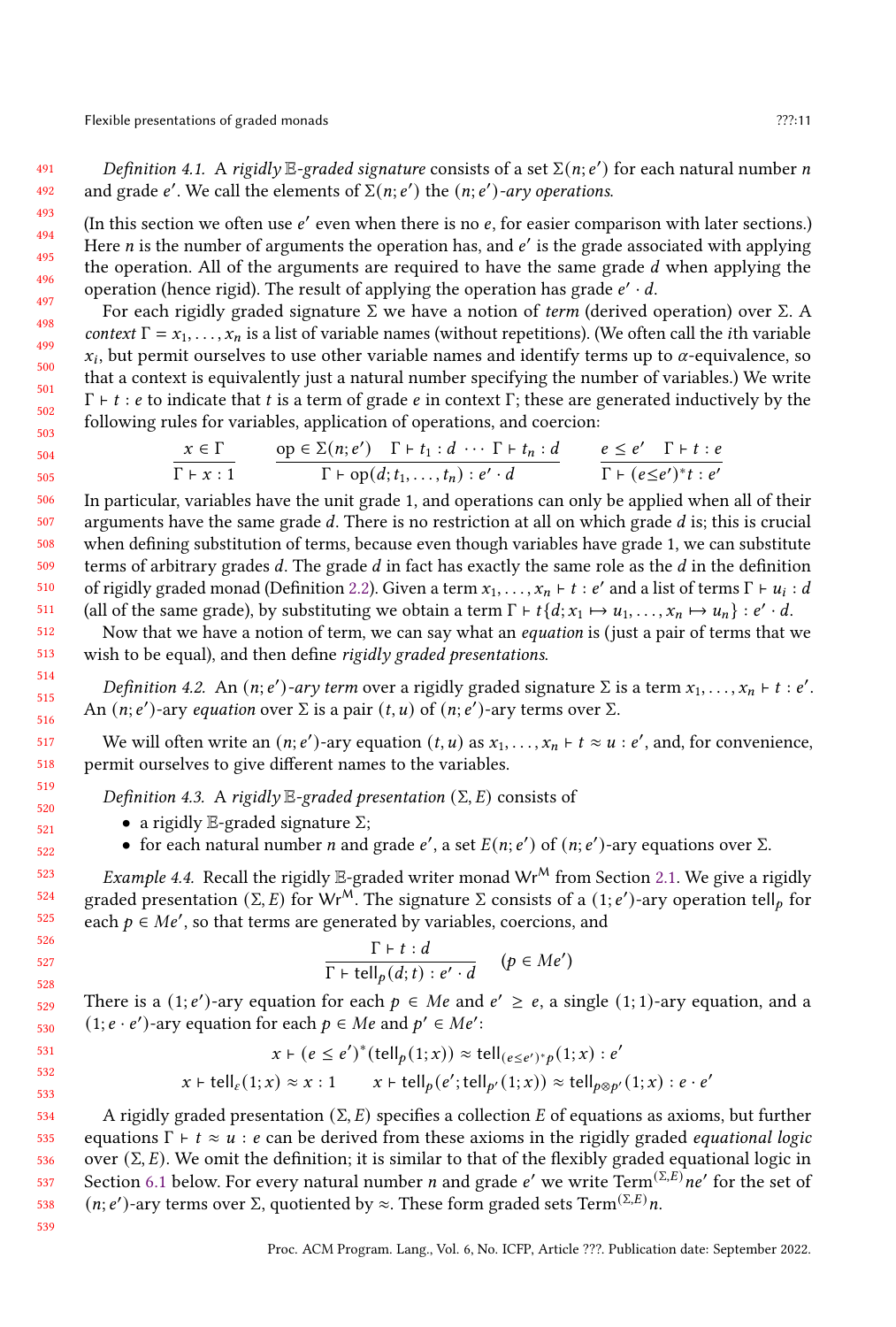*Definition 4.1.* A *rigidly $\mathbb{E}$-graded signature* consists of a set $\Sigma(n; e')$ for each natural number $n$ and grade $e'$. We call the elements of $\Sigma(n; e')$ the *$(n; e')$-ary operations*.

(In this section we often use $e'$ even when there is no $e$, for easier comparison with later sections.) Here $n$ is the number of arguments the operation has, and $e'$ is the grade associated with applying the operation. All of the arguments are required to have the same grade $d$ when applying the operation (hence rigid). The result of applying the operation has grade $e' \cdot d$.

For each rigidly graded signature $\Sigma$ we have a notion of *term* (derived operation) over $\Sigma$. A *context* $\Gamma = x_1, \ldots, x_n$ is a list of variable names (without repetitions). (We often call the $i$th variable $x_i$, but permit ourselves to use other variable names and identify terms up to $\alpha$-equivalence, so that a context is equivalently just a natural number specifying the number of variables.) We write $\Gamma \vdash t : e$ to indicate that $t$ is a term of grade $e$ in context $\Gamma$; these are generated inductively by the following rules for variables, application of operations, and coercion:

$$\frac{x \in \Gamma}{\Gamma \vdash x : 1} \qquad \frac{\mathrm{op} \in \Sigma(n; e') \quad \Gamma \vdash t_1 : d \ \cdots \ \Gamma \vdash t_n : d}{\Gamma \vdash \mathrm{op}(d; t_1, \ldots, t_n) : e' \cdot d} \qquad \frac{e \leq e' \quad \Gamma \vdash t : e}{\Gamma \vdash (e \leq e')^* t : e'}$$

In particular, variables have the unit grade 1, and operations can only be applied when all of their arguments have the same grade $d$. There is no restriction at all on which grade $d$ is; this is crucial when defining substitution of terms, because even though variables have grade 1, we can substitute terms of arbitrary grades $d$. The grade $d$ in fact has exactly the same role as the $d$ in the definition of rigidly graded monad (Definition 2.2). Given a term $x_1, \ldots, x_n \vdash t : e'$ and a list of terms $\Gamma \vdash u_i : d$ (all of the same grade), by substituting we obtain a term $\Gamma \vdash t\{d; x_1 \mapsto u_1, \ldots, x_n \mapsto u_n\} : e' \cdot d$.

Now that we have a notion of term, we can say what an *equation* is (just a pair of terms that we wish to be equal), and then define *rigidly graded presentations*.

*Definition 4.2.* An *$(n; e')$-ary term* over a rigidly graded signature $\Sigma$ is a term $x_1, \ldots, x_n \vdash t : e'$. An $(n; e')$-ary *equation* over $\Sigma$ is a pair $(t, u)$ of $(n; e')$-ary terms over $\Sigma$.

We will often write an $(n; e')$-ary equation $(t, u)$ as $x_1, \ldots, x_n \vdash t \approx u : e'$, and, for convenience, permit ourselves to give different names to the variables.

*Definition 4.3.* A *rigidly $\mathbb{E}$-graded presentation* $(\Sigma, E)$ consists of

- a rigidly $\mathbb{E}$-graded signature $\Sigma$;
- for each natural number $n$ and grade $e'$, a set $E(n; e')$ of $(n; e')$-ary equations over $\Sigma$.

*Example 4.4.* Recall the rigidly $\mathbb{E}$-graded writer monad $\mathrm{Wr}^{\mathsf{M}}$ from Section 2.1. We give a rigidly graded presentation $(\Sigma, E)$ for $\mathrm{Wr}^{\mathsf{M}}$. The signature $\Sigma$ consists of a $(1; e')$-ary operation $\mathrm{tell}_p$ for each $p \in Me'$, so that terms are generated by variables, coercions, and

$$\frac{\Gamma \vdash t : d}{\Gamma \vdash \mathrm{tell}_p(d; t) : e' \cdot d} \quad (p \in Me')$$

There is a $(1; e')$-ary equation for each $p \in Me$ and $e' \geq e$, a single $(1; 1)$-ary equation, and a $(1; e \cdot e')$-ary equation for each $p \in Me$ and $p' \in Me'$:

$$x \vdash (e \leq e')^*(\mathrm{tell}_p(1; x)) \approx \mathrm{tell}_{(e \leq e')^* p}(1; x) : e'$$

$$x \vdash \mathrm{tell}_\varepsilon(1; x) \approx x : 1 \qquad x \vdash \mathrm{tell}_p(e'; \mathrm{tell}_{p'}(1; x)) \approx \mathrm{tell}_{p \otimes p'}(1; x) : e \cdot e'$$

A rigidly graded presentation $(\Sigma, E)$ specifies a collection $E$ of equations as axioms, but further equations $\Gamma \vdash t \approx u : e$ can be derived from these axioms in the rigidly graded *equational logic* over $(\Sigma, E)$. We omit the definition; it is similar to that of the flexibly graded equational logic in Section 6.1 below. For every natural number $n$ and grade $e'$ we write $\mathrm{Term}^{(\Sigma,E)} n e'$ for the set of $(n; e')$-ary terms over $\Sigma$, quotiented by $\approx$. These form graded sets $\mathrm{Term}^{(\Sigma,E)} n$.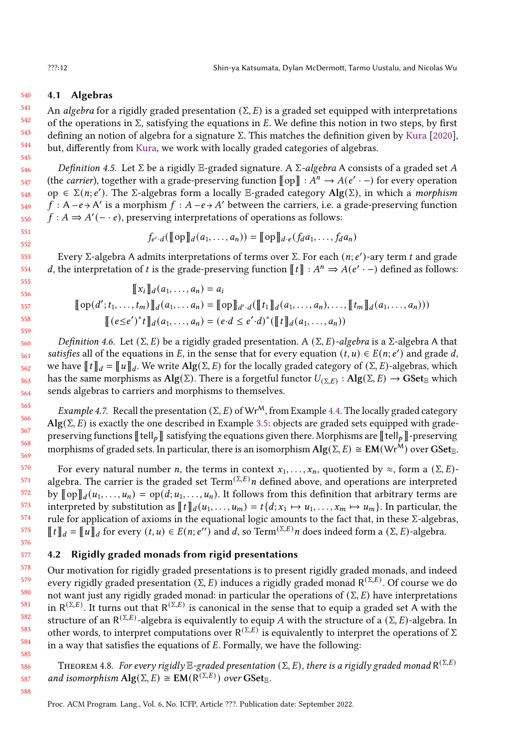### 4.1 Algebras

An *algebra* for a rigidly graded presentation $(\Sigma, E)$ is a graded set equipped with interpretations of the operations in $\Sigma$, satisfying the equations in $E$. We define this notion in two steps, by first defining an notion of algebra for a signature $\Sigma$. This matches the definition given by Kura [2020], but, differently from Kura, we work with locally graded categories of algebras.

*Definition 4.5.* Let $\Sigma$ be a rigidly $\mathbb{E}$-graded signature. A $\Sigma$-*algebra* $\mathsf{A}$ consists of a graded set $A$ (the *carrier*), together with a grade-preserving function $[\![\mathrm{op}]\!] : A^n \to A(e' \cdot -)$ for every operation $\mathrm{op} \in \Sigma(n; e')$. The $\Sigma$-algebras form a locally $\mathbb{E}$-graded category $\mathbf{Alg}(\Sigma)$, in which a *morphism* $f : \mathsf{A} \,{-e\!\!\rightarrow}\, \mathsf{A}'$ is a morphism $f : A \,{-e\!\!\rightarrow}\, A'$ between the carriers, i.e. a grade-preserving function $f : A \Rightarrow A'(- \cdot e)$, preserving interpretations of operations as follows:

$$f_{e' \cdot d}([\![\mathrm{op}]\!]_d(a_1, \ldots, a_n)) = [\![\mathrm{op}]\!]_{d \cdot e}(f_d a_1, \ldots, f_d a_n)$$

Every $\Sigma$-algebra $\mathsf{A}$ admits interpretations of terms over $\Sigma$. For each $(n; e')$-ary term $t$ and grade $d$, the interpretation of $t$ is the grade-preserving function $[\![t]\!] : A^n \Rightarrow A(e' \cdot -)$ defined as follows:

$$\begin{aligned}
[\![x_i]\!]_d(a_1, \ldots, a_n) &= a_i \\
[\![\mathrm{op}(d'; t_1, \ldots, t_m)]\!]_d(a_1, \ldots a_n) &= [\![\mathrm{op}]\!]_{d' \cdot d}([\![t_1]\!]_d(a_1, \ldots, a_n), \ldots, [\![t_m]\!]_d(a_1, \ldots, a_n))) \\
[\![(e {\leq} e')^* t]\!]_d(a_1, \ldots, a_n) &= (e \cdot d \leq e' \cdot d)^*([\![t]\!]_d(a_1, \ldots, a_n))
\end{aligned}$$

*Definition 4.6.* Let $(\Sigma, E)$ be a rigidly graded presentation. A $(\Sigma, E)$-*algebra* is a $\Sigma$-algebra $\mathsf{A}$ that *satisfies* all of the equations in $E$, in the sense that for every equation $(t, u) \in E(n; e')$ and grade $d$, we have $[\![t]\!]_d = [\![u]\!]_d$. We write $\mathbf{Alg}(\Sigma, E)$ for the locally graded category of $(\Sigma, E)$-algebras, which has the same morphisms as $\mathbf{Alg}(\Sigma)$. There is a forgetful functor $U_{(\Sigma,E)} : \mathbf{Alg}(\Sigma, E) \to \mathbf{GSet}_{\mathbb{E}}$ which sends algebras to carriers and morphisms to themselves.

*Example 4.7.* Recall the presentation $(\Sigma, E)$ of $\mathsf{Wr}^{\mathsf{M}}$, from Example 4.4. The locally graded category $\mathbf{Alg}(\Sigma, E)$ is exactly the one described in Example 3.5: objects are graded sets equipped with grade-preserving functions $[\![\mathsf{tell}_p]\!]$ satisfying the equations given there. Morphisms are $[\![\mathsf{tell}_p]\!]$-preserving morphisms of graded sets. In particular, there is an isomorphism $\mathbf{Alg}(\Sigma, E) \cong \mathbf{EM}(\mathsf{Wr}^{\mathsf{M}})$ over $\mathbf{GSet}_{\mathbb{E}}$.

For every natural number $n$, the terms in context $x_1, \ldots, x_n$, quotiented by $\approx$, form a $(\Sigma, E)$-algebra. The carrier is the graded set $\mathrm{Term}^{(\Sigma,E)} n$ defined above, and operations are interpreted by $[\![\mathrm{op}]\!]_d(u_1, \ldots, u_n) = \mathrm{op}(d; u_1, \ldots, u_n)$. It follows from this definition that arbitrary terms are interpreted by substitution as $[\![t]\!]_d(u_1, \ldots, u_m) = t\{d; x_1 \mapsto u_1, \ldots, x_m \mapsto u_m\}$. In particular, the rule for application of axioms in the equational logic amounts to the fact that, in these $\Sigma$-algebras, $[\![t]\!]_d = [\![u]\!]_d$ for every $(t, u) \in E(n; e'')$ and $d$, so $\mathrm{Term}^{(\Sigma,E)} n$ does indeed form a $(\Sigma, E)$-algebra.

### 4.2 Rigidly graded monads from rigid presentations

Our motivation for rigidly graded presentations is to present rigidly graded monads, and indeed every rigidly graded presentation $(\Sigma, E)$ induces a rigidly graded monad $\mathsf{R}^{(\Sigma,E)}$. Of course we do not want just any rigidly graded monad: in particular the operations of $(\Sigma, E)$ have interpretations in $\mathsf{R}^{(\Sigma,E)}$. It turns out that $\mathsf{R}^{(\Sigma,E)}$ is canonical in the sense that to equip a graded set $A$ with the structure of an $\mathsf{R}^{(\Sigma,E)}$-algebra is equivalently to equip $A$ with the structure of a $(\Sigma, E)$-algebra. In other words, to interpret computations over $\mathsf{R}^{(\Sigma,E)}$ is equivalently to interpret the operations of $\Sigma$ in a way that satisfies the equations of $E$. Formally, we have the following:

Theorem 4.8. *For every rigidly $\mathbb{E}$-graded presentation $(\Sigma, E)$, there is a rigidly graded monad $\mathsf{R}^{(\Sigma,E)}$ and isomorphism $\mathbf{Alg}(\Sigma, E) \cong \mathbf{EM}(\mathsf{R}^{(\Sigma,E)})$ over $\mathbf{GSet}_{\mathbb{E}}$.*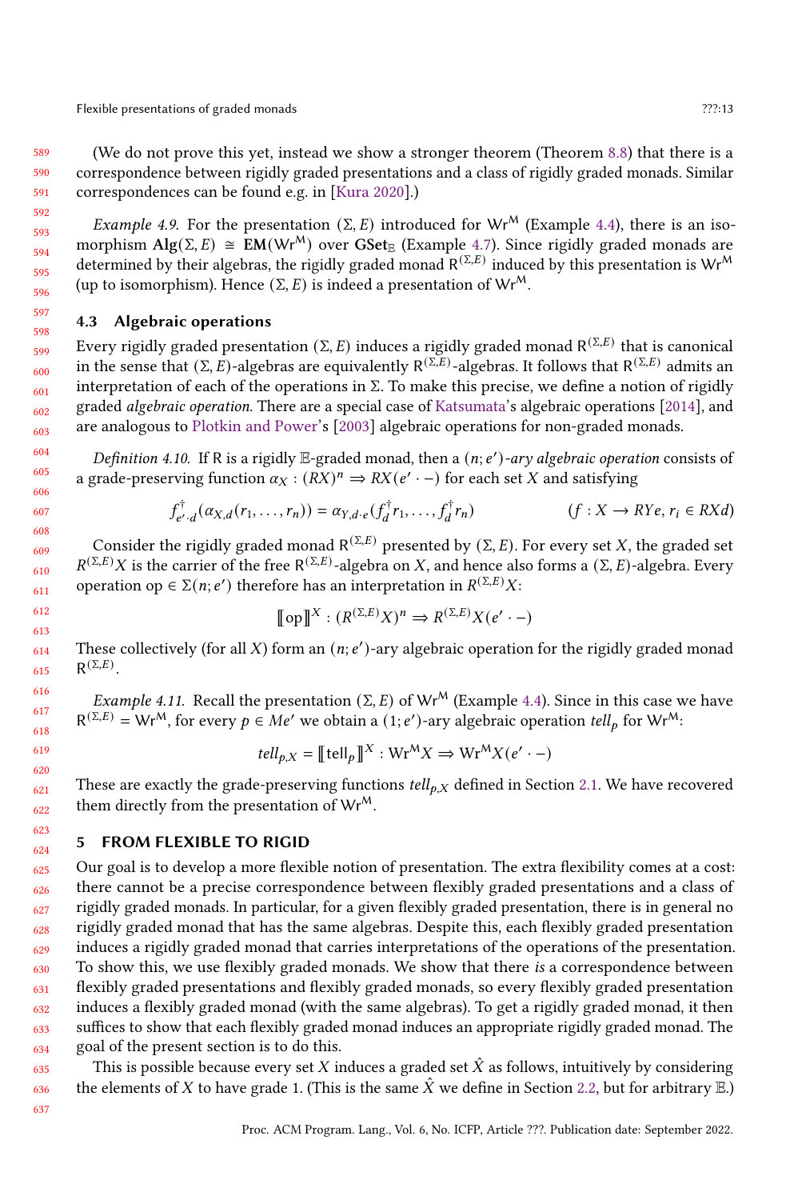(We do not prove this yet, instead we show a stronger theorem (Theorem 8.8) that there is a correspondence between rigidly graded presentations and a class of rigidly graded monads. Similar correspondences can be found e.g. in [Kura 2020].)

*Example 4.9.* For the presentation $(\Sigma, E)$ introduced for $\mathsf{Wr}^{\mathsf{M}}$ (Example 4.4), there is an isomorphism $\mathbf{Alg}(\Sigma, E) \cong \mathbf{EM}(\mathsf{Wr}^{\mathsf{M}})$ over $\mathbf{GSet}_{\mathbb{E}}$ (Example 4.7). Since rigidly graded monads are determined by their algebras, the rigidly graded monad $\mathsf{R}^{(\Sigma,E)}$ induced by this presentation is $\mathsf{Wr}^{\mathsf{M}}$ (up to isomorphism). Hence $(\Sigma, E)$ is indeed a presentation of $\mathsf{Wr}^{\mathsf{M}}$.

### 4.3 Algebraic operations

Every rigidly graded presentation $(\Sigma, E)$ induces a rigidly graded monad $\mathsf{R}^{(\Sigma,E)}$ that is canonical in the sense that $(\Sigma, E)$-algebras are equivalently $\mathsf{R}^{(\Sigma,E)}$-algebras. It follows that $\mathsf{R}^{(\Sigma,E)}$ admits an interpretation of each of the operations in $\Sigma$. To make this precise, we define a notion of rigidly graded *algebraic operation*. There are a special case of Katsumata's algebraic operations [2014], and are analogous to Plotkin and Power's [2003] algebraic operations for non-graded monads.

*Definition 4.10.* If $\mathsf{R}$ is a rigidly $\mathbb{E}$-graded monad, then a $(n; e')$*-ary algebraic operation* consists of a grade-preserving function $\alpha_X : (RX)^n \Rightarrow RX(e' \cdot -)$ for each set $X$ and satisfying

$$f^{\dagger}_{e' \cdot d}(\alpha_{X,d}(r_1, \ldots, r_n)) = \alpha_{Y, d \cdot e}(f^{\dagger}_d r_1, \ldots, f^{\dagger}_d r_n) \qquad\qquad (f : X \to RYe,\ r_i \in RXd)$$

Consider the rigidly graded monad $\mathsf{R}^{(\Sigma,E)}$ presented by $(\Sigma, E)$. For every set $X$, the graded set $R^{(\Sigma,E)}X$ is the carrier of the free $\mathsf{R}^{(\Sigma,E)}$-algebra on $X$, and hence also forms a $(\Sigma, E)$-algebra. Every operation $\mathsf{op} \in \Sigma(n; e')$ therefore has an interpretation in $R^{(\Sigma,E)}X$:

$$[\![\mathsf{op}]\!]^X : (R^{(\Sigma,E)}X)^n \Rightarrow R^{(\Sigma,E)}X(e' \cdot -)$$

These collectively (for all $X$) form an $(n; e')$-ary algebraic operation for the rigidly graded monad $\mathsf{R}^{(\Sigma,E)}$.

*Example 4.11.* Recall the presentation $(\Sigma, E)$ of $\mathsf{Wr}^{\mathsf{M}}$ (Example 4.4). Since in this case we have $\mathsf{R}^{(\Sigma,E)} = \mathsf{Wr}^{\mathsf{M}}$, for every $p \in Me'$ we obtain a $(1; e')$-ary algebraic operation $tell_p$ for $\mathsf{Wr}^{\mathsf{M}}$:

$$tell_{p,X} = [\![\mathsf{tell}_p]\!]^X : \mathrm{Wr}^{\mathsf{M}}X \Rightarrow \mathrm{Wr}^{\mathsf{M}}X(e' \cdot -)$$

These are exactly the grade-preserving functions $tell_{p,X}$ defined in Section 2.1. We have recovered them directly from the presentation of $\mathsf{Wr}^{\mathsf{M}}$.

## 5 FROM FLEXIBLE TO RIGID

Our goal is to develop a more flexible notion of presentation. The extra flexibility comes at a cost: there cannot be a precise correspondence between flexibly graded presentations and a class of rigidly graded monads. In particular, for a given flexibly graded presentation, there is in general no rigidly graded monad that has the same algebras. Despite this, each flexibly graded presentation induces a rigidly graded monad that carries interpretations of the operations of the presentation. To show this, we use flexibly graded monads. We show that there *is* a correspondence between flexibly graded presentations and flexibly graded monads, so every flexibly graded presentation induces a flexibly graded monad (with the same algebras). To get a rigidly graded monad, it then suffices to show that each flexibly graded monad induces an appropriate rigidly graded monad. The goal of the present section is to do this.

This is possible because every set $X$ induces a graded set $\hat{X}$ as follows, intuitively by considering the elements of $X$ to have grade 1. (This is the same $\hat{X}$ we define in Section 2.2, but for arbitrary $\mathbb{E}$.)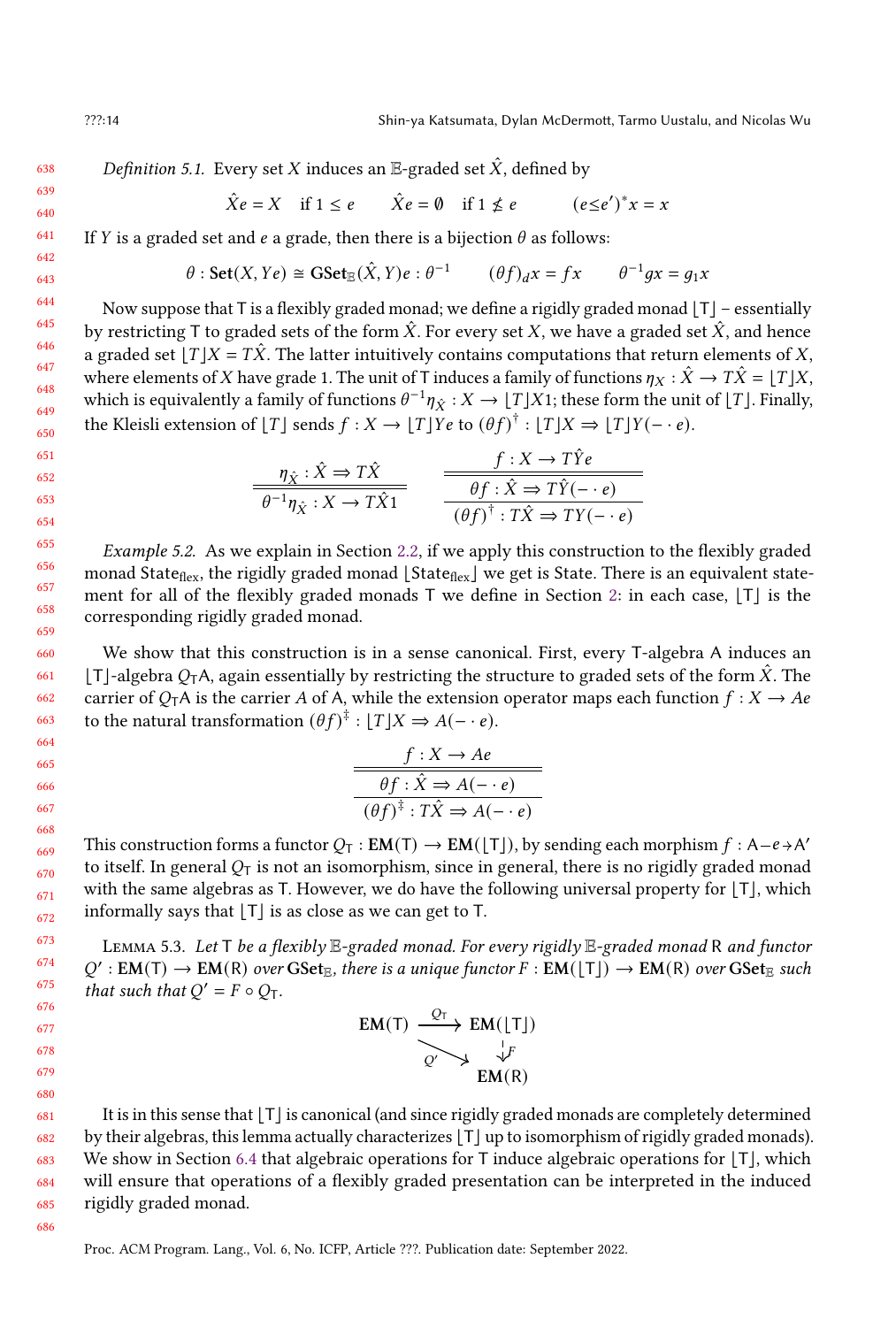*Definition 5.1.* Every set $X$ induces an $\mathbb{E}$-graded set $\hat{X}$, defined by

$$\hat{X}e = X \quad \text{if } 1 \leq e \qquad \hat{X}e = \emptyset \quad \text{if } 1 \nleq e \qquad (e{\leq}e')^* x = x$$

If $Y$ is a graded set and $e$ a grade, then there is a bijection $\theta$ as follows:

$$\theta : \mathbf{Set}(X, Ye) \cong \mathbf{GSet}_{\mathbb{E}}(\hat{X}, Y)e : \theta^{-1} \qquad (\theta f)_d x = fx \qquad \theta^{-1} g x = g_1 x$$

Now suppose that $\mathsf{T}$ is a flexibly graded monad; we define a rigidly graded monad $\lfloor \mathsf{T} \rfloor$ – essentially by restricting $\mathsf{T}$ to graded sets of the form $\hat{X}$. For every set $X$, we have a graded set $\hat{X}$, and hence a graded set $\lfloor T \rfloor X = T\hat{X}$. The latter intuitively contains computations that return elements of $X$, where elements of $X$ have grade 1. The unit of $\mathsf{T}$ induces a family of functions $\eta_X : \hat{X} \to T\hat{X} = \lfloor T \rfloor X$, which is equivalently a family of functions $\theta^{-1}\eta_{\hat{X}} : X \to \lfloor T \rfloor X 1$; these form the unit of $\lfloor T \rfloor$. Finally, the Kleisli extension of $\lfloor T \rfloor$ sends $f : X \to \lfloor T \rfloor Ye$ to $(\theta f)^\dagger : \lfloor T \rfloor X \Rightarrow \lfloor T \rfloor Y(- \cdot e)$.

$$\frac{\eta_{\hat{X}} : \hat{X} \Rightarrow T\hat{X}}{\theta^{-1}\eta_{\hat{X}} : X \to T\hat{X}1} \qquad \frac{\dfrac{f : X \to T\hat{Y}e}{\theta f : \hat{X} \Rightarrow T\hat{Y}(- \cdot e)}}{(\theta f)^\dagger : T\hat{X} \Rightarrow TY(- \cdot e)}$$

*Example 5.2.* As we explain in Section 2.2, if we apply this construction to the flexibly graded monad $\mathsf{State}_{\mathrm{flex}}$, the rigidly graded monad $\lfloor \mathsf{State}_{\mathrm{flex}} \rfloor$ we get is State. There is an equivalent statement for all of the flexibly graded monads $\mathsf{T}$ we define in Section 2: in each case, $\lfloor \mathsf{T} \rfloor$ is the corresponding rigidly graded monad.

We show that this construction is in a sense canonical. First, every $\mathsf{T}$-algebra $\mathsf{A}$ induces an $\lfloor \mathsf{T} \rfloor$-algebra $Q_{\mathsf{T}}\mathsf{A}$, again essentially by restricting the structure to graded sets of the form $\hat{X}$. The carrier of $Q_{\mathsf{T}}\mathsf{A}$ is the carrier $A$ of $\mathsf{A}$, while the extension operator maps each function $f : X \to Ae$ to the natural transformation $(\theta f)^\ddagger : \lfloor T \rfloor X \Rightarrow A(- \cdot e)$.

$$\frac{\dfrac{f : X \to Ae}{\theta f : \hat{X} \Rightarrow A(- \cdot e)}}{(\theta f)^\ddagger : T\hat{X} \Rightarrow A(- \cdot e)}$$

This construction forms a functor $Q_{\mathsf{T}} : \mathbf{EM}(\mathsf{T}) \to \mathbf{EM}(\lfloor \mathsf{T} \rfloor)$, by sending each morphism $f : \mathsf{A} {-}e{\to} \mathsf{A}'$ to itself. In general $Q_{\mathsf{T}}$ is not an isomorphism, since in general, there is no rigidly graded monad with the same algebras as $\mathsf{T}$. However, we do have the following universal property for $\lfloor \mathsf{T} \rfloor$, which informally says that $\lfloor \mathsf{T} \rfloor$ is as close as we can get to $\mathsf{T}$.

Lemma 5.3. *Let $\mathsf{T}$ be a flexibly $\mathbb{E}$-graded monad. For every rigidly $\mathbb{E}$-graded monad $\mathsf{R}$ and functor $Q' : \mathbf{EM}(\mathsf{T}) \to \mathbf{EM}(\mathsf{R})$ over $\mathbf{GSet}_{\mathbb{E}}$, there is a unique functor $F : \mathbf{EM}(\lfloor \mathsf{T} \rfloor) \to \mathbf{EM}(\mathsf{R})$ over $\mathbf{GSet}_{\mathbb{E}}$ such that such that $Q' = F \circ Q_{\mathsf{T}}$.*

$$\begin{array}{ccc} \mathbf{EM}(\mathsf{T}) & \xrightarrow{Q_{\mathsf{T}}} & \mathbf{EM}(\lfloor \mathsf{T} \rfloor) \\ & \searrow^{Q'} & \downarrow F \\ & & \mathbf{EM}(\mathsf{R}) \end{array}$$

It is in this sense that $\lfloor T \rfloor$ is canonical (and since rigidly graded monads are completely determined by their algebras, this lemma actually characterizes $\lfloor T \rfloor$ up to isomorphism of rigidly graded monads). We show in Section 6.4 that algebraic operations for $\mathsf{T}$ induce algebraic operations for $\lfloor \mathsf{T} \rfloor$, which will ensure that operations of a flexibly graded presentation can be interpreted in the induced rigidly graded monad.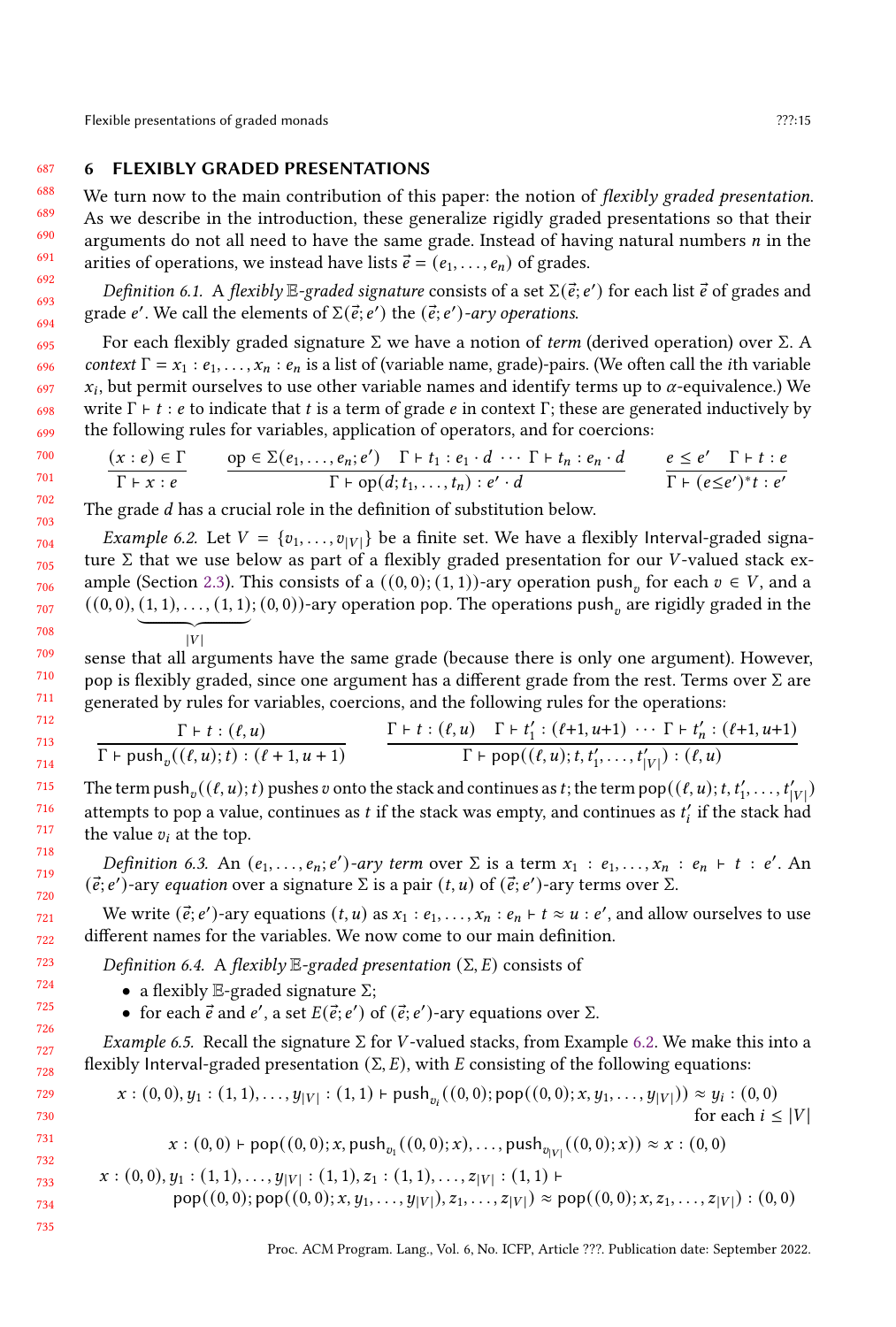# 6 FLEXIBLY GRADED PRESENTATIONS

We turn now to the main contribution of this paper: the notion of *flexibly graded presentation*. As we describe in the introduction, these generalize rigidly graded presentations so that their arguments do not all need to have the same grade. Instead of having natural numbers $n$ in the arities of operations, we instead have lists $\vec{e} = (e_1, \dots, e_n)$ of grades.

*Definition 6.1.* A *flexibly $\mathbb{E}$-graded signature* consists of a set $\Sigma(\vec{e}; e')$ for each list $\vec{e}$ of grades and grade $e'$. We call the elements of $\Sigma(\vec{e}; e')$ the *$(\vec{e}; e')$-ary operations*.

For each flexibly graded signature $\Sigma$ we have a notion of *term* (derived operation) over $\Sigma$. A *context* $\Gamma = x_1 : e_1, \dots, x_n : e_n$ is a list of (variable name, grade)-pairs. (We often call the $i$th variable $x_i$, but permit ourselves to use other variable names and identify terms up to $\alpha$-equivalence.) We write $\Gamma \vdash t : e$ to indicate that $t$ is a term of grade $e$ in context $\Gamma$; these are generated inductively by the following rules for variables, application of operators, and for coercions:

$$\frac{(x : e) \in \Gamma}{\Gamma \vdash x : e} \qquad \frac{\mathsf{op} \in \Sigma(e_1, \dots, e_n; e') \quad \Gamma \vdash t_1 : e_1 \cdot d \ \cdots \ \Gamma \vdash t_n : e_n \cdot d}{\Gamma \vdash \mathsf{op}(d; t_1, \dots, t_n) : e' \cdot d} \qquad \frac{e \le e' \quad \Gamma \vdash t : e}{\Gamma \vdash (e \le e')^* t : e'}$$

The grade $d$ has a crucial role in the definition of substitution below.

*Example 6.2.* Let $V = \{v_1, \dots, v_{|V|}\}$ be a finite set. We have a flexibly $\mathsf{Interval}$-graded signature $\Sigma$ that we use below as part of a flexibly graded presentation for our $V$-valued stack example (Section 2.3). This consists of a $((0,0); (1,1))$-ary operation $\mathsf{push}_v$ for each $v \in V$, and a $((0,0), \underbrace{(1,1), \dots, (1,1)}_{|V|}; (0,0))$-ary operation $\mathsf{pop}$. The operations $\mathsf{push}_v$ are rigidly graded in the sense that all arguments have the same grade (because there is only one argument). However, $\mathsf{pop}$ is flexibly graded, since one argument has a different grade from the rest. Terms over $\Sigma$ are generated by rules for variables, coercions, and the following rules for the operations:

$$\frac{\Gamma \vdash t : (\ell, u)}{\Gamma \vdash \mathsf{push}_v((\ell, u); t) : (\ell + 1, u + 1)} \qquad \frac{\Gamma \vdash t : (\ell, u) \quad \Gamma \vdash t'_1 : (\ell{+}1, u{+}1) \ \cdots \ \Gamma \vdash t'_n : (\ell{+}1, u{+}1)}{\Gamma \vdash \mathsf{pop}((\ell, u); t, t'_1, \dots, t'_{|V|}) : (\ell, u)}$$

The term $\mathsf{push}_v((\ell, u); t)$ pushes $v$ onto the stack and continues as $t$; the term $\mathsf{pop}((\ell, u); t, t'_1, \dots, t'_{|V|})$ attempts to pop a value, continues as $t$ if the stack was empty, and continues as $t'_i$ if the stack had the value $v_i$ at the top.

*Definition 6.3.* An *$(e_1, \dots, e_n; e')$-ary term* over $\Sigma$ is a term $x_1 : e_1, \dots, x_n : e_n \vdash t : e'$. An *$(\vec{e}; e')$-ary equation* over a signature $\Sigma$ is a pair $(t, u)$ of $(\vec{e}; e')$-ary terms over $\Sigma$.

We write $(\vec{e}; e')$-ary equations $(t, u)$ as $x_1 : e_1, \dots, x_n : e_n \vdash t \approx u : e'$, and allow ourselves to use different names for the variables. We now come to our main definition.

*Definition 6.4.* A *flexibly $\mathbb{E}$-graded presentation* $(\Sigma, E)$ consists of

- a flexibly $\mathbb{E}$-graded signature $\Sigma$;
- for each $\vec{e}$ and $e'$, a set $E(\vec{e}; e')$ of $(\vec{e}; e')$-ary equations over $\Sigma$.

*Example 6.5.* Recall the signature $\Sigma$ for $V$-valued stacks, from Example 6.2. We make this into a flexibly $\mathsf{Interval}$-graded presentation $(\Sigma, E)$, with $E$ consisting of the following equations:

$$x : (0,0), y_1 : (1,1), \dots, y_{|V|} : (1,1) \vdash \mathsf{push}_{v_i}((0,0); \mathsf{pop}((0,0); x, y_1, \dots, y_{|V|})) \approx y_i : (0,0) \qquad \text{for each } i \le |V|$$

$$x : (0,0) \vdash \mathsf{pop}((0,0); x, \mathsf{push}_{v_1}((0,0); x), \dots, \mathsf{push}_{v_{|V|}}((0,0); x)) \approx x : (0,0)$$

$$x : (0,0), y_1 : (1,1), \dots, y_{|V|} : (1,1), z_1 : (1,1), \dots, z_{|V|} : (1,1) \vdash \mathsf{pop}((0,0); \mathsf{pop}((0,0); x, y_1, \dots, y_{|V|}), z_1, \dots, z_{|V|}) \approx \mathsf{pop}((0,0); x, z_1, \dots, z_{|V|}) : (0,0)$$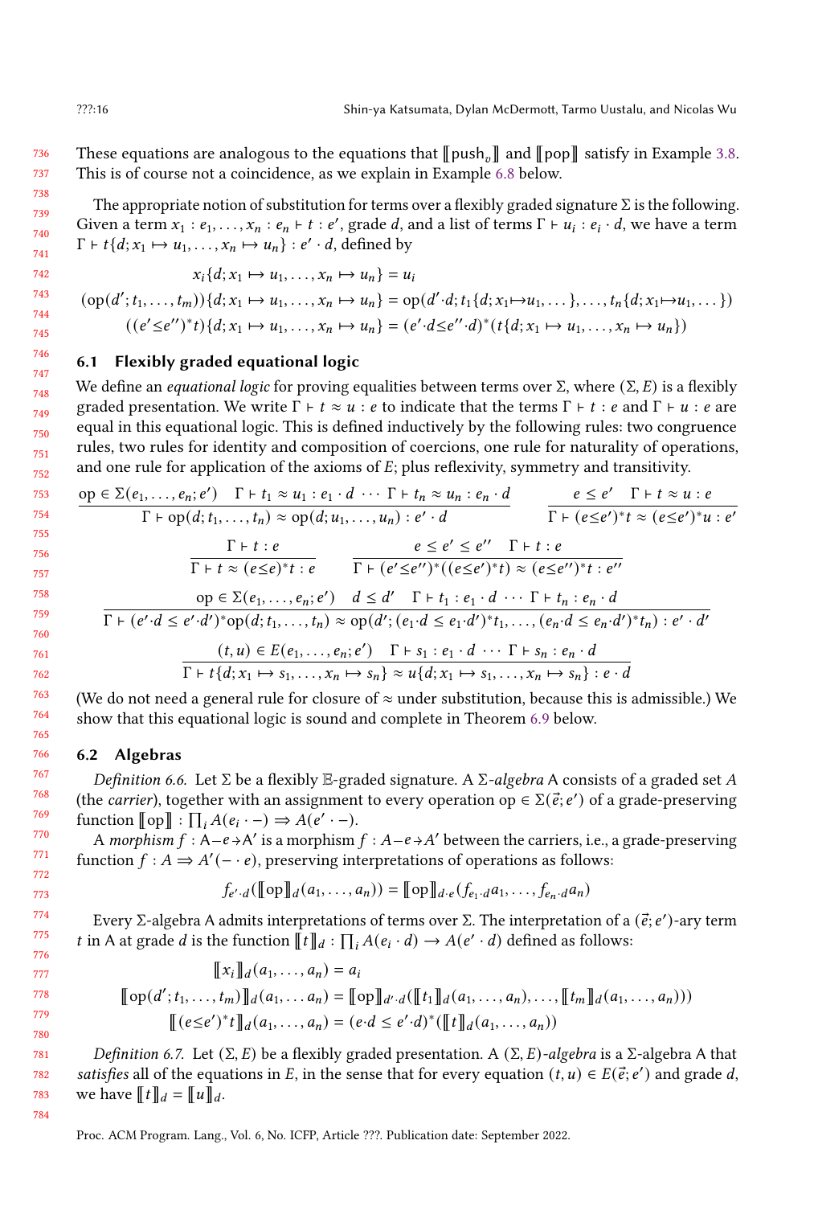These equations are analogous to the equations that $[\![\text{push}_v]\!]$ and $[\![\text{pop}]\!]$ satisfy in Example 3.8. This is of course not a coincidence, as we explain in Example 6.8 below.

The appropriate notion of substitution for terms over a flexibly graded signature $\Sigma$ is the following. Given a term $x_1 : e_1, \ldots, x_n : e_n \vdash t : e'$, grade $d$, and a list of terms $\Gamma \vdash u_i : e_i \cdot d$, we have a term $\Gamma \vdash t\{d; x_1 \mapsto u_1, \ldots, x_n \mapsto u_n\} : e' \cdot d$, defined by

$$x_i\{d; x_1 \mapsto u_1, \ldots, x_n \mapsto u_n\} = u_i$$

$$(\text{op}(d'; t_1, \ldots, t_m))\{d; x_1 \mapsto u_1, \ldots, x_n \mapsto u_n\} = \text{op}(d' \cdot d; t_1\{d; x_1 \mapsto u_1, \ldots\}, \ldots, t_n\{d; x_1 \mapsto u_1, \ldots\})$$

$$((e' \leq e'')^* t)\{d; x_1 \mapsto u_1, \ldots, x_n \mapsto u_n\} = (e' \cdot d \leq e'' \cdot d)^*(t\{d; x_1 \mapsto u_1, \ldots, x_n \mapsto u_n\})$$

## 6.1 Flexibly graded equational logic

We define an *equational logic* for proving equalities between terms over $\Sigma$, where $(\Sigma, E)$ is a flexibly graded presentation. We write $\Gamma \vdash t \approx u : e$ to indicate that the terms $\Gamma \vdash t : e$ and $\Gamma \vdash u : e$ are equal in this equational logic. This is defined inductively by the following rules: two congruence rules, two rules for identity and composition of coercions, one rule for naturality of operations, and one rule for application of the axioms of $E$; plus reflexivity, symmetry and transitivity.

$$\frac{\text{op} \in \Sigma(e_1, \ldots, e_n; e') \quad \Gamma \vdash t_1 \approx u_1 : e_1 \cdot d \ \cdots \ \Gamma \vdash t_n \approx u_n : e_n \cdot d}{\Gamma \vdash \text{op}(d; t_1, \ldots, t_n) \approx \text{op}(d; u_1, \ldots, u_n) : e' \cdot d} \qquad \frac{e \leq e' \quad \Gamma \vdash t \approx u : e}{\Gamma \vdash (e \leq e')^* t \approx (e \leq e')^* u : e'}$$

$$\frac{\Gamma \vdash t : e}{\Gamma \vdash t \approx (e \leq e)^* t : e} \qquad \frac{e \leq e' \leq e'' \quad \Gamma \vdash t : e}{\Gamma \vdash (e' \leq e'')^*((e \leq e')^* t) \approx (e \leq e'')^* t : e''}$$

$$\frac{\text{op} \in \Sigma(e_1, \ldots, e_n; e') \quad d \leq d' \quad \Gamma \vdash t_1 : e_1 \cdot d \ \cdots \ \Gamma \vdash t_n : e_n \cdot d}{\Gamma \vdash (e' \cdot d \leq e' \cdot d')^* \text{op}(d; t_1, \ldots, t_n) \approx \text{op}(d'; (e_1 \cdot d \leq e_1 \cdot d')^* t_1, \ldots, (e_n \cdot d \leq e_n \cdot d')^* t_n) : e' \cdot d'}$$

$$\frac{(t, u) \in E(e_1, \ldots, e_n; e') \quad \Gamma \vdash s_1 : e_1 \cdot d \ \cdots \ \Gamma \vdash s_n : e_n \cdot d}{\Gamma \vdash t\{d; x_1 \mapsto s_1, \ldots, x_n \mapsto s_n\} \approx u\{d; x_1 \mapsto s_1, \ldots, x_n \mapsto s_n\} : e \cdot d}$$

(We do not need a general rule for closure of $\approx$ under substitution, because this is admissible.) We show that this equational logic is sound and complete in Theorem 6.9 below.

## 6.2 Algebras

*Definition 6.6.* Let $\Sigma$ be a flexibly $\mathbb{E}$-graded signature. A $\Sigma$-*algebra* $\mathsf{A}$ consists of a graded set $A$ (the *carrier*), together with an assignment to every operation $\text{op} \in \Sigma(\vec{e}; e')$ of a grade-preserving function $[\![\text{op}]\!] : \prod_i A(e_i \cdot -) \Rightarrow A(e' \cdot -)$.

A *morphism* $f : \mathsf{A} - e \to \mathsf{A}'$ is a morphism $f : A - e \to A'$ between the carriers, i.e., a grade-preserving function $f : A \Rightarrow A'(- \cdot e)$, preserving interpretations of operations as follows:

$$f_{e' \cdot d}([\![\text{op}]\!]_d(a_1, \ldots, a_n)) = [\![\text{op}]\!]_{d \cdot e}(f_{e_1 \cdot d} a_1, \ldots, f_{e_n \cdot d} a_n)$$

Every $\Sigma$-algebra $\mathsf{A}$ admits interpretations of terms over $\Sigma$. The interpretation of a $(\vec{e}; e')$-ary term $t$ in $\mathsf{A}$ at grade $d$ is the function $[\![t]\!]_d : \prod_i A(e_i \cdot d) \to A(e' \cdot d)$ defined as follows:

$$[\![x_i]\!]_d(a_1, \ldots, a_n) = a_i$$

$$[\![\text{op}(d'; t_1, \ldots, t_m)]\!]_d(a_1, \ldots a_n) = [\![\text{op}]\!]_{d' \cdot d}([\![t_1]\!]_d(a_1, \ldots, a_n), \ldots, [\![t_m]\!]_d(a_1, \ldots, a_n)))$$

$$[\![(e \leq e')^* t]\!]_d(a_1, \ldots, a_n) = (e \cdot d \leq e' \cdot d)^*([\![t]\!]_d(a_1, \ldots, a_n))$$

*Definition 6.7.* Let $(\Sigma, E)$ be a flexibly graded presentation. A $(\Sigma, E)$-*algebra* is a $\Sigma$-algebra $\mathsf{A}$ that *satisfies* all of the equations in $E$, in the sense that for every equation $(t, u) \in E(\vec{e}; e')$ and grade $d$, we have $[\![t]\!]_d = [\![u]\!]_d$.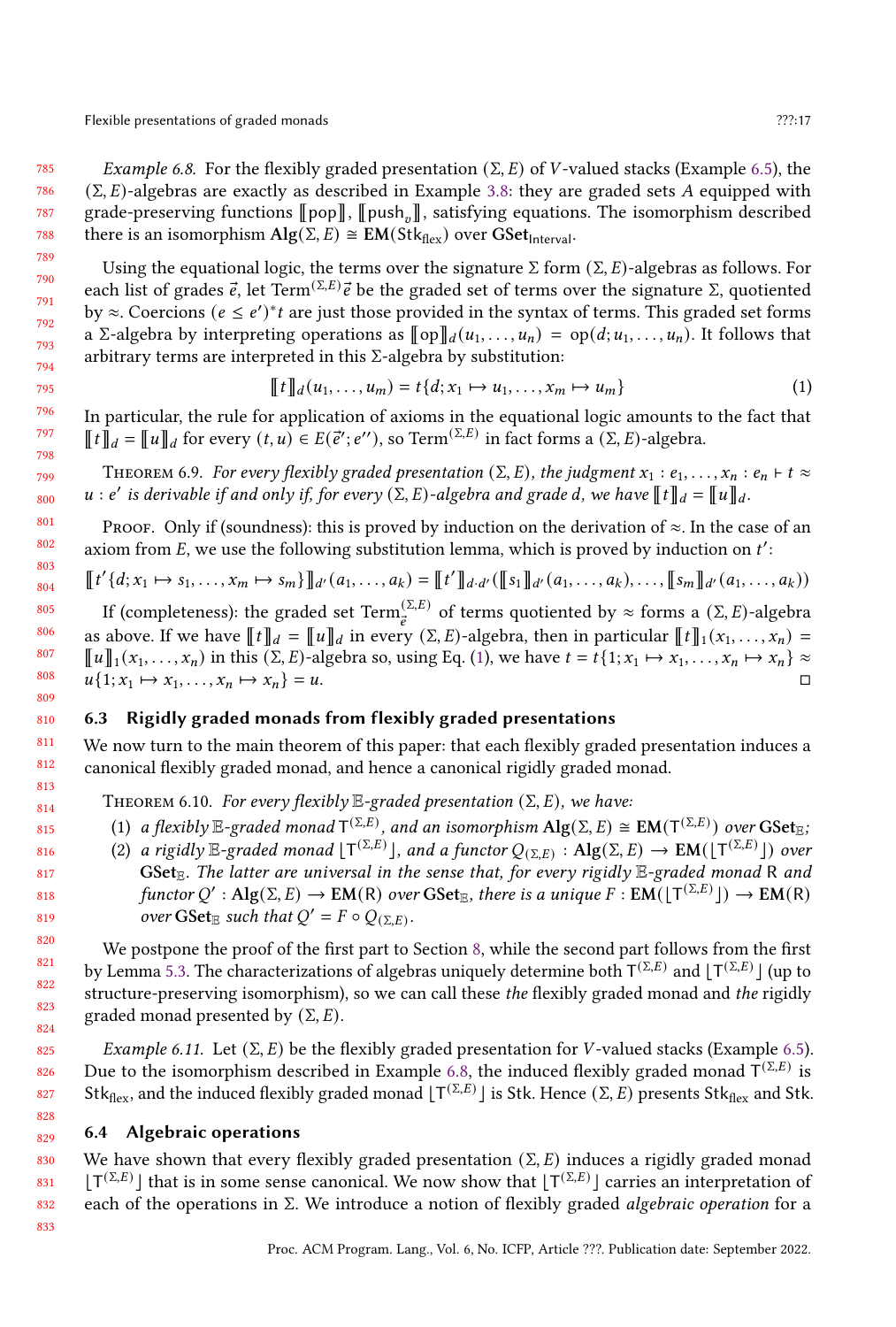*Example 6.8.* For the flexibly graded presentation $(\Sigma, E)$ of $V$-valued stacks (Example 6.5), the $(\Sigma, E)$-algebras are exactly as described in Example 3.8: they are graded sets $A$ equipped with grade-preserving functions $[\![\mathrm{pop}]\!]$, $[\![\mathrm{push}_v]\!]$, satisfying equations. The isomorphism described there is an isomorphism $\mathbf{Alg}(\Sigma, E) \cong \mathbf{EM}(\mathsf{Stk}_{\mathrm{flex}})$ over $\mathbf{GSet}_{\mathsf{Interval}}$.

Using the equational logic, the terms over the signature $\Sigma$ form $(\Sigma, E)$-algebras as follows. For each list of grades $\vec{e}$, let $\mathrm{Term}^{(\Sigma,E)}\vec{e}$ be the graded set of terms over the signature $\Sigma$, quotiented by $\approx$. Coercions $(e \leq e')^* t$ are just those provided in the syntax of terms. This graded set forms a $\Sigma$-algebra by interpreting operations as $[\![\mathrm{op}]\!]_d(u_1, \ldots, u_n) = \mathrm{op}(d; u_1, \ldots, u_n)$. It follows that arbitrary terms are interpreted in this $\Sigma$-algebra by substitution:

$$[\![t]\!]_d(u_1, \ldots, u_m) = t\{d; x_1 \mapsto u_1, \ldots, x_m \mapsto u_m\} \tag{1}$$

In particular, the rule for application of axioms in the equational logic amounts to the fact that $[\![t]\!]_d = [\![u]\!]_d$ for every $(t, u) \in E(\vec{e}'; e'')$, so $\mathrm{Term}^{(\Sigma,E)}$ in fact forms a $(\Sigma, E)$-algebra.

Theorem 6.9. *For every flexibly graded presentation $(\Sigma, E)$, the judgment $x_1 : e_1, \ldots, x_n : e_n \vdash t \approx u : e'$ is derivable if and only if, for every $(\Sigma, E)$-algebra and grade $d$, we have $[\![t]\!]_d = [\![u]\!]_d$.*

Proof. Only if (soundness): this is proved by induction on the derivation of $\approx$. In the case of an axiom from $E$, we use the following substitution lemma, which is proved by induction on $t'$:

$$[\![t'\{d; x_1 \mapsto s_1, \ldots, x_m \mapsto s_m\}]\!]_{d'}(a_1, \ldots, a_k) = [\![t']\!]_{d \cdot d'}([\![s_1]\!]_{d'}(a_1, \ldots, a_k), \ldots, [\![s_m]\!]_{d'}(a_1, \ldots, a_k))$$

If (completeness): the graded set $\mathrm{Term}^{(\Sigma,E)}_{\vec{e}}$ of terms quotiented by $\approx$ forms a $(\Sigma, E)$-algebra as above. If we have $[\![t]\!]_d = [\![u]\!]_d$ in every $(\Sigma, E)$-algebra, then in particular $[\![t]\!]_1(x_1, \ldots, x_n) = [\![u]\!]_1(x_1, \ldots, x_n)$ in this $(\Sigma, E)$-algebra so, using Eq. (1), we have $t = t\{1; x_1 \mapsto x_1, \ldots, x_n \mapsto x_n\} \approx u\{1; x_1 \mapsto x_1, \ldots, x_n \mapsto x_n\} = u$. □

## 6.3 Rigidly graded monads from flexibly graded presentations

We now turn to the main theorem of this paper: that each flexibly graded presentation induces a canonical flexibly graded monad, and hence a canonical rigidly graded monad.

Theorem 6.10. *For every flexibly $\mathbb{E}$-graded presentation $(\Sigma, E)$, we have:*

1. *a flexibly $\mathbb{E}$-graded monad $\mathsf{T}^{(\Sigma,E)}$, and an isomorphism $\mathbf{Alg}(\Sigma, E) \cong \mathbf{EM}(\mathsf{T}^{(\Sigma,E)})$ over $\mathbf{GSet}_{\mathbb{E}}$;*
2. *a rigidly $\mathbb{E}$-graded monad $\lfloor \mathsf{T}^{(\Sigma,E)} \rfloor$, and a functor $Q_{(\Sigma,E)} : \mathbf{Alg}(\Sigma, E) \to \mathbf{EM}(\lfloor \mathsf{T}^{(\Sigma,E)} \rfloor)$ over $\mathbf{GSet}_{\mathbb{E}}$. The latter are universal in the sense that, for every rigidly $\mathbb{E}$-graded monad $\mathsf{R}$ and functor $Q' : \mathbf{Alg}(\Sigma, E) \to \mathbf{EM}(\mathsf{R})$ over $\mathbf{GSet}_{\mathbb{E}}$, there is a unique $F : \mathbf{EM}(\lfloor \mathsf{T}^{(\Sigma,E)} \rfloor) \to \mathbf{EM}(\mathsf{R})$ over $\mathbf{GSet}_{\mathbb{E}}$ such that $Q' = F \circ Q_{(\Sigma,E)}$.*

We postpone the proof of the first part to Section 8, while the second part follows from the first by Lemma 5.3. The characterizations of algebras uniquely determine both $\mathsf{T}^{(\Sigma,E)}$ and $\lfloor \mathsf{T}^{(\Sigma,E)} \rfloor$ (up to structure-preserving isomorphism), so we can call these *the* flexibly graded monad and *the* rigidly graded monad presented by $(\Sigma, E)$.

*Example 6.11.* Let $(\Sigma, E)$ be the flexibly graded presentation for $V$-valued stacks (Example 6.5). Due to the isomorphism described in Example 6.8, the induced flexibly graded monad $\mathsf{T}^{(\Sigma,E)}$ is $\mathsf{Stk}_{\mathrm{flex}}$, and the induced flexibly graded monad $\lfloor \mathsf{T}^{(\Sigma,E)} \rfloor$ is $\mathsf{Stk}$. Hence $(\Sigma, E)$ presents $\mathsf{Stk}_{\mathrm{flex}}$ and $\mathsf{Stk}$.

## 6.4 Algebraic operations

We have shown that every flexibly graded presentation $(\Sigma, E)$ induces a rigidly graded monad $\lfloor \mathsf{T}^{(\Sigma,E)} \rfloor$ that is in some sense canonical. We now show that $\lfloor \mathsf{T}^{(\Sigma,E)} \rfloor$ carries an interpretation of each of the operations in $\Sigma$. We introduce a notion of flexibly graded *algebraic operation* for a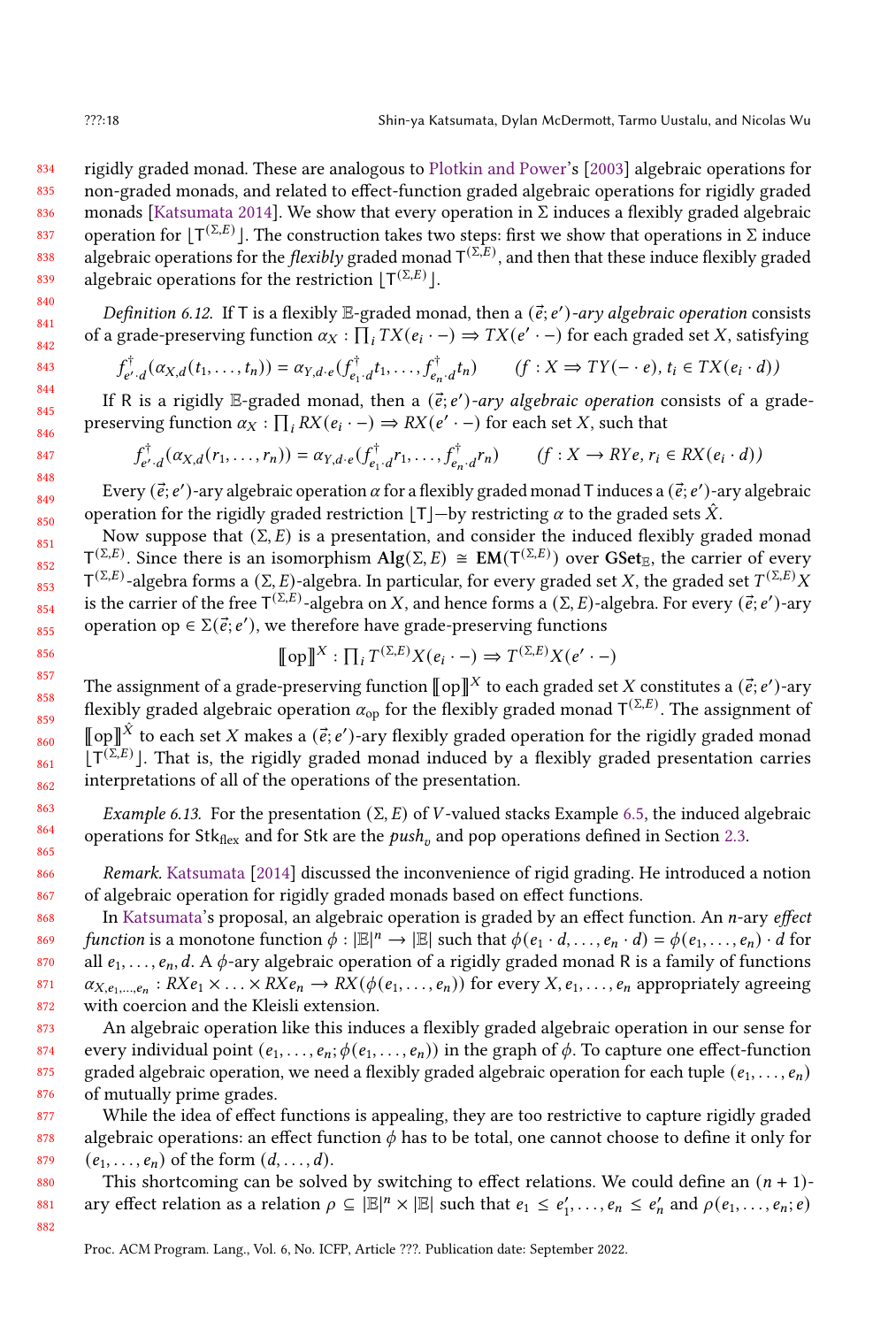rigidly graded monad. These are analogous to Plotkin and Power's [2003] algebraic operations for non-graded monads, and related to effect-function graded algebraic operations for rigidly graded monads [Katsumata 2014]. We show that every operation in $\Sigma$ induces a flexibly graded algebraic operation for $\lfloor \mathsf{T}^{(\Sigma,E)} \rfloor$. The construction takes two steps: first we show that operations in $\Sigma$ induce algebraic operations for the *flexibly* graded monad $\mathsf{T}^{(\Sigma,E)}$, and then that these induce flexibly graded algebraic operations for the restriction $\lfloor \mathsf{T}^{(\Sigma,E)} \rfloor$.

*Definition 6.12.* If $\mathsf{T}$ is a flexibly $\mathbb{E}$-graded monad, then a *$(\vec{e}; e')$-ary algebraic operation* consists of a grade-preserving function $\alpha_X : \prod_i TX(e_i \cdot -) \Rightarrow TX(e' \cdot -)$ for each graded set $X$, satisfying

$$f^{\dagger}_{e' \cdot d}(\alpha_{X,d}(t_1, \ldots, t_n)) = \alpha_{Y, d \cdot e}(f^{\dagger}_{e_1 \cdot d} t_1, \ldots, f^{\dagger}_{e_n \cdot d} t_n) \qquad (f : X \Rightarrow TY(- \cdot e),\, t_i \in TX(e_i \cdot d))$$

If $\mathsf{R}$ is a rigidly $\mathbb{E}$-graded monad, then a *$(\vec{e}; e')$-ary algebraic operation* consists of a grade-preserving function $\alpha_X : \prod_i RX(e_i \cdot -) \Rightarrow RX(e' \cdot -)$ for each set $X$, such that

$$f^{\dagger}_{e' \cdot d}(\alpha_{X,d}(r_1, \ldots, r_n)) = \alpha_{Y, d \cdot e}(f^{\dagger}_{e_1 \cdot d} r_1, \ldots, f^{\dagger}_{e_n \cdot d} r_n) \qquad (f : X \to RYe,\, r_i \in RX(e_i \cdot d))$$

Every $(\vec{e}; e')$-ary algebraic operation $\alpha$ for a flexibly graded monad $\mathsf{T}$ induces a $(\vec{e}; e')$-ary algebraic operation for the rigidly graded restriction $\lfloor \mathsf{T} \rfloor$—by restricting $\alpha$ to the graded sets $\hat{X}$.

Now suppose that $(\Sigma, E)$ is a presentation, and consider the induced flexibly graded monad $\mathsf{T}^{(\Sigma,E)}$. Since there is an isomorphism $\mathbf{Alg}(\Sigma, E) \cong \mathbf{EM}(\mathsf{T}^{(\Sigma,E)})$ over $\mathbf{GSet}_{\mathbb{E}}$, the carrier of every $\mathsf{T}^{(\Sigma,E)}$-algebra forms a $(\Sigma, E)$-algebra. In particular, for every graded set $X$, the graded set $T^{(\Sigma,E)}X$ is the carrier of the free $\mathsf{T}^{(\Sigma,E)}$-algebra on $X$, and hence forms a $(\Sigma, E)$-algebra. For every $(\vec{e}; e')$-ary operation $\mathrm{op} \in \Sigma(\vec{e}; e')$, we therefore have grade-preserving functions

$$[\![\mathrm{op}]\!]^X : \textstyle\prod_i T^{(\Sigma,E)}X(e_i \cdot -) \Rightarrow T^{(\Sigma,E)}X(e' \cdot -)$$

The assignment of a grade-preserving function $[\![\mathrm{op}]\!]^X$ to each graded set $X$ constitutes a $(\vec{e}; e')$-ary flexibly graded algebraic operation $\alpha_{\mathrm{op}}$ for the flexibly graded monad $\mathsf{T}^{(\Sigma,E)}$. The assignment of $[\![\mathrm{op}]\!]^{\hat{X}}$ to each set $X$ makes a $(\vec{e}; e')$-ary flexibly graded operation for the rigidly graded monad $\lfloor \mathsf{T}^{(\Sigma,E)} \rfloor$. That is, the rigidly graded monad induced by a flexibly graded presentation carries interpretations of all of the operations of the presentation.

*Example 6.13.* For the presentation $(\Sigma, E)$ of $V$-valued stacks Example 6.5, the induced algebraic operations for $\mathsf{Stk}_{\mathrm{flex}}$ and for $\mathsf{Stk}$ are the $push_v$ and pop operations defined in Section 2.3.

*Remark.* Katsumata [2014] discussed the inconvenience of rigid grading. He introduced a notion of algebraic operation for rigidly graded monads based on effect functions.

In Katsumata's proposal, an algebraic operation is graded by an effect function. An $n$-ary *effect function* is a monotone function $\phi : |\mathbb{E}|^n \to |\mathbb{E}|$ such that $\phi(e_1 \cdot d, \ldots, e_n \cdot d) = \phi(e_1, \ldots, e_n) \cdot d$ for all $e_1, \ldots, e_n, d$. A $\phi$-ary algebraic operation of a rigidly graded monad $\mathsf{R}$ is a family of functions $\alpha_{X, e_1, \ldots, e_n} : RXe_1 \times \ldots \times RXe_n \to RX(\phi(e_1, \ldots, e_n))$ for every $X, e_1, \ldots, e_n$ appropriately agreeing with coercion and the Kleisli extension.

An algebraic operation like this induces a flexibly graded algebraic operation in our sense for every individual point $(e_1, \ldots, e_n; \phi(e_1, \ldots, e_n))$ in the graph of $\phi$. To capture one effect-function graded algebraic operation, we need a flexibly graded algebraic operation for each tuple $(e_1, \ldots, e_n)$ of mutually prime grades.

While the idea of effect functions is appealing, they are too restrictive to capture rigidly graded algebraic operations: an effect function $\phi$ has to be total, one cannot choose to define it only for $(e_1, \ldots, e_n)$ of the form $(d, \ldots, d)$.

This shortcoming can be solved by switching to effect relations. We could define an $(n+1)$-ary effect relation as a relation $\rho \subseteq |\mathbb{E}|^n \times |\mathbb{E}|$ such that $e_1 \leq e'_1, \ldots, e_n \leq e'_n$ and $\rho(e_1, \ldots, e_n; e)$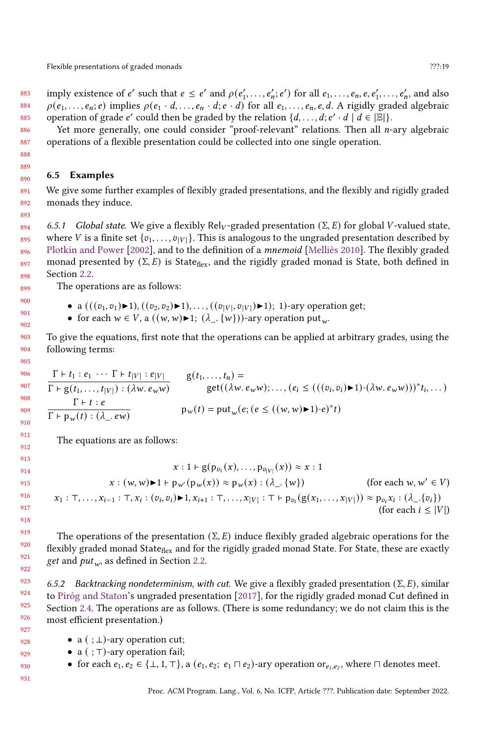imply existence of $e'$ such that $e \leq e'$ and $\rho(e'_1, \ldots, e'_n; e')$ for all $e_1, \ldots, e_n, e, e'_1, \ldots, e'_n$, and also $\rho(e_1, \ldots, e_n; e)$ implies $\rho(e_1 \cdot d, \ldots, e_n \cdot d; e \cdot d)$ for all $e_1, \ldots, e_n, e, d$. A rigidly graded algebraic operation of grade $e'$ could then be graded by the relation $\{d, \ldots, d; e' \cdot d \mid d \in |\mathbb{E}|\}$.

Yet more generally, one could consider "proof-relevant" relations. Then all $n$-ary algebraic operations of a flexible presentation could be collected into one single operation.

### 6.5 Examples

We give some further examples of flexibly graded presentations, and the flexibly and rigidly graded monads they induce.

*6.5.1 Global state.* We give a flexibly $\mathrm{Rel}_V$-graded presentation $(\Sigma, E)$ for global $V$-valued state, where $V$ is a finite set $\{v_1, \ldots, v_{|V|}\}$. This is analogous to the ungraded presentation described by Plotkin and Power [2002], and to the definition of a *mnemoid* [Melliès 2010]. The flexibly graded monad presented by $(\Sigma, E)$ is $\mathrm{State}_{\mathrm{flex}}$, and the rigidly graded monad is State, both defined in Section 2.2.

The operations are as follows:

- a $(((v_1, v_1)\blacktriangleright 1), ((v_2, v_2)\blacktriangleright 1), \ldots, ((v_{|V|}, v_{|V|})\blacktriangleright 1);\ 1)$-ary operation get;
- for each $w \in V$, a $((w, w)\blacktriangleright 1;\ (\lambda\_.\{w\}))$-ary operation $\mathrm{put}_w$.

To give the equations, first note that the operations can be applied at arbitrary grades, using the following terms:

$$\frac{\Gamma \vdash t_1 : e_1 \ \cdots \ \Gamma \vdash t_{|V|} : e_{|V|}}{\Gamma \vdash \mathrm{g}(t_1, \ldots, t_{|V|}) : (\lambda w.\, e_w w)} \qquad \begin{array}{l}\mathrm{g}(t_1, \ldots, t_n) = \\ \quad \mathrm{get}((\lambda w.\, e_w w); \ldots, (e_i \leq (((v_i, v_i)\blacktriangleright 1)\cdot(\lambda w.\, e_w w)))^* t_i, \ldots)\end{array}$$

$$\frac{\Gamma \vdash t : e}{\Gamma \vdash \mathrm{p}_w(t) : (\lambda\_.\, ew)} \qquad \mathrm{p}_w(t) = \mathrm{put}_w(e; (e \leq ((w, w)\blacktriangleright 1)\cdot e)^* t)$$

The equations are as follows:

$$x : 1 \vdash \mathrm{g}(\mathrm{p}_{v_1}(x), \ldots, \mathrm{p}_{v_{|V|}}(x)) \approx x : 1$$

$$x : (w, w)\blacktriangleright 1 \vdash \mathrm{p}_{w'}(\mathrm{p}_w(x)) \approx \mathrm{p}_w(x) : (\lambda\_.\{w\}) \qquad \text{(for each } w, w' \in V\text{)}$$

$$x_1 : \top, \ldots, x_{i-1} : \top, x_i : (v_i, v_i)\blacktriangleright 1, x_{i+1} : \top, \ldots, x_{|V|} : \top \vdash \mathrm{p}_{v_i}(\mathrm{g}(x_1, \ldots, x_{|V|})) \approx \mathrm{p}_{v_i} x_i : (\lambda\_.\{v_i\})$$
$$\text{(for each } i \leq |V|\text{)}$$

The operations of the presentation $(\Sigma, E)$ induce flexibly graded algebraic operations for the flexibly graded monad $\mathrm{State}_{\mathrm{flex}}$ and for the rigidly graded monad State. For State, these are exactly *get* and $put_w$, as defined in Section 2.2.

*6.5.2 Backtracking nondeterminism, with cut.* We give a flexibly graded presentation $(\Sigma, E)$, similar to Piróg and Staton's ungraded presentation [2017], for the rigidly graded monad Cut defined in Section 2.4. The operations are as follows. (There is some redundancy; we do not claim this is the most efficient presentation.)

- a $(\ ; \bot)$-ary operation cut;
- a $(\ ; \top)$-ary operation fail;
- for each $e_1, e_2 \in \{\bot, 1, \top\}$, a $(e_1, e_2;\ e_1 \sqcap e_2)$-ary operation $\mathrm{or}_{e_1, e_2}$, where $\sqcap$ denotes meet.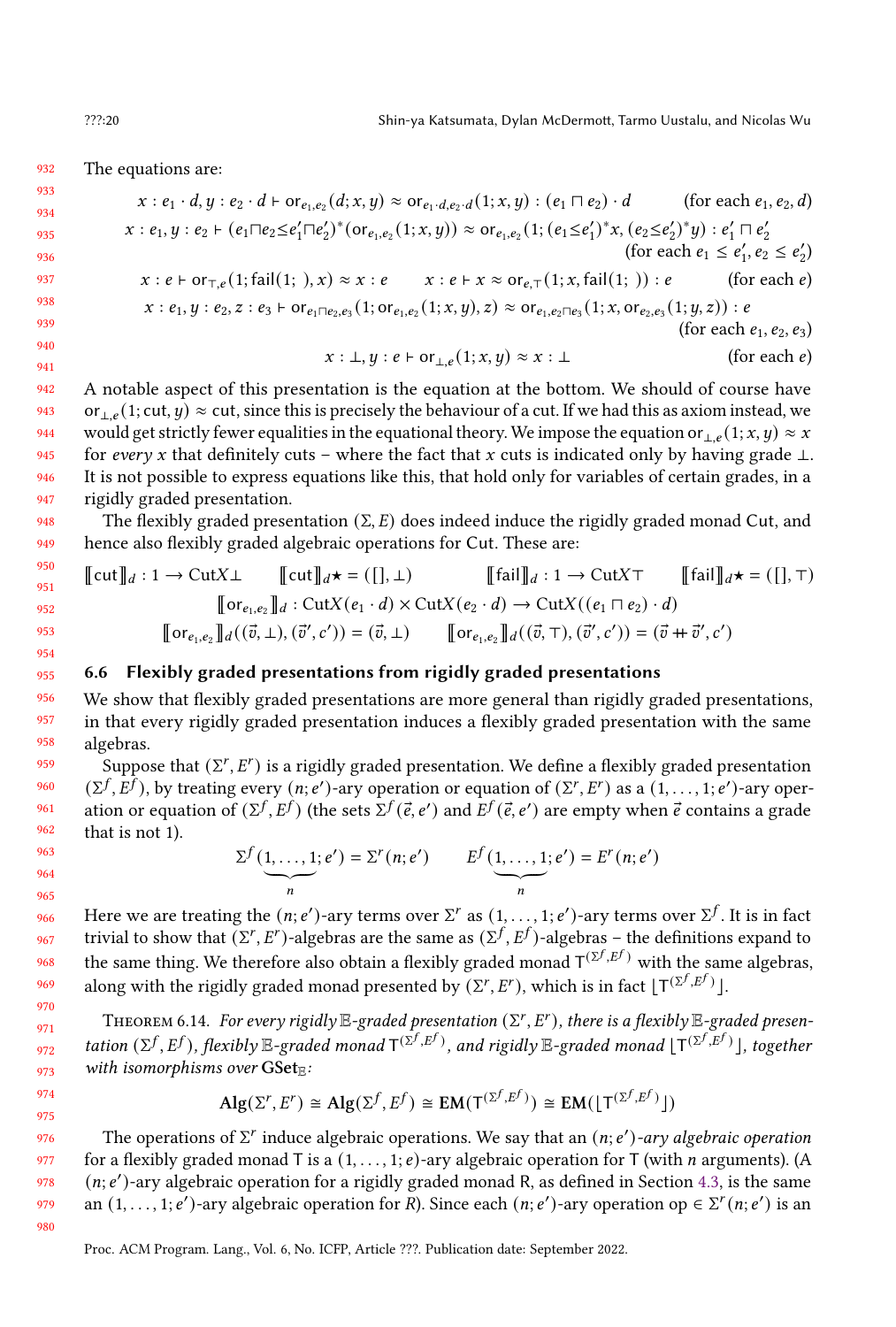The equations are:

$$x : e_1 \cdot d, y : e_2 \cdot d \vdash \mathsf{or}_{e_1,e_2}(d; x, y) \approx \mathsf{or}_{e_1 \cdot d, e_2 \cdot d}(1; x, y) : (e_1 \sqcap e_2) \cdot d \qquad \text{(for each } e_1, e_2, d\text{)}$$

$$x : e_1, y : e_2 \vdash (e_1 \sqcap e_2 \leq e'_1 \sqcap e'_2)^*(\mathsf{or}_{e_1,e_2}(1; x, y)) \approx \mathsf{or}_{e_1,e_2}(1; (e_1 \leq e'_1)^* x, (e_2 \leq e'_2)^* y) : e'_1 \sqcap e'_2$$
$$\text{(for each } e_1 \leq e'_1, e_2 \leq e'_2\text{)}$$

$$x : e \vdash \mathsf{or}_{\top,e}(1; \mathsf{fail}(1;\ ), x) \approx x : e \qquad x : e \vdash x \approx \mathsf{or}_{e,\top}(1; x, \mathsf{fail}(1;\ )) : e \qquad \text{(for each } e\text{)}$$

$$x : e_1, y : e_2, z : e_3 \vdash \mathsf{or}_{e_1 \sqcap e_2, e_3}(1; \mathsf{or}_{e_1,e_2}(1; x, y), z) \approx \mathsf{or}_{e_1, e_2 \sqcap e_3}(1; x, \mathsf{or}_{e_2,e_3}(1; y, z)) : e$$
$$\text{(for each } e_1, e_2, e_3\text{)}$$

$$x : \bot, y : e \vdash \mathsf{or}_{\bot,e}(1; x, y) \approx x : \bot \qquad \text{(for each } e\text{)}$$

A notable aspect of this presentation is the equation at the bottom. We should of course have $\mathsf{or}_{\bot,e}(1; \mathsf{cut}, y) \approx \mathsf{cut}$, since this is precisely the behaviour of a cut. If we had this as axiom instead, we would get strictly fewer equalities in the equational theory. We impose the equation $\mathsf{or}_{\bot,e}(1; x, y) \approx x$ for *every* $x$ that definitely cuts – where the fact that $x$ cuts is indicated only by having grade $\bot$. It is not possible to express equations like this, that hold only for variables of certain grades, in a rigidly graded presentation.

The flexibly graded presentation $(\Sigma, E)$ does indeed induce the rigidly graded monad Cut, and hence also flexibly graded algebraic operations for Cut. These are:

$$[\![\mathsf{cut}]\!]_d : 1 \to \mathrm{Cut}X\bot \qquad [\![\mathsf{cut}]\!]_d \star = ([], \bot) \qquad [\![\mathsf{fail}]\!]_d : 1 \to \mathrm{Cut}X\top \qquad [\![\mathsf{fail}]\!]_d \star = ([], \top)$$

$$[\![\mathsf{or}_{e_1,e_2}]\!]_d : \mathrm{Cut}X(e_1 \cdot d) \times \mathrm{Cut}X(e_2 \cdot d) \to \mathrm{Cut}X((e_1 \sqcap e_2) \cdot d)$$

$$[\![\mathsf{or}_{e_1,e_2}]\!]_d((\vec{v}, \bot), (\vec{v}', c')) = (\vec{v}, \bot) \qquad [\![\mathsf{or}_{e_1,e_2}]\!]_d((\vec{v}, \top), (\vec{v}', c')) = (\vec{v} +\!\!+ \vec{v}', c')$$

### 6.6 Flexibly graded presentations from rigidly graded presentations

We show that flexibly graded presentations are more general than rigidly graded presentations, in that every rigidly graded presentation induces a flexibly graded presentation with the same algebras.

Suppose that $(\Sigma^r, E^r)$ is a rigidly graded presentation. We define a flexibly graded presentation $(\Sigma^f, E^f)$, by treating every $(n; e')$-ary operation or equation of $(\Sigma^r, E^r)$ as a $(1, \ldots, 1; e')$-ary operation or equation of $(\Sigma^f, E^f)$ (the sets $\Sigma^f(\vec{e}, e')$ and $E^f(\vec{e}, e')$ are empty when $\vec{e}$ contains a grade that is not 1).

$$\Sigma^f(\underbrace{1, \ldots, 1}_{n}; e') = \Sigma^r(n; e') \qquad E^f(\underbrace{1, \ldots, 1}_{n}; e') = E^r(n; e')$$

Here we are treating the $(n; e')$-ary terms over $\Sigma^r$ as $(1, \ldots, 1; e')$-ary terms over $\Sigma^f$. It is in fact trivial to show that $(\Sigma^r, E^r)$-algebras are the same as $(\Sigma^f, E^f)$-algebras – the definitions expand to the same thing. We therefore also obtain a flexibly graded monad $\mathsf{T}^{(\Sigma^f, E^f)}$ with the same algebras, along with the rigidly graded monad presented by $(\Sigma^r, E^r)$, which is in fact $\lfloor \mathsf{T}^{(\Sigma^f, E^f)} \rfloor$.

Theorem 6.14. *For every rigidly $\mathbb{E}$-graded presentation $(\Sigma^r, E^r)$, there is a flexibly $\mathbb{E}$-graded presentation $(\Sigma^f, E^f)$, flexibly $\mathbb{E}$-graded monad $\mathsf{T}^{(\Sigma^f, E^f)}$, and rigidly $\mathbb{E}$-graded monad $\lfloor \mathsf{T}^{(\Sigma^f, E^f)} \rfloor$, together with isomorphisms over $\mathbf{GSet}_{\mathbb{E}}$:*

$$\mathbf{Alg}(\Sigma^r, E^r) \cong \mathbf{Alg}(\Sigma^f, E^f) \cong \mathbf{EM}(\mathsf{T}^{(\Sigma^f, E^f)}) \cong \mathbf{EM}(\lfloor \mathsf{T}^{(\Sigma^f, E^f)} \rfloor)$$

The operations of $\Sigma^r$ induce algebraic operations. We say that an $(n; e')$*-ary algebraic operation* for a flexibly graded monad $\mathsf{T}$ is a $(1, \ldots, 1; e)$-ary algebraic operation for $\mathsf{T}$ (with $n$ arguments). (A $(n; e')$-ary algebraic operation for a rigidly graded monad $\mathsf{R}$, as defined in Section 4.3, is the same an $(1, \ldots, 1; e')$-ary algebraic operation for $R$). Since each $(n; e')$-ary operation $\mathsf{op} \in \Sigma^r(n; e')$ is an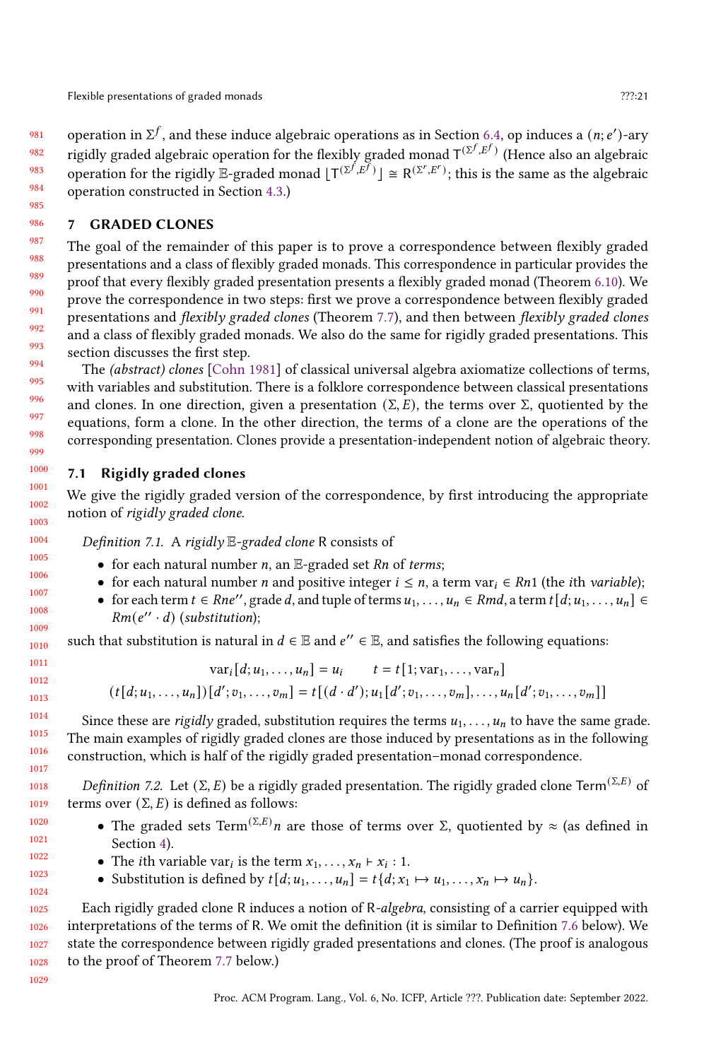operation in $\Sigma^f$, and these induce algebraic operations as in Section 6.4, op induces a $(n; e')$-ary rigidly graded algebraic operation for the flexibly graded monad $\mathsf{T}^{(\Sigma^f, E^f)}$ (Hence also an algebraic operation for the rigidly $\mathbb{E}$-graded monad $\lfloor \mathsf{T}^{(\Sigma^f, E^f)} \rfloor \cong \mathsf{R}^{(\Sigma^r, E^r)}$; this is the same as the algebraic operation constructed in Section 4.3.)

## 7 GRADED CLONES

The goal of the remainder of this paper is to prove a correspondence between flexibly graded presentations and a class of flexibly graded monads. This correspondence in particular provides the proof that every flexibly graded presentation presents a flexibly graded monad (Theorem 6.10). We prove the correspondence in two steps: first we prove a correspondence between flexibly graded presentations and *flexibly graded clones* (Theorem 7.7), and then between *flexibly graded clones* and a class of flexibly graded monads. We also do the same for rigidly graded presentations. This section discusses the first step.

The *(abstract) clones* [Cohn 1981] of classical universal algebra axiomatize collections of terms, with variables and substitution. There is a folklore correspondence between classical presentations and clones. In one direction, given a presentation $(\Sigma, E)$, the terms over $\Sigma$, quotiented by the equations, form a clone. In the other direction, the terms of a clone are the operations of the corresponding presentation. Clones provide a presentation-independent notion of algebraic theory.

### 7.1 Rigidly graded clones

We give the rigidly graded version of the correspondence, by first introducing the appropriate notion of *rigidly graded clone*.

*Definition 7.1.* A *rigidly $\mathbb{E}$-graded clone* $\mathsf{R}$ consists of

- for each natural number $n$, an $\mathbb{E}$-graded set $Rn$ of *terms*;
- for each natural number $n$ and positive integer $i \leq n$, a term $\mathrm{var}_i \in Rn1$ (the $i$th *variable*);
- for each term $t \in Rne''$, grade $d$, and tuple of terms $u_1, \ldots, u_n \in Rmd$, a term $t[d; u_1, \ldots, u_n] \in Rm(e'' \cdot d)$ (*substitution*);

such that substitution is natural in $d \in \mathbb{E}$ and $e'' \in \mathbb{E}$, and satisfies the following equations:

$$\mathrm{var}_i[d; u_1, \ldots, u_n] = u_i \qquad t = t[1; \mathrm{var}_1, \ldots, \mathrm{var}_n]$$
$$(t[d; u_1, \ldots, u_n])[d'; v_1, \ldots, v_m] = t[(d \cdot d'); u_1[d'; v_1, \ldots, v_m], \ldots, u_n[d'; v_1, \ldots, v_m]]$$

Since these are *rigidly* graded, substitution requires the terms $u_1, \ldots, u_n$ to have the same grade. The main examples of rigidly graded clones are those induced by presentations as in the following construction, which is half of the rigidly graded presentation–monad correspondence.

*Definition 7.2.* Let $(\Sigma, E)$ be a rigidly graded presentation. The rigidly graded clone $\mathsf{Term}^{(\Sigma,E)}$ of terms over $(\Sigma, E)$ is defined as follows:

- The graded sets $\mathsf{Term}^{(\Sigma,E)}n$ are those of terms over $\Sigma$, quotiented by $\approx$ (as defined in Section 4).
- The $i$th variable $\mathrm{var}_i$ is the term $x_1, \ldots, x_n \vdash x_i : 1$.
- Substitution is defined by $t[d; u_1, \ldots, u_n] = t\{d; x_1 \mapsto u_1, \ldots, x_n \mapsto u_n\}$.

Each rigidly graded clone $\mathsf{R}$ induces a notion of $\mathsf{R}$-*algebra*, consisting of a carrier equipped with interpretations of the terms of $\mathsf{R}$. We omit the definition (it is similar to Definition 7.6 below). We state the correspondence between rigidly graded presentations and clones. (The proof is analogous to the proof of Theorem 7.7 below.)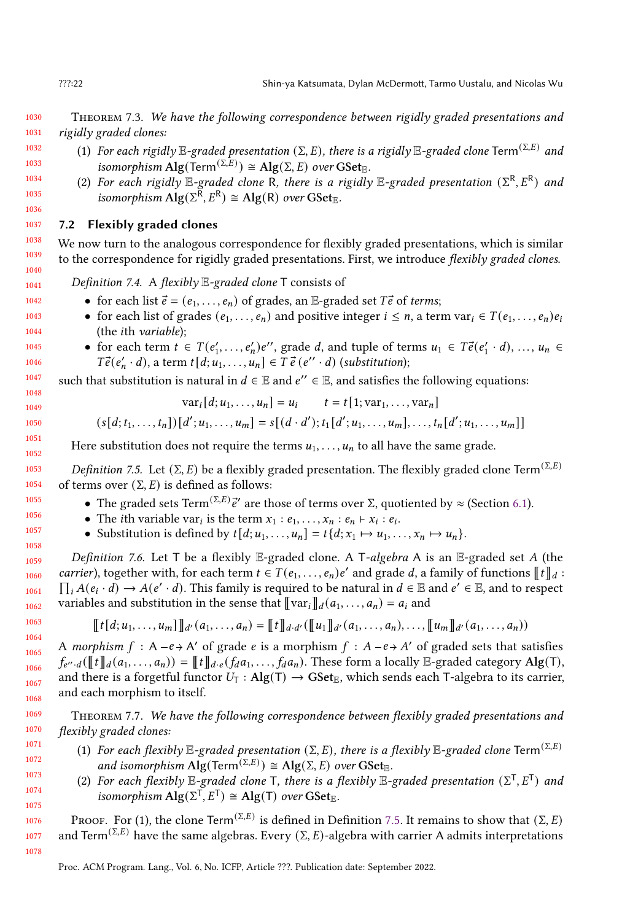**Theorem 7.3.** *We have the following correspondence between rigidly graded presentations and rigidly graded clones:*

1. *For each rigidly $\mathbb{E}$-graded presentation $(\Sigma, E)$, there is a rigidly $\mathbb{E}$-graded clone $\mathsf{Term}^{(\Sigma,E)}$ and isomorphism $\mathbf{Alg}(\mathsf{Term}^{(\Sigma,E)}) \cong \mathbf{Alg}(\Sigma, E)$ over $\mathbf{GSet}_{\mathbb{E}}$.*
2. *For each rigidly $\mathbb{E}$-graded clone $\mathsf{R}$, there is a rigidly $\mathbb{E}$-graded presentation $(\Sigma^{\mathsf{R}}, E^{\mathsf{R}})$ and isomorphism $\mathbf{Alg}(\Sigma^{\mathsf{R}}, E^{\mathsf{R}}) \cong \mathbf{Alg}(\mathsf{R})$ over $\mathbf{GSet}_{\mathbb{E}}$.*

## 7.2 Flexibly graded clones

We now turn to the analogous correspondence for flexibly graded presentations, which is similar to the correspondence for rigidly graded presentations. First, we introduce *flexibly graded clones*.

*Definition 7.4.* A *flexibly $\mathbb{E}$-graded clone* $\mathsf{T}$ consists of

- for each list $\vec{e} = (e_1, \ldots, e_n)$ of grades, an $\mathbb{E}$-graded set $T\vec{e}$ of *terms*;
- for each list of grades $(e_1, \ldots, e_n)$ and positive integer $i \leq n$, a term $\mathrm{var}_i \in T(e_1, \ldots, e_n)e_i$ (the $i$th *variable*);
- for each term $t \in T(e'_1, \ldots, e'_n)e''$, grade $d$, and tuple of terms $u_1 \in T\vec{e}(e'_1 \cdot d), \ldots, u_n \in T\vec{e}(e'_n \cdot d)$, a term $t[d; u_1, \ldots, u_n] \in T\,\vec{e}\,(e'' \cdot d)$ (*substitution*);

such that substitution is natural in $d \in \mathbb{E}$ and $e'' \in \mathbb{E}$, and satisfies the following equations:

$$\mathrm{var}_i[d; u_1, \ldots, u_n] = u_i \qquad t = t[1; \mathrm{var}_1, \ldots, \mathrm{var}_n]$$

$$(s[d; t_1, \ldots, t_n])[d'; u_1, \ldots, u_m] = s[(d \cdot d'); t_1[d'; u_1, \ldots, u_m], \ldots, t_n[d'; u_1, \ldots, u_m]]$$

Here substitution does not require the terms $u_1, \ldots, u_n$ to all have the same grade.

*Definition 7.5.* Let $(\Sigma, E)$ be a flexibly graded presentation. The flexibly graded clone $\mathsf{Term}^{(\Sigma,E)}$ of terms over $(\Sigma, E)$ is defined as follows:

- The graded sets $\mathsf{Term}^{(\Sigma,E)}\vec{e}'$ are those of terms over $\Sigma$, quotiented by $\approx$ (Section 6.1).
- The variable $\mathrm{var}_i$ is the term $x_1 : e_1, \ldots, x_n : e_n \vdash x_i : e_i$.
- Substitution is defined by $t[d; u_1, \ldots, u_n] = t\{d; x_1 \mapsto u_1, \ldots, x_n \mapsto u_n\}$.

*Definition 7.6.* Let $\mathsf{T}$ be a flexibly $\mathbb{E}$-graded clone. A $\mathsf{T}$-*algebra* $\mathsf{A}$ is an $\mathbb{E}$-graded set $A$ (the *carrier*), together with, for each term $t \in T(e_1, \ldots, e_n)e'$ and grade $d$, a family of functions $[\![t]\!]_d : \prod_i A(e_i \cdot d) \to A(e' \cdot d)$. This family is required to be natural in $d \in \mathbb{E}$ and $e' \in \mathbb{E}$, and to respect variables and substitution in the sense that $[\![\mathrm{var}_i]\!]_d(a_1, \ldots, a_n) = a_i$ and

$$[\![t[d; u_1, \ldots, u_m]]\!]_{d'}(a_1, \ldots, a_n) = [\![t]\!]_{d \cdot d'}([\![u_1]\!]_{d'}(a_1, \ldots, a_n), \ldots, [\![u_m]\!]_{d'}(a_1, \ldots, a_n))$$

A *morphism* $f : \mathsf{A} -e\!\!\to \mathsf{A}'$ of grade $e$ is a morphism $f : A -e\!\!\to A'$ of graded sets that satisfies $f_{e'' \cdot d}([\![t]\!]_d(a_1, \ldots, a_n)) = [\![t]\!]_{d \cdot e}(f_d a_1, \ldots, f_d a_n)$. These form a locally $\mathbb{E}$-graded category $\mathbf{Alg}(\mathsf{T})$, and there is a forgetful functor $U_{\mathsf{T}} : \mathbf{Alg}(\mathsf{T}) \to \mathbf{GSet}_{\mathbb{E}}$, which sends each $\mathsf{T}$-algebra to its carrier, and each morphism to itself.

**Theorem 7.7.** *We have the following correspondence between flexibly graded presentations and flexibly graded clones:*

1. *For each flexibly $\mathbb{E}$-graded presentation $(\Sigma, E)$, there is a flexibly $\mathbb{E}$-graded clone $\mathsf{Term}^{(\Sigma,E)}$ and isomorphism $\mathbf{Alg}(\mathsf{Term}^{(\Sigma,E)}) \cong \mathbf{Alg}(\Sigma, E)$ over $\mathbf{GSet}_{\mathbb{E}}$.*
2. *For each flexibly $\mathbb{E}$-graded clone $\mathsf{T}$, there is a flexibly $\mathbb{E}$-graded presentation $(\Sigma^{\mathsf{T}}, E^{\mathsf{T}})$ and isomorphism $\mathbf{Alg}(\Sigma^{\mathsf{T}}, E^{\mathsf{T}}) \cong \mathbf{Alg}(\mathsf{T})$ over $\mathbf{GSet}_{\mathbb{E}}$.*

Proof. For (1), the clone $\mathsf{Term}^{(\Sigma,E)}$ is defined in Definition 7.5. It remains to show that $(\Sigma, E)$ and $\mathsf{Term}^{(\Sigma,E)}$ have the same algebras. Every $(\Sigma, E)$-algebra with carrier A admits interpretations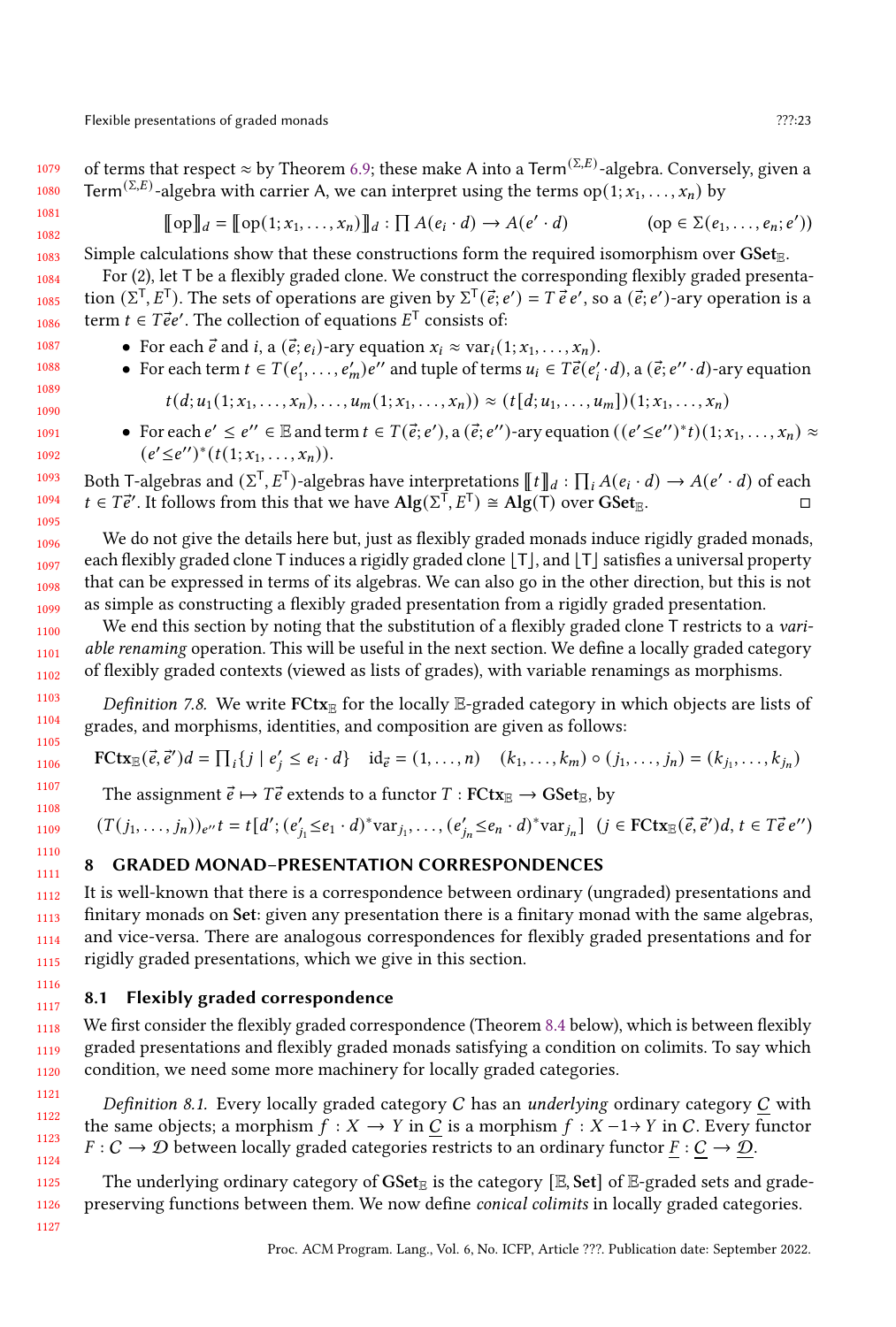of terms that respect $\approx$ by Theorem 6.9; these make A into a $\mathsf{Term}^{(\Sigma,E)}$-algebra. Conversely, given a $\mathsf{Term}^{(\Sigma,E)}$-algebra with carrier A, we can interpret using the terms $\mathrm{op}(1; x_1, \ldots, x_n)$ by

$$[\![\mathrm{op}]\!]_d = [\![\mathrm{op}(1; x_1, \ldots, x_n)]\!]_d : \prod A(e_i \cdot d) \to A(e' \cdot d) \qquad (\mathrm{op} \in \Sigma(e_1, \ldots, e_n; e'))$$

Simple calculations show that these constructions form the required isomorphism over $\mathbf{GSet}_{\mathbb{E}}$.

For (2), let T be a flexibly graded clone. We construct the corresponding flexibly graded presentation $(\Sigma^{\mathsf{T}}, E^{\mathsf{T}})$. The sets of operations are given by $\Sigma^{\mathsf{T}}(\vec{e}; e') = T\,\vec{e}\,e'$, so a $(\vec{e}; e')$-ary operation is a term $t \in T\vec{e}e'$. The collection of equations $E^{\mathsf{T}}$ consists of:

- For each $\vec{e}$ and $i$, a $(\vec{e}; e_i)$-ary equation $x_i \approx \mathrm{var}_i(1; x_1, \ldots, x_n)$.
- For each term $t \in T(e'_1, \ldots, e'_m)e''$ and tuple of terms $u_i \in T\vec{e}(e'_i \cdot d)$, a $(\vec{e}; e'' \cdot d)$-ary equation

$$t(d; u_1(1; x_1, \ldots, x_n), \ldots, u_m(1; x_1, \ldots, x_n)) \approx (t[d; u_1, \ldots, u_m])(1; x_1, \ldots, x_n)$$

- For each $e' \le e'' \in \mathbb{E}$ and term $t \in T(\vec{e}; e')$, a $(\vec{e}; e'')$-ary equation $((e' {\le} e'')^* t)(1; x_1, \ldots, x_n) \approx (e' {\le} e'')^*(t(1; x_1, \ldots, x_n))$.

Both T-algebras and $(\Sigma^{\mathsf{T}}, E^{\mathsf{T}})$-algebras have interpretations $[\![t]\!]_d : \prod_i A(e_i \cdot d) \to A(e' \cdot d)$ of each $t \in T\vec{e}'$. It follows from this that we have $\mathbf{Alg}(\Sigma^{\mathsf{T}}, E^{\mathsf{T}}) \cong \mathbf{Alg}(\mathsf{T})$ over $\mathbf{GSet}_{\mathbb{E}}$. ◻

We do not give the details here but, just as flexibly graded monads induce rigidly graded monads, each flexibly graded clone T induces a rigidly graded clone $\lfloor \mathsf{T} \rfloor$, and $\lfloor \mathsf{T} \rfloor$ satisfies a universal property that can be expressed in terms of its algebras. We can also go in the other direction, but this is not as simple as constructing a flexibly graded presentation from a rigidly graded presentation.

We end this section by noting that the substitution of a flexibly graded clone T restricts to a *variable renaming* operation. This will be useful in the next section. We define a locally graded category of flexibly graded contexts (viewed as lists of grades), with variable renamings as morphisms.

*Definition 7.8.* We write $\mathbf{FCtx}_{\mathbb{E}}$ for the locally $\mathbb{E}$-graded category in which objects are lists of grades, and morphisms, identities, and composition are given as follows:

$$\mathbf{FCtx}_{\mathbb{E}}(\vec{e}, \vec{e}')d = \textstyle\prod_i \{j \mid e'_j \le e_i \cdot d\} \quad \mathrm{id}_{\vec{e}} = (1, \ldots, n) \quad (k_1, \ldots, k_m) \circ (j_1, \ldots, j_n) = (k_{j_1}, \ldots, k_{j_n})$$

The assignment $\vec{e} \mapsto T\vec{e}$ extends to a functor $T : \mathbf{FCtx}_{\mathbb{E}} \to \mathbf{GSet}_{\mathbb{E}}$, by

$$(T(j_1, \ldots, j_n))_{e''} t = t[d'; (e'_{j_1} {\le} e_1 \cdot d)^* \mathrm{var}_{j_1}, \ldots, (e'_{j_n} {\le} e_n \cdot d)^* \mathrm{var}_{j_n}] \quad (j \in \mathbf{FCtx}_{\mathbb{E}}(\vec{e}, \vec{e}')d,\ t \in T\,\vec{e}\,e'')$$

## 8 GRADED MONAD–PRESENTATION CORRESPONDENCES

It is well-known that there is a correspondence between ordinary (ungraded) presentations and finitary monads on **Set**: given any presentation there is a finitary monad with the same algebras, and vice-versa. There are analogous correspondences for flexibly graded presentations and for rigidly graded presentations, which we give in this section.

### 8.1 Flexibly graded correspondence

We first consider the flexibly graded correspondence (Theorem 8.4 below), which is between flexibly graded presentations and flexibly graded monads satisfying a condition on colimits. To say which condition, we need some more machinery for locally graded categories.

*Definition 8.1.* Every locally graded category $C$ has an *underlying* ordinary category $\underline{C}$ with the same objects; a morphism $f : X \to Y$ in $\underline{C}$ is a morphism $f : X \xrightarrow{1} Y$ in $C$. Every functor $F : C \to \mathcal{D}$ between locally graded categories restricts to an ordinary functor $\underline{F} : \underline{C} \to \underline{\mathcal{D}}$.

The underlying ordinary category of $\mathbf{GSet}_{\mathbb{E}}$ is the category $[\mathbb{E}, \mathbf{Set}]$ of $\mathbb{E}$-graded sets and grade-preserving functions between them. We now define *conical colimits* in locally graded categories.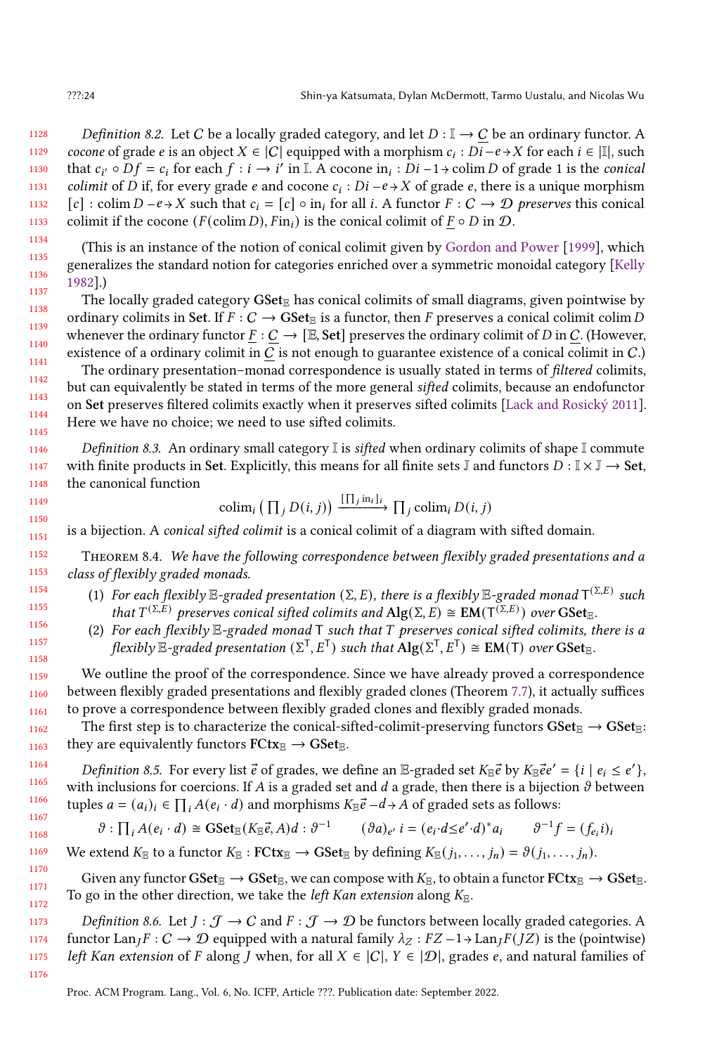*Definition 8.2.* Let $\mathcal{C}$ be a locally graded category, and let $D : \mathbb{I} \to \underline{\mathcal{C}}$ be an ordinary functor. A *cocone* of grade $e$ is an object $X \in |\mathcal{C}|$ equipped with a morphism $c_i : Di -e\to X$ for each $i \in |\mathbb{I}|$, such that $c_{i'} \circ Df = c_i$ for each $f : i \to i'$ in $\mathbb{I}$. A cocone $\mathrm{in}_i : Di -1\to \mathrm{colim}\, D$ of grade 1 is the *conical colimit* of $D$ if, for every grade $e$ and cocone $c_i : Di -e\to X$ of grade $e$, there is a unique morphism $[c] : \mathrm{colim}\, D -e\to X$ such that $c_i = [c] \circ \mathrm{in}_i$ for all $i$. A functor $F : \mathcal{C} \to \mathcal{D}$ *preserves* this conical colimit if the cocone $(F(\mathrm{colim}\, D), F\mathrm{in}_i)$ is the conical colimit of $\underline{F} \circ D$ in $\mathcal{D}$.

(This is an instance of the notion of conical colimit given by Gordon and Power [1999], which generalizes the standard notion for categories enriched over a symmetric monoidal category [Kelly 1982].)

The locally graded category $\mathbf{GSet}_{\mathbb{E}}$ has conical colimits of small diagrams, given pointwise by ordinary colimits in $\mathbf{Set}$. If $F : \mathcal{C} \to \mathbf{GSet}_{\mathbb{E}}$ is a functor, then $F$ preserves a conical colimit $\mathrm{colim}\, D$ whenever the ordinary functor $\underline{F} : \underline{\mathcal{C}} \to [\mathbb{E}, \mathbf{Set}]$ preserves the ordinary colimit of $D$ in $\underline{\mathcal{C}}$. (However, existence of a ordinary colimit in $\underline{\mathcal{C}}$ is not enough to guarantee existence of a conical colimit in $\mathcal{C}$.)

The ordinary presentation–monad correspondence is usually stated in terms of *filtered* colimits, but can equivalently be stated in terms of the more general *sifted* colimits, because an endofunctor on $\mathbf{Set}$ preserves filtered colimits exactly when it preserves sifted colimits [Lack and Rosický 2011]. Here we have no choice; we need to use sifted colimits.

*Definition 8.3.* An ordinary small category $\mathbb{I}$ is *sifted* when ordinary colimits of shape $\mathbb{I}$ commute with finite products in $\mathbf{Set}$. Explicitly, this means for all finite sets $\mathbb{J}$ and functors $D : \mathbb{I} \times \mathbb{J} \to \mathbf{Set}$, the canonical function

$$\mathrm{colim}_i \left( \textstyle\prod_j D(i, j) \right) \xrightarrow{[\prod_j \mathrm{in}_i]_i} \textstyle\prod_j \mathrm{colim}_i\, D(i, j)$$

is a bijection. A *conical sifted colimit* is a conical colimit of a diagram with sifted domain.

**Theorem 8.4.** *We have the following correspondence between flexibly graded presentations and a class of flexibly graded monads.*

1. *For each flexibly $\mathbb{E}$-graded presentation $(\Sigma, E)$, there is a flexibly $\mathbb{E}$-graded monad $\mathsf{T}^{(\Sigma,E)}$ such that $T^{(\Sigma,E)}$ preserves conical sifted colimits and $\mathbf{Alg}(\Sigma, E) \cong \mathbf{EM}(\mathsf{T}^{(\Sigma,E)})$ over $\mathbf{GSet}_{\mathbb{E}}$.*
2. *For each flexibly $\mathbb{E}$-graded monad $\mathsf{T}$ such that $T$ preserves conical sifted colimits, there is a flexibly $\mathbb{E}$-graded presentation $(\Sigma^{\mathsf{T}}, E^{\mathsf{T}})$ such that $\mathbf{Alg}(\Sigma^{\mathsf{T}}, E^{\mathsf{T}}) \cong \mathbf{EM}(\mathsf{T})$ over $\mathbf{GSet}_{\mathbb{E}}$.*

We outline the proof of the correspondence. Since we have already proved a correspondence between flexibly graded presentations and flexibly graded clones (Theorem 7.7), it actually suffices to prove a correspondence between flexibly graded clones and flexibly graded monads.

The first step is to characterize the conical-sifted-colimit-preserving functors $\mathbf{GSet}_{\mathbb{E}} \to \mathbf{GSet}_{\mathbb{E}}$: they are equivalently functors $\mathbf{FCtx}_{\mathbb{E}} \to \mathbf{GSet}_{\mathbb{E}}$.

*Definition 8.5.* For every list $\vec{e}$ of grades, we define an $\mathbb{E}$-graded set $K_{\mathbb{E}}\vec{e}$ by $K_{\mathbb{E}}\vec{e}e' = \{i \mid e_i \leq e'\}$, with inclusions for coercions. If $A$ is a graded set and $d$ a grade, then there is a bijection $\vartheta$ between tuples $a = (a_i)_i \in \prod_i A(e_i \cdot d)$ and morphisms $K_{\mathbb{E}}\vec{e} -d\to A$ of graded sets as follows:

$$\vartheta : \textstyle\prod_i A(e_i \cdot d) \cong \mathbf{GSet}_{\mathbb{E}}(K_{\mathbb{E}}\vec{e}, A)d : \vartheta^{-1} \qquad (\vartheta a)_{e'}\, i = (e_i{\cdot}d{\leq}e'{\cdot}d)^* a_i \qquad \vartheta^{-1} f = (f_{e_i} i)_i$$

We extend $K_{\mathbb{E}}$ to a functor $K_{\mathbb{E}} : \mathbf{FCtx}_{\mathbb{E}} \to \mathbf{GSet}_{\mathbb{E}}$ by defining $K_{\mathbb{E}}(j_1, \ldots, j_n) = \vartheta(j_1, \ldots, j_n)$.

Given any functor $\mathbf{GSet}_{\mathbb{E}} \to \mathbf{GSet}_{\mathbb{E}}$, we can compose with $K_{\mathbb{E}}$, to obtain a functor $\mathbf{FCtx}_{\mathbb{E}} \to \mathbf{GSet}_{\mathbb{E}}$. To go in the other direction, we take the *left Kan extension* along $K_{\mathbb{E}}$.

*Definition 8.6.* Let $J : \mathcal{J} \to \mathcal{C}$ and $F : \mathcal{J} \to \mathcal{D}$ be functors between locally graded categories. A functor $\mathrm{Lan}_J F : \mathcal{C} \to \mathcal{D}$ equipped with a natural family $\lambda_Z : FZ -1\to \mathrm{Lan}_J F(JZ)$ is the (pointwise) *left Kan extension* of $F$ along $J$ when, for all $X \in |\mathcal{C}|$, $Y \in |\mathcal{D}|$, grades $e$, and natural families of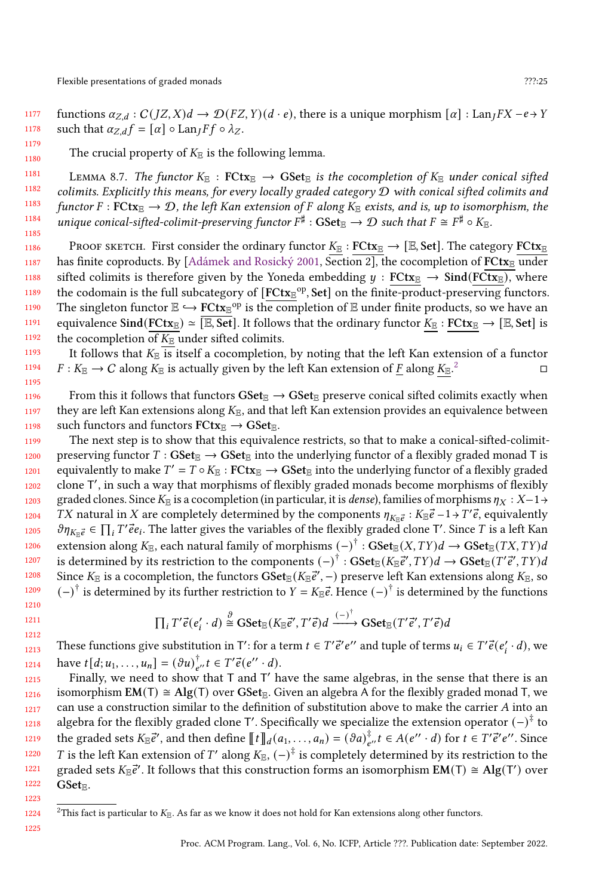functions $\alpha_{Z,d} : \mathcal{C}(JZ, X)d \to \mathcal{D}(FZ, Y)(d \cdot e)$, there is a unique morphism $[\alpha] : \mathrm{Lan}_J FX -e\to Y$ such that $\alpha_{Z,d} f = [\alpha] \circ \mathrm{Lan}_J Ff \circ \lambda_Z$.

The crucial property of $K_{\mathbb{E}}$ is the following lemma.

Lemma 8.7. *The functor $K_{\mathbb{E}} : \mathbf{FCtx}_{\mathbb{E}} \to \mathbf{GSet}_{\mathbb{E}}$ is the cocompletion of $K_{\mathbb{E}}$ under conical sifted colimits. Explicitly this means, for every locally graded category $\mathcal{D}$ with conical sifted colimits and functor $F : \mathbf{FCtx}_{\mathbb{E}} \to \mathcal{D}$, the left Kan extension of $F$ along $K_{\mathbb{E}}$ exists, and is, up to isomorphism, the unique conical-sifted-colimit-preserving functor $F^\sharp : \mathbf{GSet}_{\mathbb{E}} \to \mathcal{D}$ such that $F \cong F^\sharp \circ K_{\mathbb{E}}$.*

Proof sketch. First consider the ordinary functor $\underline{K_{\mathbb{E}}} : \underline{\mathbf{FCtx}_{\mathbb{E}}} \to [\mathbb{E}, \mathbf{Set}]$. The category $\underline{\mathbf{FCtx}_{\mathbb{E}}}$ has finite coproducts. By [Adámek and Rosický 2001, Section 2], the cocompletion of $\underline{\mathbf{FCtx}_{\mathbb{E}}}$ under sifted colimits is therefore given by the Yoneda embedding $y : \underline{\mathbf{FCtx}_{\mathbb{E}}} \to \mathbf{Sind}(\underline{\mathbf{FCtx}_{\mathbb{E}}})$, where the codomain is the full subcategory of $[\underline{\mathbf{FCtx}_{\mathbb{E}}}^{\mathrm{op}}, \mathbf{Set}]$ on the finite-product-preserving functors. The singleton functor $\mathbb{E} \hookrightarrow \underline{\mathbf{FCtx}_{\mathbb{E}}}^{\mathrm{op}}$ is the completion of $\mathbb{E}$ under finite products, so we have an equivalence $\mathbf{Sind}(\underline{\mathbf{FCtx}_{\mathbb{E}}}) \simeq \underline{[\mathbb{E}, \mathbf{Set}]}$. It follows that the ordinary functor $\underline{K_{\mathbb{E}}} : \underline{\mathbf{FCtx}_{\mathbb{E}}} \to [\mathbb{E}, \mathbf{Set}]$ is the cocompletion of $\underline{K_{\mathbb{E}}}$ under sifted colimits.

It follows that $K_{\mathbb{E}}$ is itself a cocompletion, by noting that the left Kan extension of a functor $F : K_{\mathbb{E}} \to \mathcal{C}$ along $K_{\mathbb{E}}$ is actually given by the left Kan extension of $\underline{F}$ along $\underline{K_{\mathbb{E}}}$.[2] ◻

From this it follows that functors $\mathbf{GSet}_{\mathbb{E}} \to \mathbf{GSet}_{\mathbb{E}}$ preserve conical sifted colimits exactly when they are left Kan extensions along $K_{\mathbb{E}}$, and that left Kan extension provides an equivalence between such functors and functors $\mathbf{FCtx}_{\mathbb{E}} \to \mathbf{GSet}_{\mathbb{E}}$.

The next step is to show that this equivalence restricts, so that to make a conical-sifted-colimit-preserving functor $T : \mathbf{GSet}_{\mathbb{E}} \to \mathbf{GSet}_{\mathbb{E}}$ into the underlying functor of a flexibly graded monad $\mathsf{T}$ is equivalently to make $T' = T \circ K_{\mathbb{E}} : \mathbf{FCtx}_{\mathbb{E}} \to \mathbf{GSet}_{\mathbb{E}}$ into the underlying functor of a flexibly graded clone $\mathsf{T}'$, in such a way that morphisms of flexibly graded monads become morphisms of flexibly graded clones. Since $K_{\mathbb{E}}$ is a cocompletion (in particular, it is *dense*), families of morphisms $\eta_X : X -1\to TX$ natural in $X$ are completely determined by the components $\eta_{K_{\mathbb{E}}\vec{e}} : K_{\mathbb{E}}\vec{e} -1\to T'\vec{e}$, equivalently $\vartheta\eta_{K_{\mathbb{E}}\vec{e}} \in \prod_i T'\vec{e}e_i$. The latter gives the variables of the flexibly graded clone $\mathsf{T}'$. Since $T$ is a left Kan extension along $K_{\mathbb{E}}$, each natural family of morphisms $(-)^\dagger : \mathbf{GSet}_{\mathbb{E}}(X, TY)d \to \mathbf{GSet}_{\mathbb{E}}(TX, TY)d$ is determined by its restriction to the components $(-)^\dagger : \mathbf{GSet}_{\mathbb{E}}(K_{\mathbb{E}}\vec{e}', TY)d \to \mathbf{GSet}_{\mathbb{E}}(T'\vec{e}', TY)d$ Since $K_{\mathbb{E}}$ is a cocompletion, the functors $\mathbf{GSet}_{\mathbb{E}}(K_{\mathbb{E}}\vec{e}', -)$ preserve left Kan extensions along $K_{\mathbb{E}}$, so $(-)^\dagger$ is determined by its further restriction to $Y = K_{\mathbb{E}}\vec{e}$. Hence $(-)^\dagger$ is determined by the functions

$$\prod_i T'\vec{e}(e'_i \cdot d) \overset{\vartheta}{\cong} \mathbf{GSet}_{\mathbb{E}}(K_{\mathbb{E}}\vec{e}', T'\vec{e})d \xrightarrow{(-)^\dagger} \mathbf{GSet}_{\mathbb{E}}(T'\vec{e}', T'\vec{e})d$$

These functions give substitution in $\mathsf{T}'$: for a term $t \in T'\vec{e}'e''$ and tuple of terms $u_i \in T'\vec{e}(e'_i \cdot d)$, we have $t[d; u_1, \dots, u_n] = (\vartheta u)^\dagger_{e''} t \in T'\vec{e}(e'' \cdot d)$.

Finally, we need to show that $\mathsf{T}$ and $\mathsf{T}'$ have the same algebras, in the sense that there is an isomorphism $\mathbf{EM}(\mathsf{T}) \cong \mathbf{Alg}(\mathsf{T})$ over $\mathbf{GSet}_{\mathbb{E}}$. Given an algebra $\mathsf{A}$ for the flexibly graded monad $\mathsf{T}$, we can use a construction similar to the definition of substitution above to make the carrier $A$ into an algebra for the flexibly graded clone $\mathsf{T}'$. Specifically we specialize the extension operator $(-)^\ddagger$ to the graded sets $K_{\mathbb{E}}\vec{e}'$, and then define $[\![t]\!]_d(a_1, \dots, a_n) = (\vartheta a)^\ddagger_{e''} t \in A(e'' \cdot d)$ for $t \in T'\vec{e}'e''$. Since $T$ is the left Kan extension of $T'$ along $K_{\mathbb{E}}$, $(-)^\ddagger$ is completely determined by its restriction to the graded sets $K_{\mathbb{E}}\vec{e}'$. It follows that this construction forms an isomorphism $\mathbf{EM}(\mathsf{T}) \cong \mathbf{Alg}(\mathsf{T}')$ over $\mathbf{GSet}_{\mathbb{E}}$.

[2] This fact is particular to $K_{\mathbb{E}}$. As far as we know it does not hold for Kan extensions along other functors.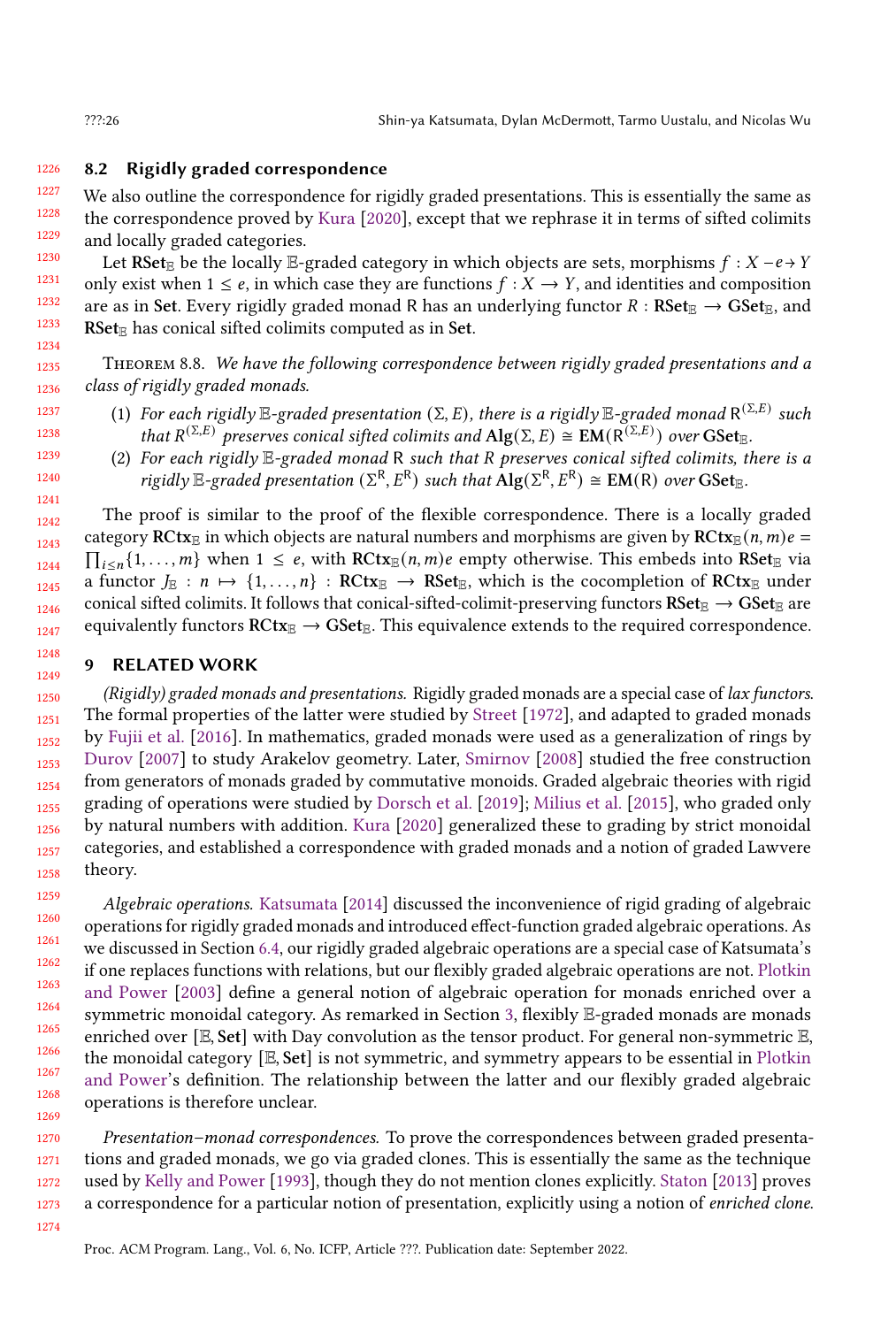## 8.2 Rigidly graded correspondence

We also outline the correspondence for rigidly graded presentations. This is essentially the same as the correspondence proved by Kura [2020], except that we rephrase it in terms of sifted colimits and locally graded categories.

Let $\mathbf{RSet}_{\mathbb{E}}$ be the locally $\mathbb{E}$-graded category in which objects are sets, morphisms $f : X \mathrel{-e\!\!\to} Y$ only exist when $1 \leq e$, in which case they are functions $f : X \to Y$, and identities and composition are as in $\mathbf{Set}$. Every rigidly graded monad $\mathsf{R}$ has an underlying functor $R : \mathbf{RSet}_{\mathbb{E}} \to \mathbf{GSet}_{\mathbb{E}}$, and $\mathbf{RSet}_{\mathbb{E}}$ has conical sifted colimits computed as in $\mathbf{Set}$.

Theorem 8.8. *We have the following correspondence between rigidly graded presentations and a class of rigidly graded monads.*

1. *For each rigidly $\mathbb{E}$-graded presentation $(\Sigma, E)$, there is a rigidly $\mathbb{E}$-graded monad $\mathsf{R}^{(\Sigma,E)}$ such that $R^{(\Sigma,E)}$ preserves conical sifted colimits and $\mathbf{Alg}(\Sigma, E) \cong \mathbf{EM}(\mathsf{R}^{(\Sigma,E)})$ over $\mathbf{GSet}_{\mathbb{E}}$.*
2. *For each rigidly $\mathbb{E}$-graded monad $\mathsf{R}$ such that $R$ preserves conical sifted colimits, there is a rigidly $\mathbb{E}$-graded presentation $(\Sigma^{\mathsf{R}}, E^{\mathsf{R}})$ such that $\mathbf{Alg}(\Sigma^{\mathsf{R}}, E^{\mathsf{R}}) \cong \mathbf{EM}(\mathsf{R})$ over $\mathbf{GSet}_{\mathbb{E}}$.*

The proof is similar to the proof of the flexible correspondence. There is a locally graded category $\mathbf{RCtx}_{\mathbb{E}}$ in which objects are natural numbers and morphisms are given by $\mathbf{RCtx}_{\mathbb{E}}(n, m)e = \prod_{i \leq n}\{1, \ldots, m\}$ when $1 \leq e$, with $\mathbf{RCtx}_{\mathbb{E}}(n, m)e$ empty otherwise. This embeds into $\mathbf{RSet}_{\mathbb{E}}$ via a functor $J_{\mathbb{E}} : n \mapsto \{1, \ldots, n\} : \mathbf{RCtx}_{\mathbb{E}} \to \mathbf{RSet}_{\mathbb{E}}$, which is the cocompletion of $\mathbf{RCtx}_{\mathbb{E}}$ under conical sifted colimits. It follows that conical-sifted-colimit-preserving functors $\mathbf{RSet}_{\mathbb{E}} \to \mathbf{GSet}_{\mathbb{E}}$ are equivalently functors $\mathbf{RCtx}_{\mathbb{E}} \to \mathbf{GSet}_{\mathbb{E}}$. This equivalence extends to the required correspondence.

# 9 RELATED WORK

*(Rigidly) graded monads and presentations.* Rigidly graded monads are a special case of *lax functors*. The formal properties of the latter were studied by Street [1972], and adapted to graded monads by Fujii et al. [2016]. In mathematics, graded monads were used as a generalization of rings by Durov [2007] to study Arakelov geometry. Later, Smirnov [2008] studied the free construction from generators of monads graded by commutative monoids. Graded algebraic theories with rigid grading of operations were studied by Dorsch et al. [2019]; Milius et al. [2015], who graded only by natural numbers with addition. Kura [2020] generalized these to grading by strict monoidal categories, and established a correspondence with graded monads and a notion of graded Lawvere theory.

*Algebraic operations.* Katsumata [2014] discussed the inconvenience of rigid grading of algebraic operations for rigidly graded monads and introduced effect-function graded algebraic operations. As we discussed in Section 6.4, our rigidly graded algebraic operations are a special case of Katsumata's if one replaces functions with relations, but our flexibly graded algebraic operations are not. Plotkin and Power [2003] define a general notion of algebraic operation for monads enriched over a symmetric monoidal category. As remarked in Section 3, flexibly $\mathbb{E}$-graded monads are monads enriched over $[\mathbb{E}, \mathbf{Set}]$ with Day convolution as the tensor product. For general non-symmetric $\mathbb{E}$, the monoidal category $[\mathbb{E}, \mathbf{Set}]$ is not symmetric, and symmetry appears to be essential in Plotkin and Power's definition. The relationship between the latter and our flexibly graded algebraic operations is therefore unclear.

*Presentation–monad correspondences.* To prove the correspondences between graded presentations and graded monads, we go via graded clones. This is essentially the same as the technique used by Kelly and Power [1993], though they do not mention clones explicitly. Staton [2013] proves a correspondence for a particular notion of presentation, explicitly using a notion of *enriched clone*.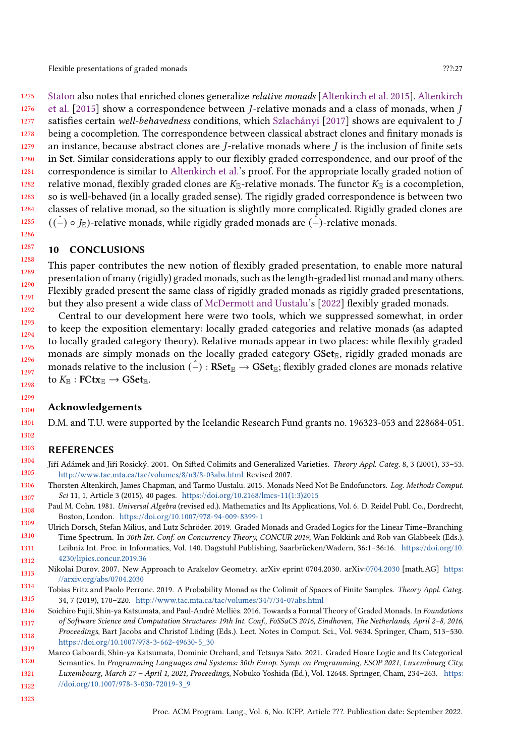Staton also notes that enriched clones generalize *relative monads* [Altenkirch et al. 2015]. Altenkirch et al. [2015] show a correspondence between $J$-relative monads and a class of monads, when $J$ satisfies certain *well-behavedness* conditions, which Szlachányi [2017] shows are equivalent to $J$ being a cocompletion. The correspondence between classical abstract clones and finitary monads is an instance, because abstract clones are $J$-relative monads where $J$ is the inclusion of finite sets in **Set**. Similar considerations apply to our flexibly graded correspondence, and our proof of the correspondence is similar to Altenkirch et al.'s proof. For the appropriate locally graded notion of relative monad, flexibly graded clones are $K_{\mathbb{E}}$-relative monads. The functor $K_{\mathbb{E}}$ is a cocompletion, so is well-behaved (in a locally graded sense). The rigidly graded correspondence is between two classes of relative monad, so the situation is slightly more complicated. Rigidly graded clones are $(\hat{(-)} \circ J_{\mathbb{E}})$-relative monads, while rigidly graded monads are $\hat{(-)}$-relative monads.

## 10 CONCLUSIONS

This paper contributes the new notion of flexibly graded presentation, to enable more natural presentation of many (rigidly) graded monads, such as the length-graded list monad and many others. Flexibly graded present the same class of rigidly graded monads as rigidly graded presentations, but they also present a wide class of McDermott and Uustalu's [2022] flexibly graded monads.

Central to our development here were two tools, which we suppressed somewhat, in order to keep the exposition elementary: locally graded categories and relative monads (as adapted to locally graded category theory). Relative monads appear in two places: while flexibly graded monads are simply monads on the locally graded category $\mathbf{GSet}_{\mathbb{E}}$, rigidly graded are monads relative to the inclusion $\hat{(-)} : \mathbf{RSet}_{\mathbb{E}} \to \mathbf{GSet}_{\mathbb{E}}$; flexibly graded clones are monads relative to $K_{\mathbb{E}} : \mathbf{FCtx}_{\mathbb{E}} \to \mathbf{GSet}_{\mathbb{E}}$.

## Acknowledgements

D.M. and T.U. were supported by the Icelandic Research Fund grants no. 196323-053 and 228684-051.

## REFERENCES

Jiří Adámek and Jiří Rosický. 2001. On Sifted Colimits and Generalized Varieties. *Theory Appl. Categ.* 8, 3 (2001), 33–53. http://www.tac.mta.ca/tac/volumes/8/n3/8-03abs.html Revised 2007.

Thorsten Altenkirch, James Chapman, and Tarmo Uustalu. 2015. Monads Need Not Be Endofunctors. *Log. Methods Comput. Sci* 11, 1, Article 3 (2015), 40 pages. https://doi.org/10.2168/lmcs-11(1:3)2015

Paul M. Cohn. 1981. *Universal Algebra* (revised ed.). Mathematics and Its Applications, Vol. 6. D. Reidel Publ. Co., Dordrecht, Boston, London. https://doi.org/10.1007/978-94-009-8399-1

Ulrich Dorsch, Stefan Milius, and Lutz Schröder. 2019. Graded Monads and Graded Logics for the Linear Time–Branching Time Spectrum. In *30th Int. Conf. on Concurrency Theory, CONCUR 2019*, Wan Fokkink and Rob van Glabbeek (Eds.). Leibniz Int. Proc. in Informatics, Vol. 140. Dagstuhl Publishing, Saarbrücken/Wadern, 36:1–36:16. https://doi.org/10.4230/lipics.concur.2019.36

Nikolai Durov. 2007. New Approach to Arakelov Geometry. arXiv eprint 0704.2030. arXiv:0704.2030 [math.AG] https://arxiv.org/abs/0704.2030

Tobias Fritz and Paolo Perrone. 2019. A Probability Monad as the Colimit of Spaces of Finite Samples. *Theory Appl. Categ.* 34, 7 (2019), 170–220. http://www.tac.mta.ca/tac/volumes/34/7/34-07abs.html

Soichiro Fujii, Shin-ya Katsumata, and Paul-André Melliès. 2016. Towards a Formal Theory of Graded Monads. In *Foundations of Software Science and Computation Structures: 19th Int. Conf., FoSSaCS 2016, Eindhoven, The Netherlands, April 2–8, 2016, Proceedings*, Bart Jacobs and Christof Löding (Eds.). Lect. Notes in Comput. Sci., Vol. 9634. Springer, Cham, 513–530. https://doi.org/10.1007/978-3-662-49630-5_30

Marco Gaboardi, Shin-ya Katsumata, Dominic Orchard, and Tetsuya Sato. 2021. Graded Hoare Logic and Its Categorical Semantics. In *Programming Languages and Systems: 30th Europ. Symp. on Programming, ESOP 2021, Luxembourg City, Luxembourg, March 27 – April 1, 2021, Proceedings*, Nobuko Yoshida (Ed.), Vol. 12648. Springer, Cham, 234–263. https://doi.org/10.1007/978-3-030-72019-3_9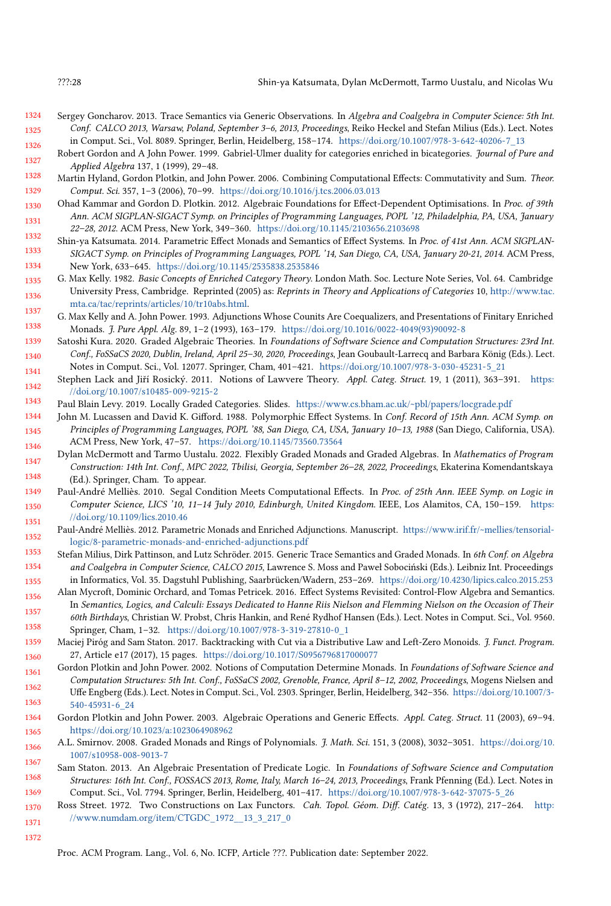Sergey Goncharov. 2013. Trace Semantics via Generic Observations. In *Algebra and Coalgebra in Computer Science: 5th Int. Conf. CALCO 2013, Warsaw, Poland, September 3–6, 2013, Proceedings*, Reiko Heckel and Stefan Milius (Eds.). Lect. Notes in Comput. Sci., Vol. 8089. Springer, Berlin, Heidelberg, 158–174. https://doi.org/10.1007/978-3-642-40206-7_13

Robert Gordon and A John Power. 1999. Gabriel-Ulmer duality for categories enriched in bicategories. *Journal of Pure and Applied Algebra* 137, 1 (1999), 29–48.

Martin Hyland, Gordon Plotkin, and John Power. 2006. Combining Computational Effects: Commutativity and Sum. *Theor. Comput. Sci.* 357, 1–3 (2006), 70–99. https://doi.org/10.1016/j.tcs.2006.03.013

Ohad Kammar and Gordon D. Plotkin. 2012. Algebraic Foundations for Effect-Dependent Optimisations. In *Proc. of 39th Ann. ACM SIGPLAN-SIGACT Symp. on Principles of Programming Languages, POPL '12, Philadelphia, PA, USA, January 22–28, 2012.* ACM Press, New York, 349–360. https://doi.org/10.1145/2103656.2103698

Shin-ya Katsumata. 2014. Parametric Effect Monads and Semantics of Effect Systems. In *Proc. of 41st Ann. ACM SIGPLAN-SIGACT Symp. on Principles of Programming Languages, POPL '14, San Diego, CA, USA, January 20-21, 2014.* ACM Press, New York, 633–645. https://doi.org/10.1145/2535838.2535846

G. Max Kelly. 1982. *Basic Concepts of Enriched Category Theory.* London Math. Soc. Lecture Note Series, Vol. 64. Cambridge University Press, Cambridge. Reprinted (2005) as: *Reprints in Theory and Applications of Categories* 10, http://www.tac.mta.ca/tac/reprints/articles/10/tr10abs.html.

G. Max Kelly and A. John Power. 1993. Adjunctions Whose Counits Are Coequalizers, and Presentations of Finitary Enriched Monads. *J. Pure Appl. Alg.* 89, 1–2 (1993), 163–179. https://doi.org/10.1016/0022-4049(93)90092-8

Satoshi Kura. 2020. Graded Algebraic Theories. In *Foundations of Software Science and Computation Structures: 23rd Int. Conf., FoSSaCS 2020, Dublin, Ireland, April 25–30, 2020, Proceedings*, Jean Goubault-Larrecq and Barbara König (Eds.). Lect. Notes in Comput. Sci., Vol. 12077. Springer, Cham, 401–421. https://doi.org/10.1007/978-3-030-45231-5_21

Stephen Lack and Jiří Rosický. 2011. Notions of Lawvere Theory. *Appl. Categ. Struct.* 19, 1 (2011), 363–391. https://doi.org/10.1007/s10485-009-9215-2

Paul Blain Levy. 2019. Locally Graded Categories. Slides. https://www.cs.bham.ac.uk/~pbl/papers/locgrade.pdf

John M. Lucassen and David K. Gifford. 1988. Polymorphic Effect Systems. In *Conf. Record of 15th Ann. ACM Symp. on Principles of Programming Languages, POPL '88, San Diego, CA, USA, January 10–13, 1988* (San Diego, California, USA). ACM Press, New York, 47–57. https://doi.org/10.1145/73560.73564

Dylan McDermott and Tarmo Uustalu. 2022. Flexibly Graded Monads and Graded Algebras. In *Mathematics of Program Construction: 14th Int. Conf., MPC 2022, Tbilisi, Georgia, September 26–28, 2022, Proceedings*, Ekaterina Komendantskaya (Ed.). Springer, Cham. To appear.

Paul-André Melliès. 2010. Segal Condition Meets Computational Effects. In *Proc. of 25th Ann. IEEE Symp. on Logic in Computer Science, LICS '10, 11–14 July 2010, Edinburgh, United Kingdom.* IEEE, Los Alamitos, CA, 150–159. https://doi.org/10.1109/lics.2010.46

Paul-André Melliès. 2012. Parametric Monads and Enriched Adjunctions. Manuscript. https://www.irif.fr/~mellies/tensorial-logic/8-parametric-monads-and-enriched-adjunctions.pdf

Stefan Milius, Dirk Pattinson, and Lutz Schröder. 2015. Generic Trace Semantics and Graded Monads. In *6th Conf. on Algebra and Coalgebra in Computer Science, CALCO 2015*, Lawrence S. Moss and Paweł Sobociński (Eds.). Leibniz Int. Proceedings in Informatics, Vol. 35. Dagstuhl Publishing, Saarbrücken/Wadern, 253–269. https://doi.org/10.4230/lipics.calco.2015.253

Alan Mycroft, Dominic Orchard, and Tomas Petricek. 2016. Effect Systems Revisited: Control-Flow Algebra and Semantics. In *Semantics, Logics, and Calculi: Essays Dedicated to Hanne Riis Nielson and Flemming Nielson on the Occasion of Their 60th Birthdays*, Christian W. Probst, Chris Hankin, and René Rydhof Hansen (Eds.). Lect. Notes in Comput. Sci., Vol. 9560. Springer, Cham, 1–32. https://doi.org/10.1007/978-3-319-27810-0_1

Maciej Piróg and Sam Staton. 2017. Backtracking with Cut via a Distributive Law and Left-Zero Monoids. *J. Funct. Program.* 27, Article e17 (2017), 15 pages. https://doi.org/10.1017/S0956796817000077

Gordon Plotkin and John Power. 2002. Notions of Computation Determine Monads. In *Foundations of Software Science and Computation Structures: 5th Int. Conf., FoSSaCS 2002, Grenoble, France, April 8–12, 2002, Proceedings*, Mogens Nielsen and Uffe Engberg (Eds.). Lect. Notes in Comput. Sci., Vol. 2303. Springer, Berlin, Heidelberg, 342–356. https://doi.org/10.1007/3-540-45931-6_24

Gordon Plotkin and John Power. 2003. Algebraic Operations and Generic Effects. *Appl. Categ. Struct.* 11 (2003), 69–94. https://doi.org/10.1023/a:1023064908962

A.L. Smirnov. 2008. Graded Monads and Rings of Polynomials. *J. Math. Sci.* 151, 3 (2008), 3032–3051. https://doi.org/10.1007/s10958-008-9013-7

Sam Staton. 2013. An Algebraic Presentation of Predicate Logic. In *Foundations of Software Science and Computation Structures: 16th Int. Conf., FOSSACS 2013, Rome, Italy, March 16–24, 2013, Proceedings*, Frank Pfenning (Ed.). Lect. Notes in Comput. Sci., Vol. 7794. Springer, Berlin, Heidelberg, 401–417. https://doi.org/10.1007/978-3-642-37075-5_26

Ross Street. 1972. Two Constructions on Lax Functors. *Cah. Topol. Géom. Diff. Catég.* 13, 3 (1972), 217–264. http://www.numdam.org/item/CTGDC_1972__13_3_217_0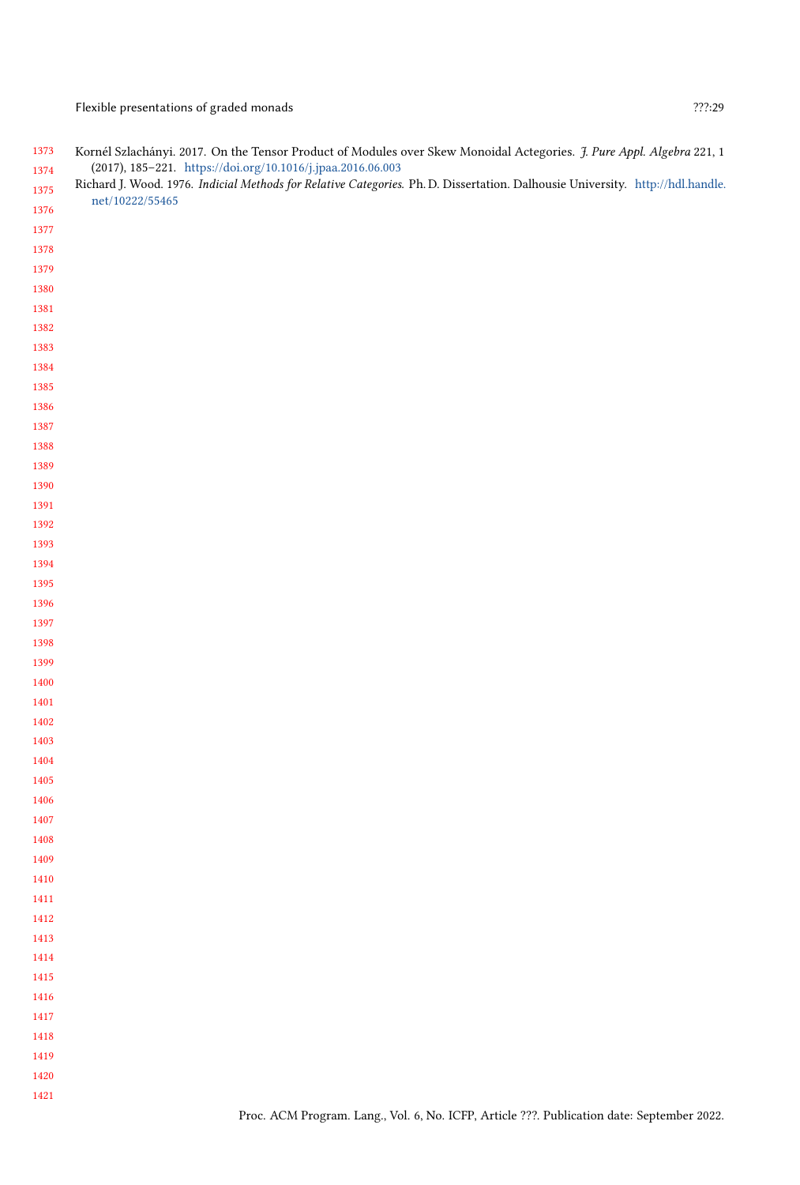Kornél Szlachányi. 2017. On the Tensor Product of Modules over Skew Monoidal Actegories. *J. Pure Appl. Algebra* 221, 1 (2017), 185–221. https://doi.org/10.1016/j.jpaa.2016.06.003

Richard J. Wood. 1976. *Indicial Methods for Relative Categories.* Ph. D. Dissertation. Dalhousie University. http://hdl.handle.net/10222/55465